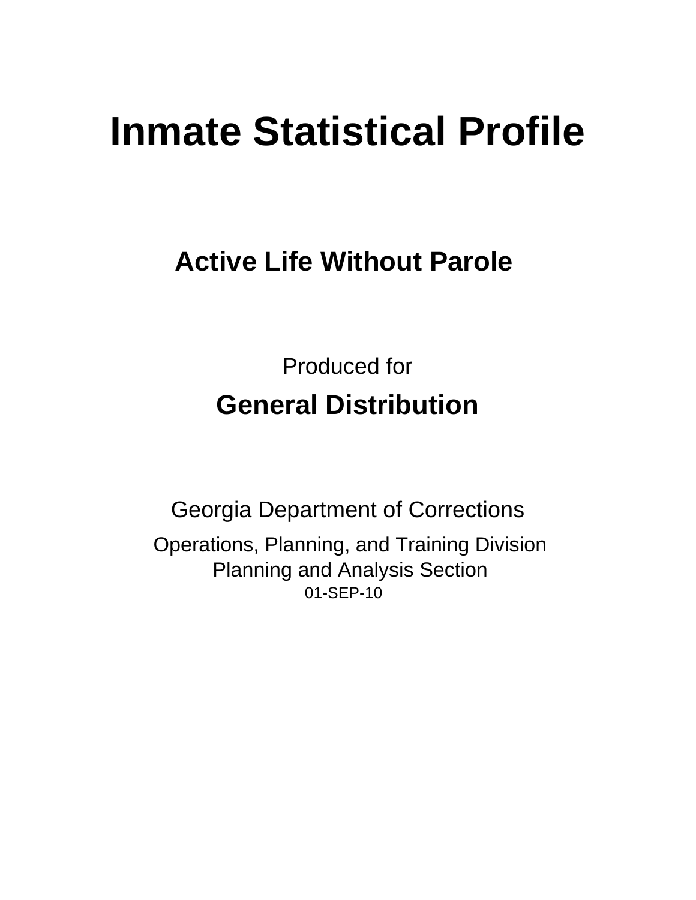# Inmate Statistical Profile

## Active Life Without Parole

Produced for

## General Distribution

Georgia Department of Corrections

Operations, Planning, and Training Division
Planning and Analysis Section
01-SEP-10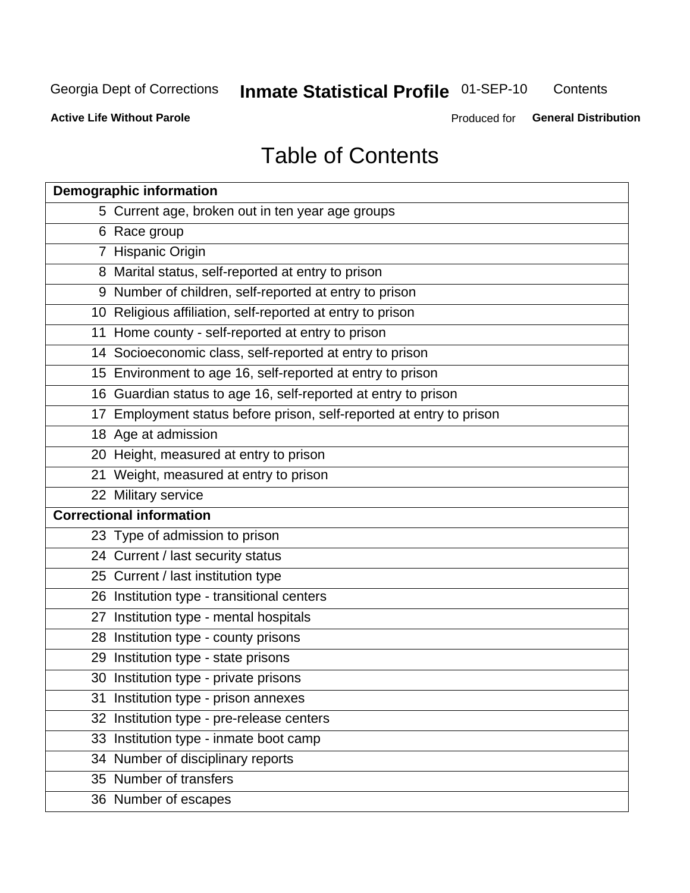# Table of Contents

| Demographic information | |
|---|---|
| 5 | Current age, broken out in ten year age groups |
| 6 | Race group |
| 7 | Hispanic Origin |
| 8 | Marital status, self-reported at entry to prison |
| 9 | Number of children, self-reported at entry to prison |
| 10 | Religious affiliation, self-reported at entry to prison |
| 11 | Home county - self-reported at entry to prison |
| 14 | Socioeconomic class, self-reported at entry to prison |
| 15 | Environment to age 16, self-reported at entry to prison |
| 16 | Guardian status to age 16, self-reported at entry to prison |
| 17 | Employment status before prison, self-reported at entry to prison |
| 18 | Age at admission |
| 20 | Height, measured at entry to prison |
| 21 | Weight, measured at entry to prison |
| 22 | Military service |
| **Correctional information** | |
| 23 | Type of admission to prison |
| 24 | Current / last security status |
| 25 | Current / last institution type |
| 26 | Institution type - transitional centers |
| 27 | Institution type - mental hospitals |
| 28 | Institution type - county prisons |
| 29 | Institution type - state prisons |
| 30 | Institution type - private prisons |
| 31 | Institution type - prison annexes |
| 32 | Institution type - pre-release centers |
| 33 | Institution type - inmate boot camp |
| 34 | Number of disciplinary reports |
| 35 | Number of transfers |
| 36 | Number of escapes |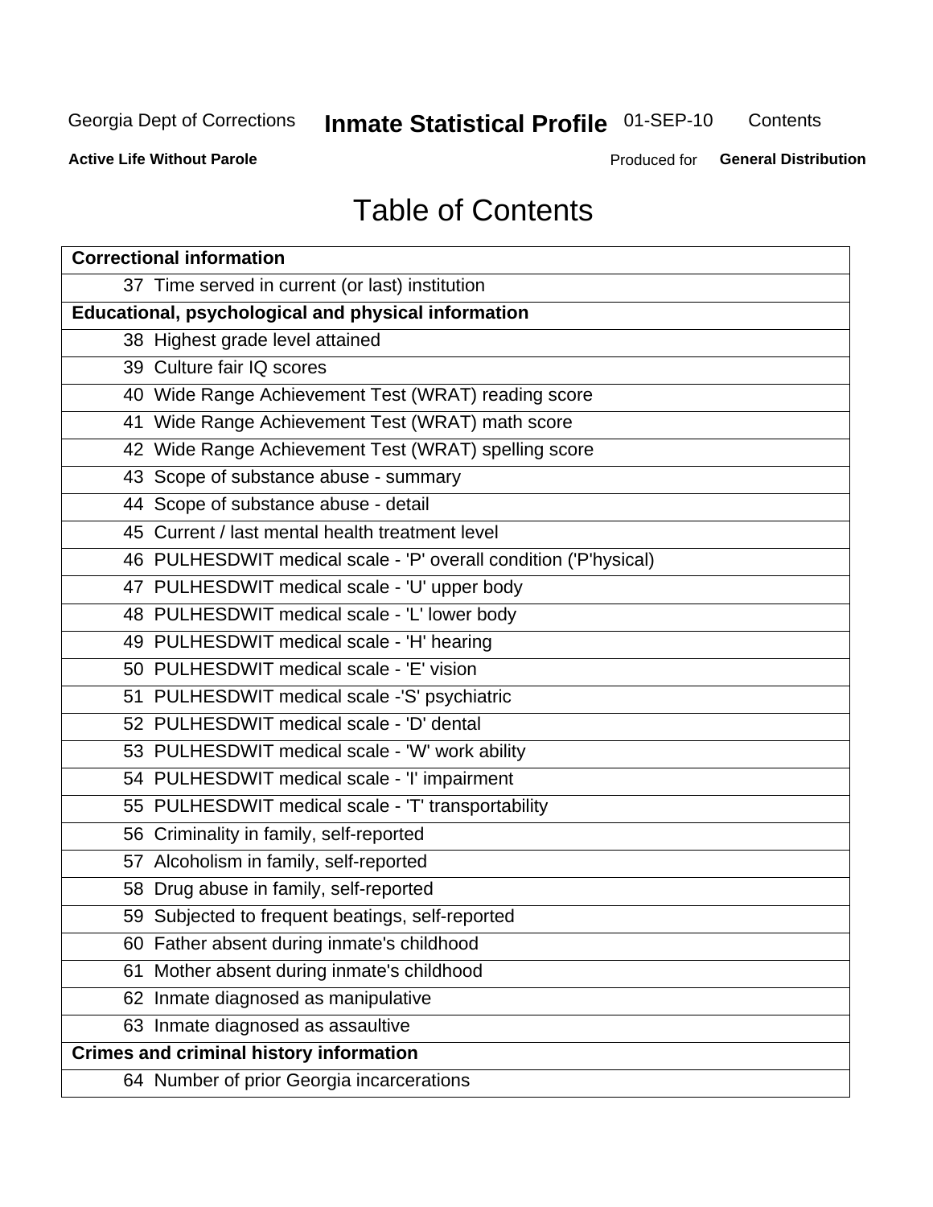Georgia Dept of Corrections **Inmate Statistical Profile** 01-SEP-10 Contents

**Active Life Without Parole** Produced for **General Distribution**

# Table of Contents

| **Correctional information** |
|---|
| 37 Time served in current (or last) institution |
| **Educational, psychological and physical information** |
| 38 Highest grade level attained |
| 39 Culture fair IQ scores |
| 40 Wide Range Achievement Test (WRAT) reading score |
| 41 Wide Range Achievement Test (WRAT) math score |
| 42 Wide Range Achievement Test (WRAT) spelling score |
| 43 Scope of substance abuse - summary |
| 44 Scope of substance abuse - detail |
| 45 Current / last mental health treatment level |
| 46 PULHESDWIT medical scale - 'P' overall condition ('P'hysical) |
| 47 PULHESDWIT medical scale - 'U' upper body |
| 48 PULHESDWIT medical scale - 'L' lower body |
| 49 PULHESDWIT medical scale - 'H' hearing |
| 50 PULHESDWIT medical scale - 'E' vision |
| 51 PULHESDWIT medical scale -'S' psychiatric |
| 52 PULHESDWIT medical scale - 'D' dental |
| 53 PULHESDWIT medical scale - 'W' work ability |
| 54 PULHESDWIT medical scale - 'I' impairment |
| 55 PULHESDWIT medical scale - 'T' transportability |
| 56 Criminality in family, self-reported |
| 57 Alcoholism in family, self-reported |
| 58 Drug abuse in family, self-reported |
| 59 Subjected to frequent beatings, self-reported |
| 60 Father absent during inmate's childhood |
| 61 Mother absent during inmate's childhood |
| 62 Inmate diagnosed as manipulative |
| 63 Inmate diagnosed as assaultive |
| **Crimes and criminal history information** |
| 64 Number of prior Georgia incarcerations |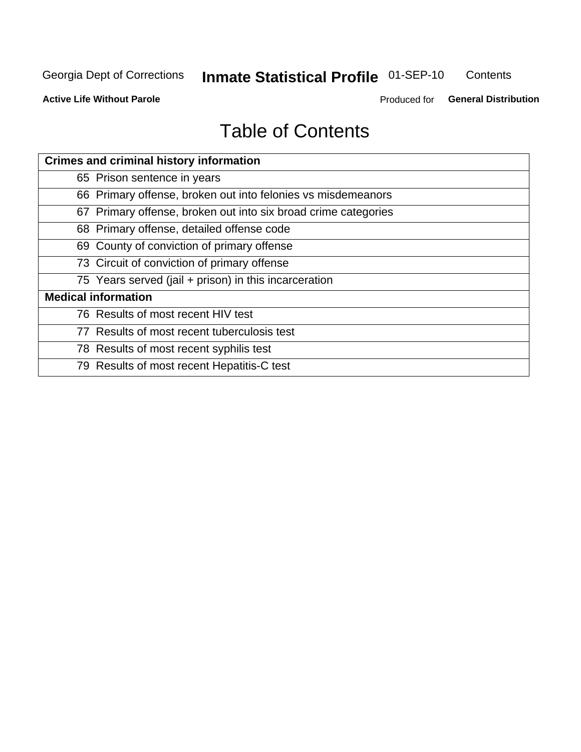# Table of Contents

| Crimes and criminal history information | |
|---|---|
| 65 | Prison sentence in years |
| 66 | Primary offense, broken out into felonies vs misdemeanors |
| 67 | Primary offense, broken out into six broad crime categories |
| 68 | Primary offense, detailed offense code |
| 69 | County of conviction of primary offense |
| 73 | Circuit of conviction of primary offense |
| 75 | Years served (jail + prison) in this incarceration |
| **Medical information** | |
| 76 | Results of most recent HIV test |
| 77 | Results of most recent tuberculosis test |
| 78 | Results of most recent syphilis test |
| 79 | Results of most recent Hepatitis-C test |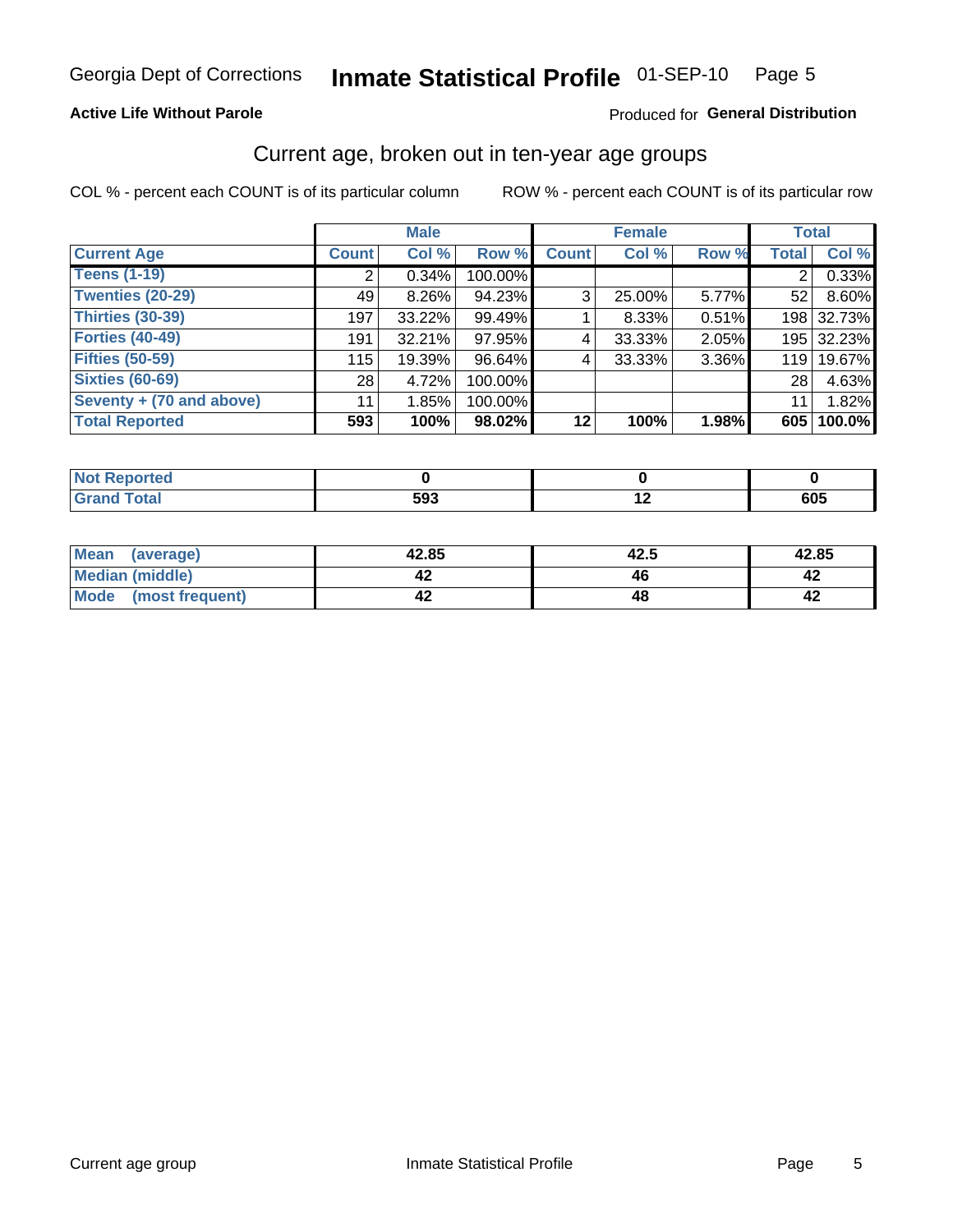Georgia Dept of Corrections **Inmate Statistical Profile** 01-SEP-10

**Active Life Without Parole**

Produced for **General Distribution**

## Current age, broken out in ten-year age groups

COL % - percent each COUNT is of its particular column    ROW % - percent each COUNT is of its particular row

| | Male | | | Female | | | Total | |
|---|---|---|---|---|---|---|---|---|
| **Current Age** | **Count** | **Col %** | **Row %** | **Count** | **Col %** | **Row %** | **Total** | **Col %** |
| **Teens (1-19)** | 2 | 0.34% | 100.00% | | | | 2 | 0.33% |
| **Twenties (20-29)** | 49 | 8.26% | 94.23% | 3 | 25.00% | 5.77% | 52 | 8.60% |
| **Thirties (30-39)** | 197 | 33.22% | 99.49% | 1 | 8.33% | 0.51% | 198 | 32.73% |
| **Forties (40-49)** | 191 | 32.21% | 97.95% | 4 | 33.33% | 2.05% | 195 | 32.23% |
| **Fifties (50-59)** | 115 | 19.39% | 96.64% | 4 | 33.33% | 3.36% | 119 | 19.67% |
| **Sixties (60-69)** | 28 | 4.72% | 100.00% | | | | 28 | 4.63% |
| **Seventy + (70 and above)** | 11 | 1.85% | 100.00% | | | | 11 | 1.82% |
| **Total Reported** | **593** | **100%** | **98.02%** | **12** | **100%** | **1.98%** | **605** | **100.0%** |

| | Male | Female | Total |
|---|---|---|---|
| **Not Reported** | **0** | **0** | **0** |
| **Grand Total** | **593** | **12** | **605** |

| | Male | Female | Total |
|---|---|---|---|
| **Mean (average)** | **42.85** | **42.5** | **42.85** |
| **Median (middle)** | **42** | **46** | **42** |
| **Mode (most frequent)** | **42** | **48** | **42** |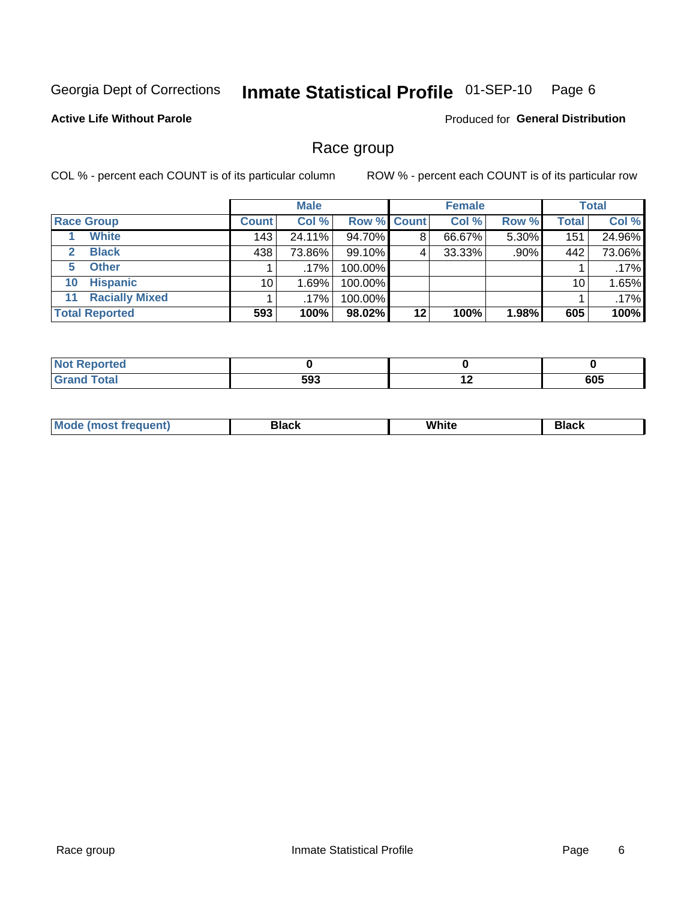Georgia Dept of Corrections **Inmate Statistical Profile** 01-SEP-10

**Active Life Without Parole**

Produced for **General Distribution**

## Race group

COL % - percent each COUNT is of its particular column

ROW % - percent each COUNT is of its particular row

| | Male | | | Female | | | Total | |
|---|---|---|---|---|---|---|---|---|
| **Race Group** | **Count** | **Col %** | **Row %** | **Count** | **Col %** | **Row %** | **Total** | **Col %** |
| 1 White | 143 | 24.11% | 94.70% | 8 | 66.67% | 5.30% | 151 | 24.96% |
| 2 Black | 438 | 73.86% | 99.10% | 4 | 33.33% | .90% | 442 | 73.06% |
| 5 Other | 1 | .17% | 100.00% | | | | 1 | .17% |
| 10 Hispanic | 10 | 1.69% | 100.00% | | | | 10 | 1.65% |
| 11 Racially Mixed | 1 | .17% | 100.00% | | | | 1 | .17% |
| **Total Reported** | **593** | **100%** | **98.02%** | **12** | **100%** | **1.98%** | **605** | **100%** |

| | Male | Female | Total |
|---|---|---|---|
| **Not Reported** | **0** | **0** | **0** |
| **Grand Total** | **593** | **12** | **605** |

| | Male | Female | Total |
|---|---|---|---|
| **Mode (most frequent)** | **Black** | **White** | **Black** |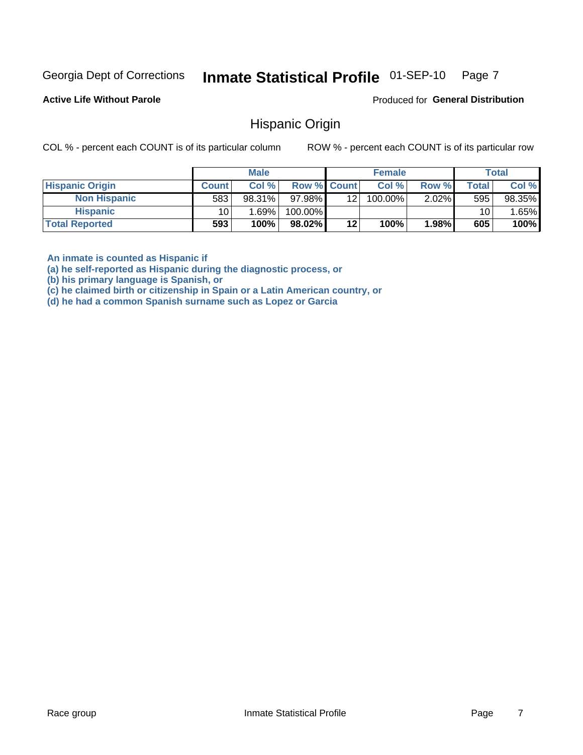Georgia Dept of Corrections **Inmate Statistical Profile** 01-SEP-10

**Active Life Without Parole**

Produced for **General Distribution**

## Hispanic Origin

COL % - percent each COUNT is of its particular column ROW % - percent each COUNT is of its particular row

| | Male | | | Female | | | Total | |
|---|---|---|---|---|---|---|---|---|
| **Hispanic Origin** | **Count** | **Col %** | **Row %** | **Count** | **Col %** | **Row %** | **Total** | **Col %** |
| **Non Hispanic** | 583 | 98.31% | 97.98% | 12 | 100.00% | 2.02% | 595 | 98.35% |
| **Hispanic** | 10 | 1.69% | 100.00% | | | | 10 | 1.65% |
| **Total Reported** | **593** | **100%** | **98.02%** | **12** | **100%** | **1.98%** | **605** | **100%** |

**An inmate is counted as Hispanic if**
**(a) he self-reported as Hispanic during the diagnostic process, or**
**(b) his primary language is Spanish, or**
**(c) he claimed birth or citizenship in Spain or a Latin American country, or**
**(d) he had a common Spanish surname such as Lopez or Garcia**

Race group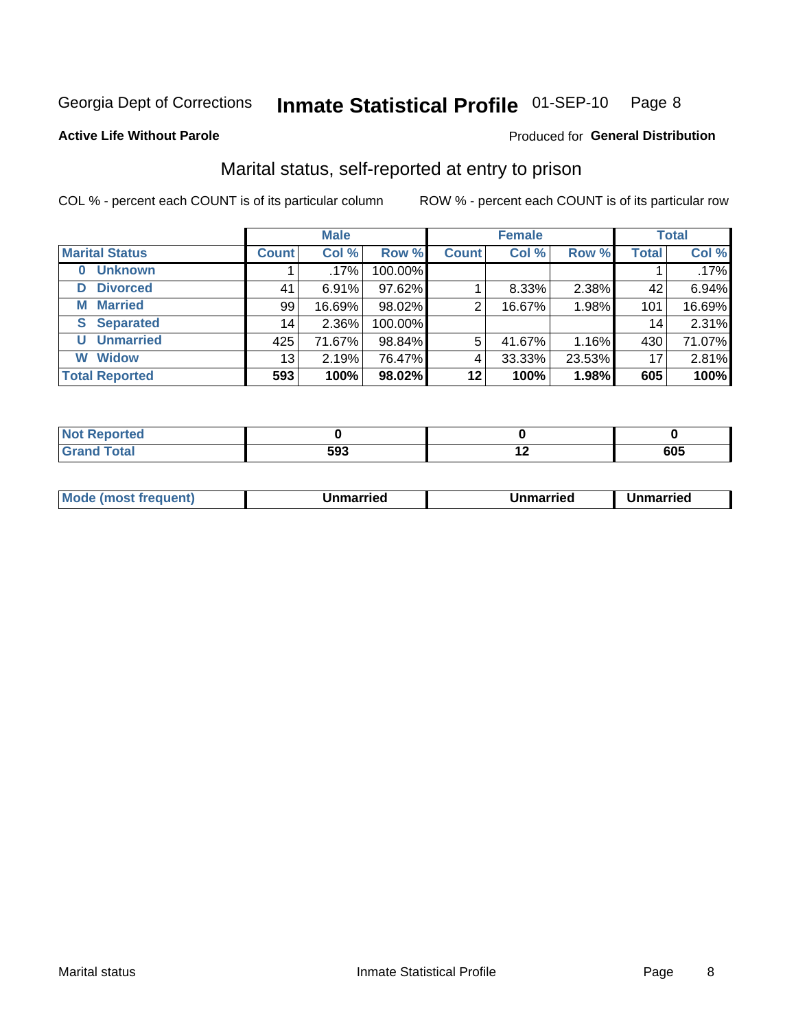Georgia Dept of Corrections **Inmate Statistical Profile** 01-SEP-10 Page 8

**Active Life Without Parole**

Produced for **General Distribution**

## Marital status, self-reported at entry to prison

COL % - percent each COUNT is of its particular column

ROW % - percent each COUNT is of its particular row

| | Male | | | Female | | | Total | |
|---|---|---|---|---|---|---|---|---|
| **Marital Status** | **Count** | **Col %** | **Row %** | **Count** | **Col %** | **Row %** | **Total** | **Col %** |
| **0 Unknown** | 1 | .17% | 100.00% | | | | 1 | .17% |
| **D Divorced** | 41 | 6.91% | 97.62% | 1 | 8.33% | 2.38% | 42 | 6.94% |
| **M Married** | 99 | 16.69% | 98.02% | 2 | 16.67% | 1.98% | 101 | 16.69% |
| **S Separated** | 14 | 2.36% | 100.00% | | | | 14 | 2.31% |
| **U Unmarried** | 425 | 71.67% | 98.84% | 5 | 41.67% | 1.16% | 430 | 71.07% |
| **W Widow** | 13 | 2.19% | 76.47% | 4 | 33.33% | 23.53% | 17 | 2.81% |
| **Total Reported** | **593** | **100%** | **98.02%** | **12** | **100%** | **1.98%** | **605** | **100%** |

| | Male | Female | Total |
|---|---|---|---|
| **Not Reported** | **0** | **0** | **0** |
| **Grand Total** | **593** | **12** | **605** |

| | Male | Female | Total |
|---|---|---|---|
| **Mode (most frequent)** | **Unmarried** | **Unmarried** | **Unmarried** |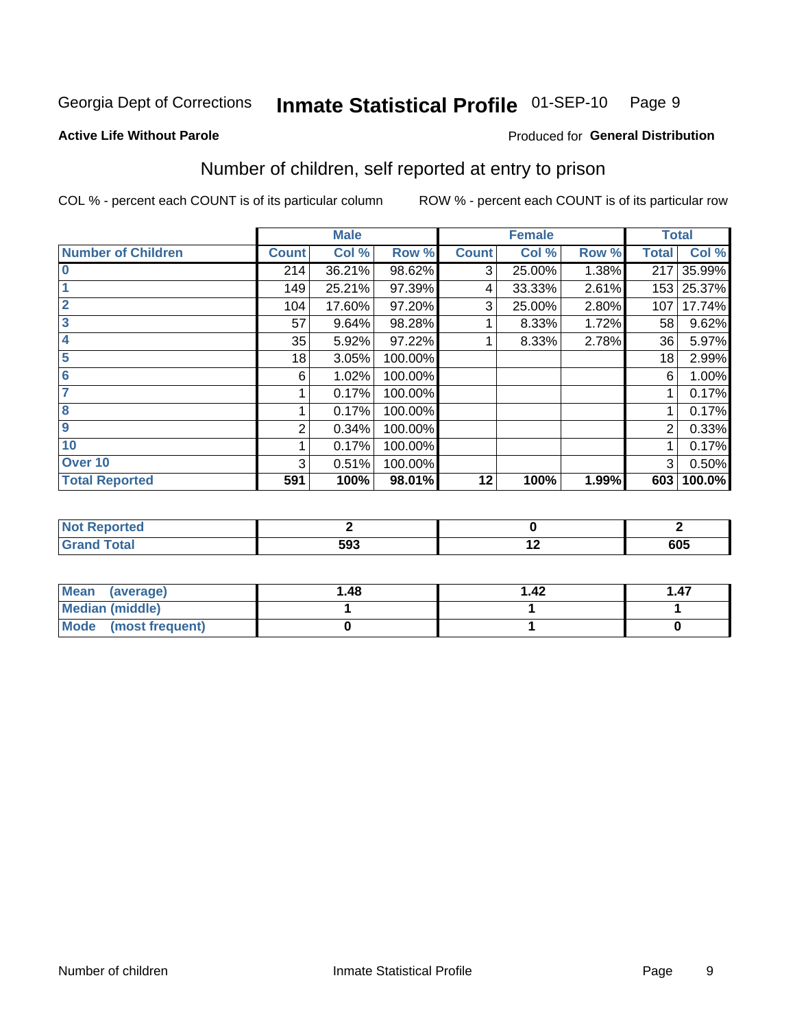Georgia Dept of Corrections **Inmate Statistical Profile** 01-SEP-10

**Active Life Without Parole**

Produced for **General Distribution**

## Number of children, self reported at entry to prison

COL % - percent each COUNT is of its particular column    ROW % - percent each COUNT is of its particular row

| | Male | | | Female | | | Total | |
|---|---|---|---|---|---|---|---|---|
| **Number of Children** | **Count** | **Col %** | **Row %** | **Count** | **Col %** | **Row %** | **Total** | **Col %** |
| 0 | 214 | 36.21% | 98.62% | 3 | 25.00% | 1.38% | 217 | 35.99% |
| 1 | 149 | 25.21% | 97.39% | 4 | 33.33% | 2.61% | 153 | 25.37% |
| 2 | 104 | 17.60% | 97.20% | 3 | 25.00% | 2.80% | 107 | 17.74% |
| 3 | 57 | 9.64% | 98.28% | 1 | 8.33% | 1.72% | 58 | 9.62% |
| 4 | 35 | 5.92% | 97.22% | 1 | 8.33% | 2.78% | 36 | 5.97% |
| 5 | 18 | 3.05% | 100.00% | | | | 18 | 2.99% |
| 6 | 6 | 1.02% | 100.00% | | | | 6 | 1.00% |
| 7 | 1 | 0.17% | 100.00% | | | | 1 | 0.17% |
| 8 | 1 | 0.17% | 100.00% | | | | 1 | 0.17% |
| 9 | 2 | 0.34% | 100.00% | | | | 2 | 0.33% |
| 10 | 1 | 0.17% | 100.00% | | | | 1 | 0.17% |
| Over 10 | 3 | 0.51% | 100.00% | | | | 3 | 0.50% |
| **Total Reported** | **591** | **100%** | **98.01%** | **12** | **100%** | **1.99%** | **603** | **100.0%** |

| | Male | Female | Total |
|---|---|---|---|
| **Not Reported** | **2** | **0** | **2** |
| **Grand Total** | **593** | **12** | **605** |

| | Male | Female | Total |
|---|---|---|---|
| **Mean (average)** | **1.48** | **1.42** | **1.47** |
| **Median (middle)** | **1** | **1** | **1** |
| **Mode (most frequent)** | **0** | **1** | **0** |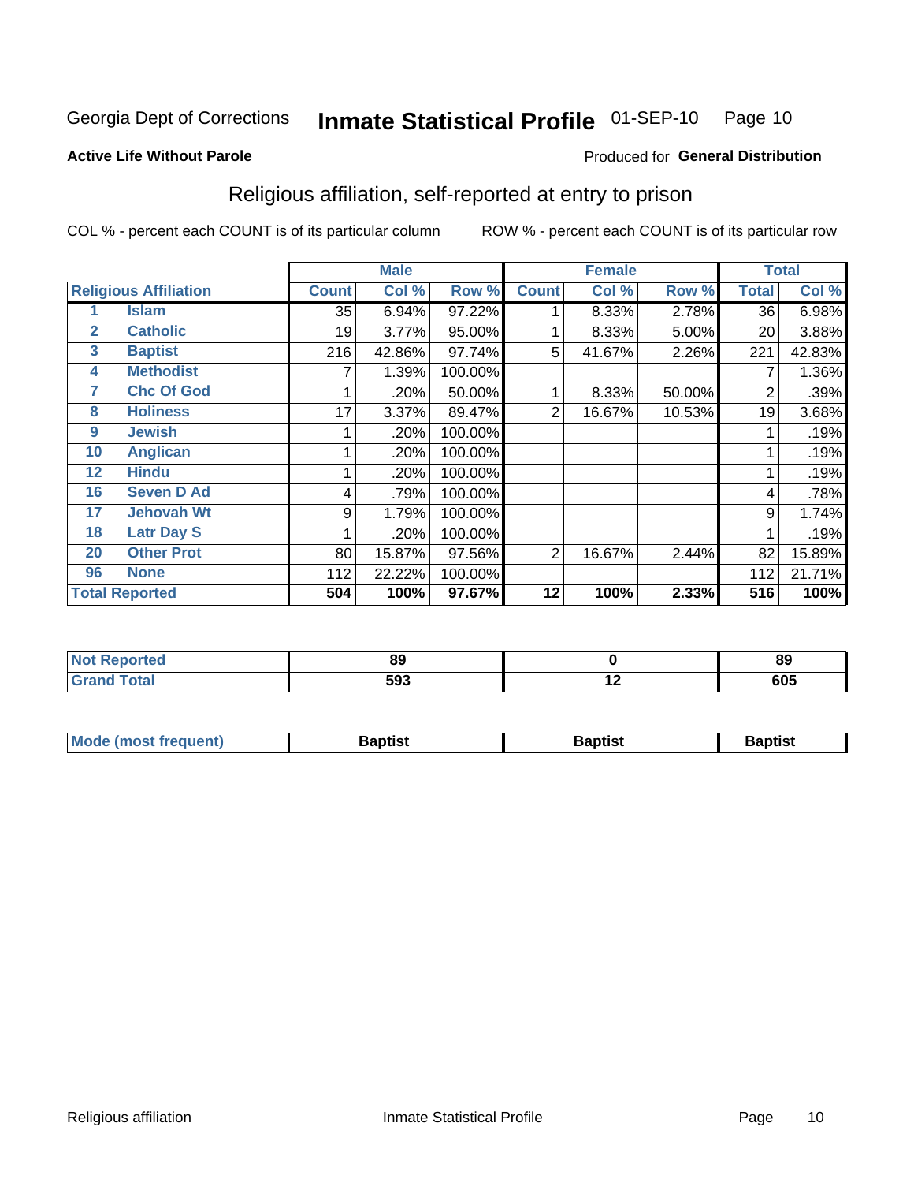Georgia Dept of Corrections **Inmate Statistical Profile** 01-SEP-10 Page 10

**Active Life Without Parole**

Produced for **General Distribution**

## Religious affiliation, self-reported at entry to prison

COL % - percent each COUNT is of its particular column

ROW % - percent each COUNT is of its particular row

| Religious Affiliation | | Male | | | Female | | | Total | |
|---|---|---|---|---|---|---|---|---|---|
| | | Count | Col % | Row % | Count | Col % | Row % | Total | Col % |
| 1 | Islam | 35 | 6.94% | 97.22% | 1 | 8.33% | 2.78% | 36 | 6.98% |
| 2 | Catholic | 19 | 3.77% | 95.00% | 1 | 8.33% | 5.00% | 20 | 3.88% |
| 3 | Baptist | 216 | 42.86% | 97.74% | 5 | 41.67% | 2.26% | 221 | 42.83% |
| 4 | Methodist | 7 | 1.39% | 100.00% | | | | 7 | 1.36% |
| 7 | Chc Of God | 1 | .20% | 50.00% | 1 | 8.33% | 50.00% | 2 | .39% |
| 8 | Holiness | 17 | 3.37% | 89.47% | 2 | 16.67% | 10.53% | 19 | 3.68% |
| 9 | Jewish | 1 | .20% | 100.00% | | | | 1 | .19% |
| 10 | Anglican | 1 | .20% | 100.00% | | | | 1 | .19% |
| 12 | Hindu | 1 | .20% | 100.00% | | | | 1 | .19% |
| 16 | Seven D Ad | 4 | .79% | 100.00% | | | | 4 | .78% |
| 17 | Jehovah Wt | 9 | 1.79% | 100.00% | | | | 9 | 1.74% |
| 18 | Latr Day S | 1 | .20% | 100.00% | | | | 1 | .19% |
| 20 | Other Prot | 80 | 15.87% | 97.56% | 2 | 16.67% | 2.44% | 82 | 15.89% |
| 96 | None | 112 | 22.22% | 100.00% | | | | 112 | 21.71% |
| **Total Reported** | | **504** | **100%** | **97.67%** | **12** | **100%** | **2.33%** | **516** | **100%** |

| | Male | Female | Total |
|---|---|---|---|
| Not Reported | 89 | 0 | 89 |
| Grand Total | 593 | 12 | 605 |

| | Male | Female | Total |
|---|---|---|---|
| Mode (most frequent) | Baptist | Baptist | Baptist |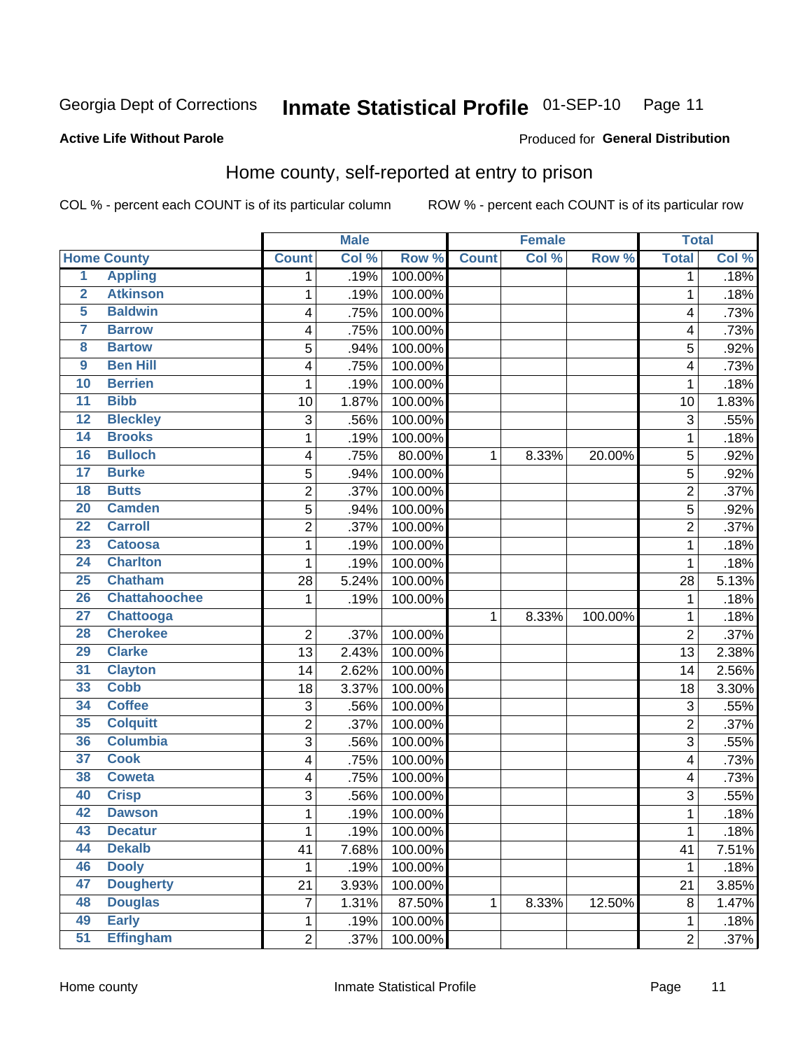Georgia Dept of Corrections **Inmate Statistical Profile** 01-SEP-10 Page 11

**Active Life Without Parole**

Produced for **General Distribution**

## Home county, self-reported at entry to prison

COL % - percent each COUNT is of its particular column ROW % - percent each COUNT is of its particular row

| | | Male | | | Female | | | Total | |
|---|---|---|---|---|---|---|---|---|---|
| Home County | | Count | Col % | Row % | Count | Col % | Row % | Total | Col % |
| 1 | Appling | 1 | .19% | 100.00% | | | | 1 | .18% |
| 2 | Atkinson | 1 | .19% | 100.00% | | | | 1 | .18% |
| 5 | Baldwin | 4 | .75% | 100.00% | | | | 4 | .73% |
| 7 | Barrow | 4 | .75% | 100.00% | | | | 4 | .73% |
| 8 | Bartow | 5 | .94% | 100.00% | | | | 5 | .92% |
| 9 | Ben Hill | 4 | .75% | 100.00% | | | | 4 | .73% |
| 10 | Berrien | 1 | .19% | 100.00% | | | | 1 | .18% |
| 11 | Bibb | 10 | 1.87% | 100.00% | | | | 10 | 1.83% |
| 12 | Bleckley | 3 | .56% | 100.00% | | | | 3 | .55% |
| 14 | Brooks | 1 | .19% | 100.00% | | | | 1 | .18% |
| 16 | Bulloch | 4 | .75% | 80.00% | 1 | 8.33% | 20.00% | 5 | .92% |
| 17 | Burke | 5 | .94% | 100.00% | | | | 5 | .92% |
| 18 | Butts | 2 | .37% | 100.00% | | | | 2 | .37% |
| 20 | Camden | 5 | .94% | 100.00% | | | | 5 | .92% |
| 22 | Carroll | 2 | .37% | 100.00% | | | | 2 | .37% |
| 23 | Catoosa | 1 | .19% | 100.00% | | | | 1 | .18% |
| 24 | Charlton | 1 | .19% | 100.00% | | | | 1 | .18% |
| 25 | Chatham | 28 | 5.24% | 100.00% | | | | 28 | 5.13% |
| 26 | Chattahoochee | 1 | .19% | 100.00% | | | | 1 | .18% |
| 27 | Chattooga | | | | 1 | 8.33% | 100.00% | 1 | .18% |
| 28 | Cherokee | 2 | .37% | 100.00% | | | | 2 | .37% |
| 29 | Clarke | 13 | 2.43% | 100.00% | | | | 13 | 2.38% |
| 31 | Clayton | 14 | 2.62% | 100.00% | | | | 14 | 2.56% |
| 33 | Cobb | 18 | 3.37% | 100.00% | | | | 18 | 3.30% |
| 34 | Coffee | 3 | .56% | 100.00% | | | | 3 | .55% |
| 35 | Colquitt | 2 | .37% | 100.00% | | | | 2 | .37% |
| 36 | Columbia | 3 | .56% | 100.00% | | | | 3 | .55% |
| 37 | Cook | 4 | .75% | 100.00% | | | | 4 | .73% |
| 38 | Coweta | 4 | .75% | 100.00% | | | | 4 | .73% |
| 40 | Crisp | 3 | .56% | 100.00% | | | | 3 | .55% |
| 42 | Dawson | 1 | .19% | 100.00% | | | | 1 | .18% |
| 43 | Decatur | 1 | .19% | 100.00% | | | | 1 | .18% |
| 44 | Dekalb | 41 | 7.68% | 100.00% | | | | 41 | 7.51% |
| 46 | Dooly | 1 | .19% | 100.00% | | | | 1 | .18% |
| 47 | Dougherty | 21 | 3.93% | 100.00% | | | | 21 | 3.85% |
| 48 | Douglas | 7 | 1.31% | 87.50% | 1 | 8.33% | 12.50% | 8 | 1.47% |
| 49 | Early | 1 | .19% | 100.00% | | | | 1 | .18% |
| 51 | Effingham | 2 | .37% | 100.00% | | | | 2 | .37% |

Home county Inmate Statistical Profile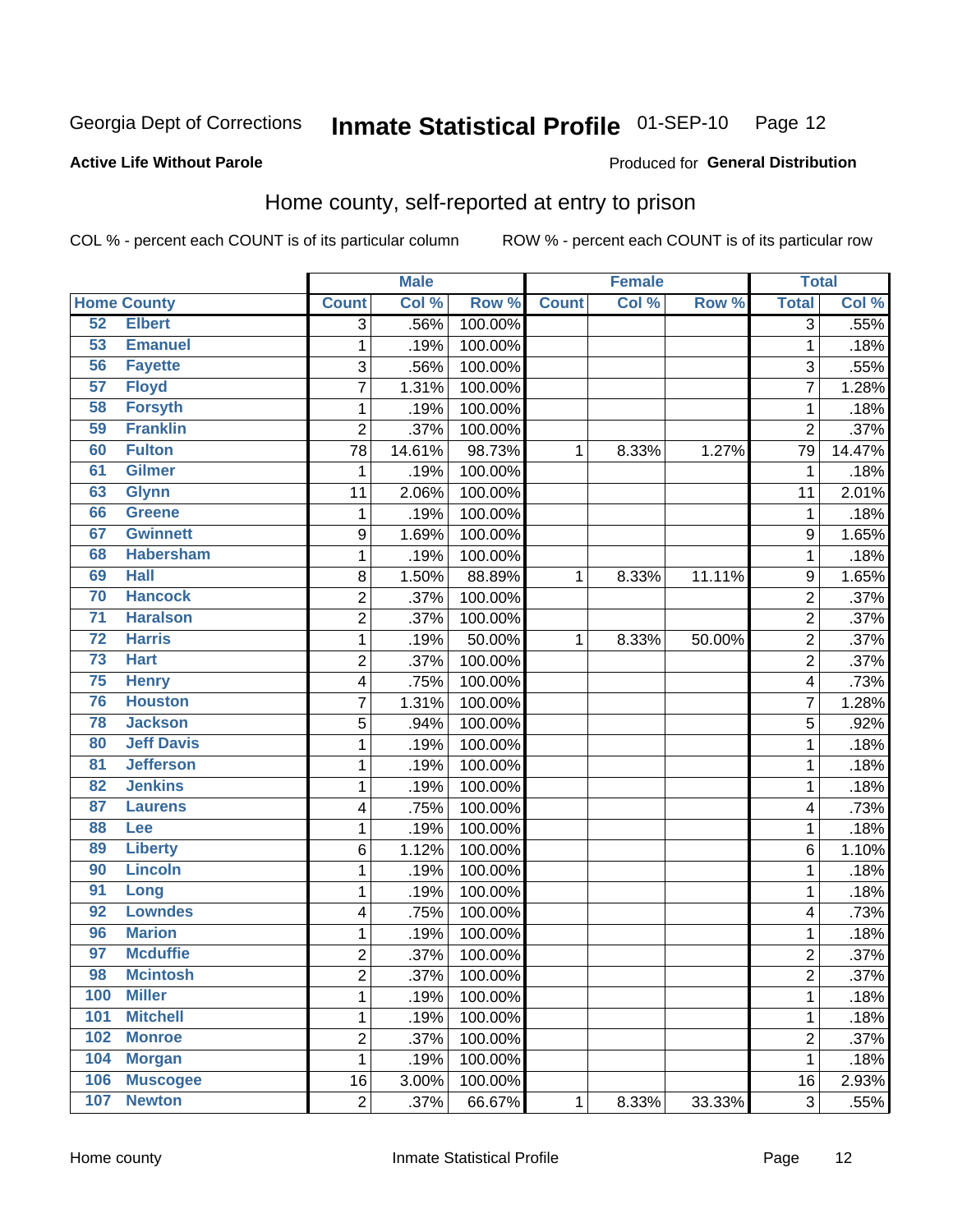Georgia Dept of Corrections **Inmate Statistical Profile** 01-SEP-10

**Active Life Without Parole**

Produced for **General Distribution**

## Home county, self-reported at entry to prison

COL % - percent each COUNT is of its particular column ROW % - percent each COUNT is of its particular row

| Home County | | Male | | | Female | | | Total | |
|---|---|---|---|---|---|---|---|---|---|
| | | Count | Col % | Row % | Count | Col % | Row % | Total | Col % |
| 52 | Elbert | 3 | .56% | 100.00% | | | | 3 | .55% |
| 53 | Emanuel | 1 | .19% | 100.00% | | | | 1 | .18% |
| 56 | Fayette | 3 | .56% | 100.00% | | | | 3 | .55% |
| 57 | Floyd | 7 | 1.31% | 100.00% | | | | 7 | 1.28% |
| 58 | Forsyth | 1 | .19% | 100.00% | | | | 1 | .18% |
| 59 | Franklin | 2 | .37% | 100.00% | | | | 2 | .37% |
| 60 | Fulton | 78 | 14.61% | 98.73% | 1 | 8.33% | 1.27% | 79 | 14.47% |
| 61 | Gilmer | 1 | .19% | 100.00% | | | | 1 | .18% |
| 63 | Glynn | 11 | 2.06% | 100.00% | | | | 11 | 2.01% |
| 66 | Greene | 1 | .19% | 100.00% | | | | 1 | .18% |
| 67 | Gwinnett | 9 | 1.69% | 100.00% | | | | 9 | 1.65% |
| 68 | Habersham | 1 | .19% | 100.00% | | | | 1 | .18% |
| 69 | Hall | 8 | 1.50% | 88.89% | 1 | 8.33% | 11.11% | 9 | 1.65% |
| 70 | Hancock | 2 | .37% | 100.00% | | | | 2 | .37% |
| 71 | Haralson | 2 | .37% | 100.00% | | | | 2 | .37% |
| 72 | Harris | 1 | .19% | 50.00% | 1 | 8.33% | 50.00% | 2 | .37% |
| 73 | Hart | 2 | .37% | 100.00% | | | | 2 | .37% |
| 75 | Henry | 4 | .75% | 100.00% | | | | 4 | .73% |
| 76 | Houston | 7 | 1.31% | 100.00% | | | | 7 | 1.28% |
| 78 | Jackson | 5 | .94% | 100.00% | | | | 5 | .92% |
| 80 | Jeff Davis | 1 | .19% | 100.00% | | | | 1 | .18% |
| 81 | Jefferson | 1 | .19% | 100.00% | | | | 1 | .18% |
| 82 | Jenkins | 1 | .19% | 100.00% | | | | 1 | .18% |
| 87 | Laurens | 4 | .75% | 100.00% | | | | 4 | .73% |
| 88 | Lee | 1 | .19% | 100.00% | | | | 1 | .18% |
| 89 | Liberty | 6 | 1.12% | 100.00% | | | | 6 | 1.10% |
| 90 | Lincoln | 1 | .19% | 100.00% | | | | 1 | .18% |
| 91 | Long | 1 | .19% | 100.00% | | | | 1 | .18% |
| 92 | Lowndes | 4 | .75% | 100.00% | | | | 4 | .73% |
| 96 | Marion | 1 | .19% | 100.00% | | | | 1 | .18% |
| 97 | Mcduffie | 2 | .37% | 100.00% | | | | 2 | .37% |
| 98 | Mcintosh | 2 | .37% | 100.00% | | | | 2 | .37% |
| 100 | Miller | 1 | .19% | 100.00% | | | | 1 | .18% |
| 101 | Mitchell | 1 | .19% | 100.00% | | | | 1 | .18% |
| 102 | Monroe | 2 | .37% | 100.00% | | | | 2 | .37% |
| 104 | Morgan | 1 | .19% | 100.00% | | | | 1 | .18% |
| 106 | Muscogee | 16 | 3.00% | 100.00% | | | | 16 | 2.93% |
| 107 | Newton | 2 | .37% | 66.67% | 1 | 8.33% | 33.33% | 3 | .55% |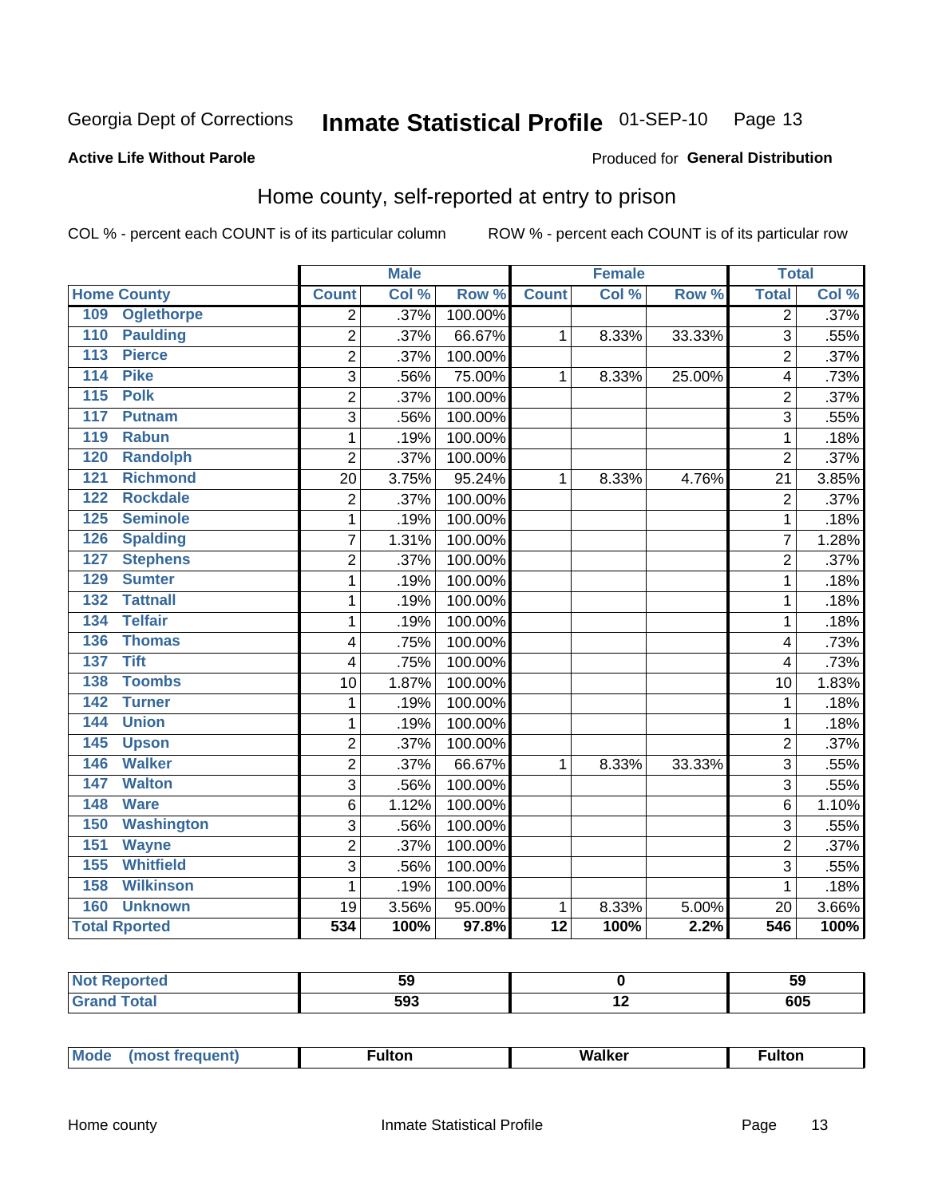Georgia Dept of Corrections **Inmate Statistical Profile** 01-SEP-10

**Active Life Without Parole**

Produced for **General Distribution**

## Home county, self-reported at entry to prison

COL % - percent each COUNT is of its particular column ROW % - percent each COUNT is of its particular row

| Home County | Male | | | Female | | | Total | |
|---|---|---|---|---|---|---|---|---|
| | Count | Col % | Row % | Count | Col % | Row % | Total | Col % |
| 109 Oglethorpe | 2 | .37% | 100.00% | | | | 2 | .37% |
| 110 Paulding | 2 | .37% | 66.67% | 1 | 8.33% | 33.33% | 3 | .55% |
| 113 Pierce | 2 | .37% | 100.00% | | | | 2 | .37% |
| 114 Pike | 3 | .56% | 75.00% | 1 | 8.33% | 25.00% | 4 | .73% |
| 115 Polk | 2 | .37% | 100.00% | | | | 2 | .37% |
| 117 Putnam | 3 | .56% | 100.00% | | | | 3 | .55% |
| 119 Rabun | 1 | .19% | 100.00% | | | | 1 | .18% |
| 120 Randolph | 2 | .37% | 100.00% | | | | 2 | .37% |
| 121 Richmond | 20 | 3.75% | 95.24% | 1 | 8.33% | 4.76% | 21 | 3.85% |
| 122 Rockdale | 2 | .37% | 100.00% | | | | 2 | .37% |
| 125 Seminole | 1 | .19% | 100.00% | | | | 1 | .18% |
| 126 Spalding | 7 | 1.31% | 100.00% | | | | 7 | 1.28% |
| 127 Stephens | 2 | .37% | 100.00% | | | | 2 | .37% |
| 129 Sumter | 1 | .19% | 100.00% | | | | 1 | .18% |
| 132 Tattnall | 1 | .19% | 100.00% | | | | 1 | .18% |
| 134 Telfair | 1 | .19% | 100.00% | | | | 1 | .18% |
| 136 Thomas | 4 | .75% | 100.00% | | | | 4 | .73% |
| 137 Tift | 4 | .75% | 100.00% | | | | 4 | .73% |
| 138 Toombs | 10 | 1.87% | 100.00% | | | | 10 | 1.83% |
| 142 Turner | 1 | .19% | 100.00% | | | | 1 | .18% |
| 144 Union | 1 | .19% | 100.00% | | | | 1 | .18% |
| 145 Upson | 2 | .37% | 100.00% | | | | 2 | .37% |
| 146 Walker | 2 | .37% | 66.67% | 1 | 8.33% | 33.33% | 3 | .55% |
| 147 Walton | 3 | .56% | 100.00% | | | | 3 | .55% |
| 148 Ware | 6 | 1.12% | 100.00% | | | | 6 | 1.10% |
| 150 Washington | 3 | .56% | 100.00% | | | | 3 | .55% |
| 151 Wayne | 2 | .37% | 100.00% | | | | 2 | .37% |
| 155 Whitfield | 3 | .56% | 100.00% | | | | 3 | .55% |
| 158 Wilkinson | 1 | .19% | 100.00% | | | | 1 | .18% |
| 160 Unknown | 19 | 3.56% | 95.00% | 1 | 8.33% | 5.00% | 20 | 3.66% |
| **Total Rported** | **534** | **100%** | **97.8%** | **12** | **100%** | **2.2%** | **546** | **100%** |

| | Male | Female | Total |
|---|---|---|---|
| Not Reported | 59 | 0 | 59 |
| Grand Total | 593 | 12 | 605 |

| | Male | Female | Total |
|---|---|---|---|
| Mode (most frequent) | Fulton | Walker | Fulton |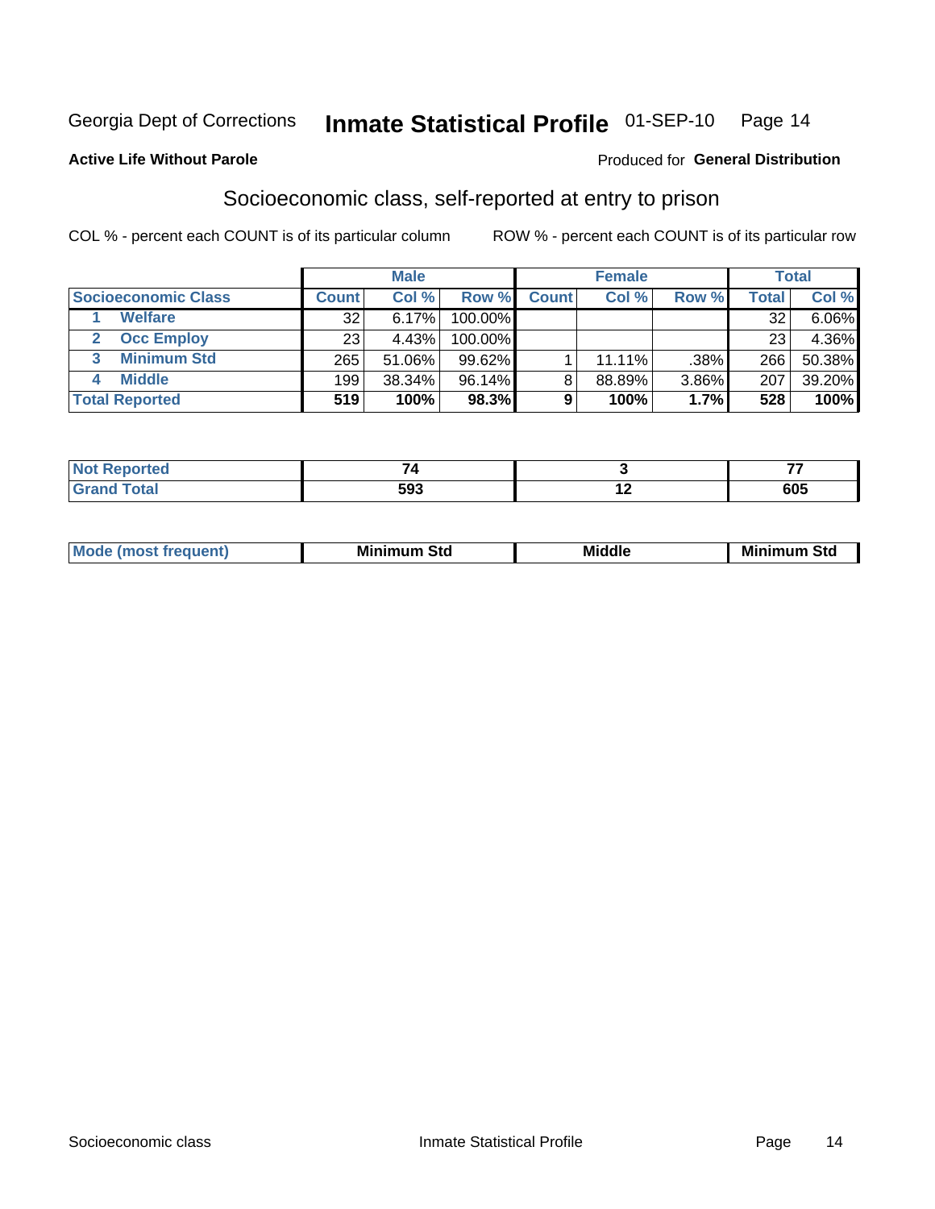Georgia Dept of Corrections **Inmate Statistical Profile** 01-SEP-10

**Active Life Without Parole**

Produced for **General Distribution**

## Socioeconomic class, self-reported at entry to prison

COL % - percent each COUNT is of its particular column ROW % - percent each COUNT is of its particular row

| | Male | | | Female | | | Total | |
|---|---|---|---|---|---|---|---|---|
| **Socioeconomic Class** | **Count** | **Col %** | **Row %** | **Count** | **Col %** | **Row %** | **Total** | **Col %** |
| 1 **Welfare** | 32 | 6.17% | 100.00% | | | | 32 | 6.06% |
| 2 **Occ Employ** | 23 | 4.43% | 100.00% | | | | 23 | 4.36% |
| 3 **Minimum Std** | 265 | 51.06% | 99.62% | 1 | 11.11% | .38% | 266 | 50.38% |
| 4 **Middle** | 199 | 38.34% | 96.14% | 8 | 88.89% | 3.86% | 207 | 39.20% |
| **Total Reported** | **519** | **100%** | **98.3%** | **9** | **100%** | **1.7%** | **528** | **100%** |

| | Male | Female | Total |
|---|---|---|---|
| **Not Reported** | **74** | **3** | **77** |
| **Grand Total** | **593** | **12** | **605** |

| | Male | Female | Total |
|---|---|---|---|
| **Mode (most frequent)** | **Minimum Std** | **Middle** | **Minimum Std** |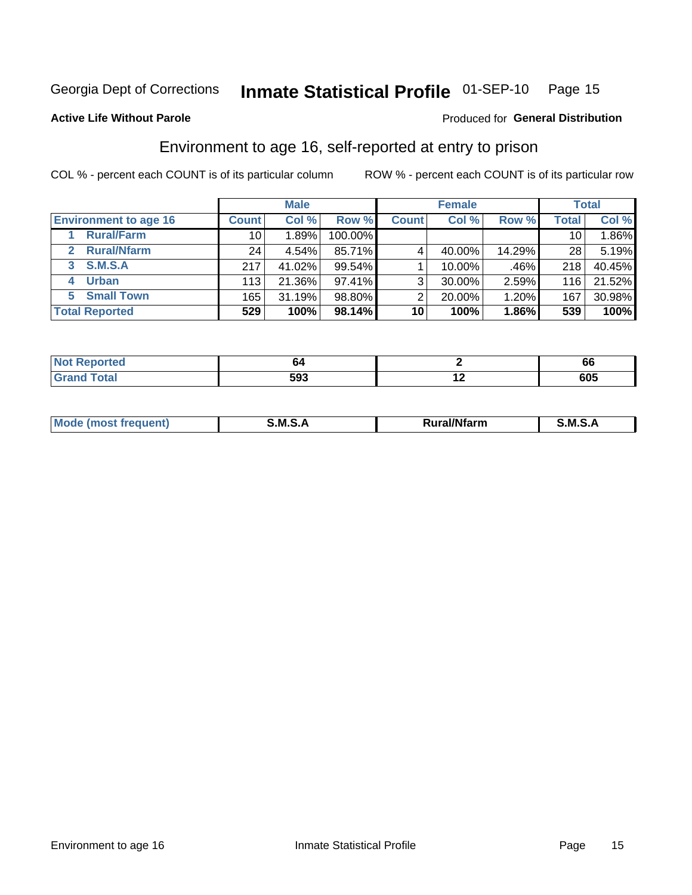Georgia Dept of Corrections **Inmate Statistical Profile** 01-SEP-10

**Active Life Without Parole**

Produced for **General Distribution**

## Environment to age 16, self-reported at entry to prison

COL % - percent each COUNT is of its particular column

ROW % - percent each COUNT is of its particular row

| | Male | | | Female | | | Total | |
|---|---|---|---|---|---|---|---|---|
| **Environment to age 16** | **Count** | **Col %** | **Row %** | **Count** | **Col %** | **Row %** | **Total** | **Col %** |
| **1 Rural/Farm** | 10 | 1.89% | 100.00% | | | | 10 | 1.86% |
| **2 Rural/Nfarm** | 24 | 4.54% | 85.71% | 4 | 40.00% | 14.29% | 28 | 5.19% |
| **3 S.M.S.A** | 217 | 41.02% | 99.54% | 1 | 10.00% | .46% | 218 | 40.45% |
| **4 Urban** | 113 | 21.36% | 97.41% | 3 | 30.00% | 2.59% | 116 | 21.52% |
| **5 Small Town** | 165 | 31.19% | 98.80% | 2 | 20.00% | 1.20% | 167 | 30.98% |
| **Total Reported** | **529** | **100%** | **98.14%** | **10** | **100%** | **1.86%** | **539** | **100%** |

| | Male | Female | Total |
|---|---|---|---|
| **Not Reported** | **64** | **2** | **66** |
| **Grand Total** | **593** | **12** | **605** |

| | Male | Female | Total |
|---|---|---|---|
| **Mode (most frequent)** | **S.M.S.A** | **Rural/Nfarm** | **S.M.S.A** |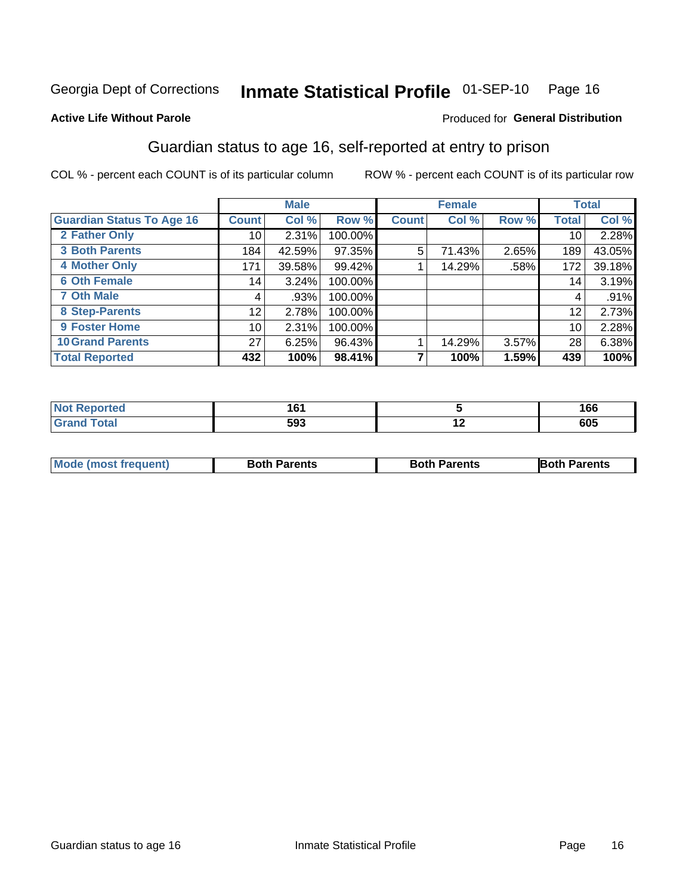Georgia Dept of Corrections **Inmate Statistical Profile** 01-SEP-10

**Active Life Without Parole**

Produced for **General Distribution**

## Guardian status to age 16, self-reported at entry to prison

COL % - percent each COUNT is of its particular column ROW % - percent each COUNT is of its particular row

| | Male | | | Female | | | Total | |
|---|---|---|---|---|---|---|---|---|
| **Guardian Status To Age 16** | **Count** | **Col %** | **Row %** | **Count** | **Col %** | **Row %** | **Total** | **Col %** |
| **2 Father Only** | 10 | 2.31% | 100.00% | | | | 10 | 2.28% |
| **3 Both Parents** | 184 | 42.59% | 97.35% | 5 | 71.43% | 2.65% | 189 | 43.05% |
| **4 Mother Only** | 171 | 39.58% | 99.42% | 1 | 14.29% | .58% | 172 | 39.18% |
| **6 Oth Female** | 14 | 3.24% | 100.00% | | | | 14 | 3.19% |
| **7 Oth Male** | 4 | .93% | 100.00% | | | | 4 | .91% |
| **8 Step-Parents** | 12 | 2.78% | 100.00% | | | | 12 | 2.73% |
| **9 Foster Home** | 10 | 2.31% | 100.00% | | | | 10 | 2.28% |
| **10 Grand Parents** | 27 | 6.25% | 96.43% | 1 | 14.29% | 3.57% | 28 | 6.38% |
| **Total Reported** | **432** | **100%** | **98.41%** | **7** | **100%** | **1.59%** | **439** | **100%** |

| | Male | Female | Total |
|---|---|---|---|
| **Not Reported** | **161** | **5** | **166** |
| **Grand Total** | **593** | **12** | **605** |

| | Male | Female | Total |
|---|---|---|---|
| **Mode (most frequent)** | **Both Parents** | **Both Parents** | **Both Parents** |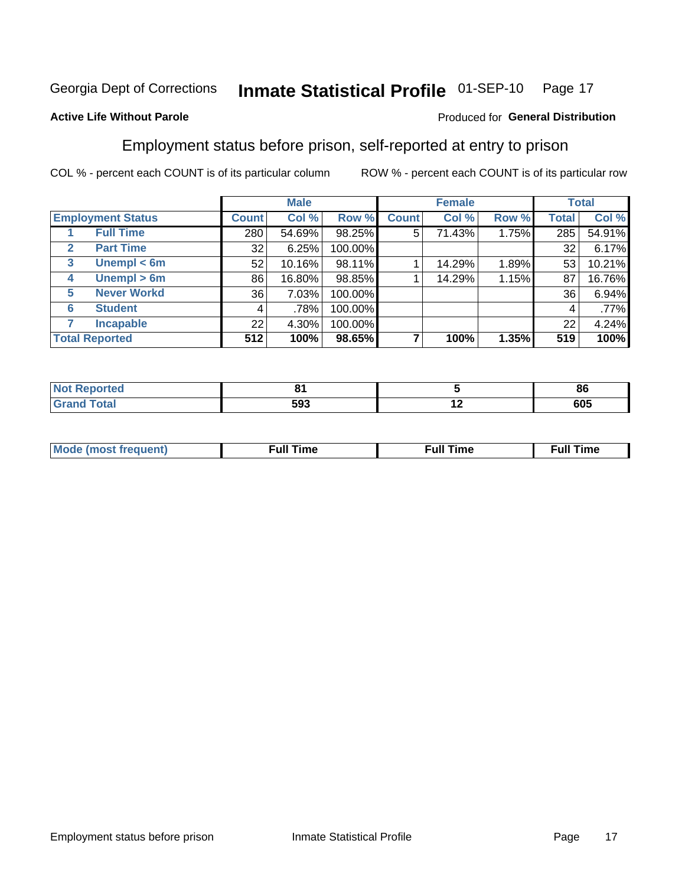Georgia Dept of Corrections **Inmate Statistical Profile** 01-SEP-10

**Active Life Without Parole**

Produced for **General Distribution**

## Employment status before prison, self-reported at entry to prison

COL % - percent each COUNT is of its particular column        ROW % - percent each COUNT is of its particular row

| Employment Status | | Male | | | Female | | | Total | |
|---|---|---|---|---|---|---|---|---|---|
| | | Count | Col % | Row % | Count | Col % | Row % | Total | Col % |
| 1 | Full Time | 280 | 54.69% | 98.25% | 5 | 71.43% | 1.75% | 285 | 54.91% |
| 2 | Part Time | 32 | 6.25% | 100.00% | | | | 32 | 6.17% |
| 3 | Unempl < 6m | 52 | 10.16% | 98.11% | 1 | 14.29% | 1.89% | 53 | 10.21% |
| 4 | Unempl > 6m | 86 | 16.80% | 98.85% | 1 | 14.29% | 1.15% | 87 | 16.76% |
| 5 | Never Workd | 36 | 7.03% | 100.00% | | | | 36 | 6.94% |
| 6 | Student | 4 | .78% | 100.00% | | | | 4 | .77% |
| 7 | Incapable | 22 | 4.30% | 100.00% | | | | 22 | 4.24% |
| Total Reported | | **512** | **100%** | **98.65%** | **7** | **100%** | **1.35%** | **519** | **100%** |

| | Male | Female | Total |
|---|---|---|---|
| Not Reported | 81 | 5 | 86 |
| Grand Total | 593 | 12 | 605 |

| | Male | Female | Total |
|---|---|---|---|
| Mode (most frequent) | Full Time | Full Time | Full Time |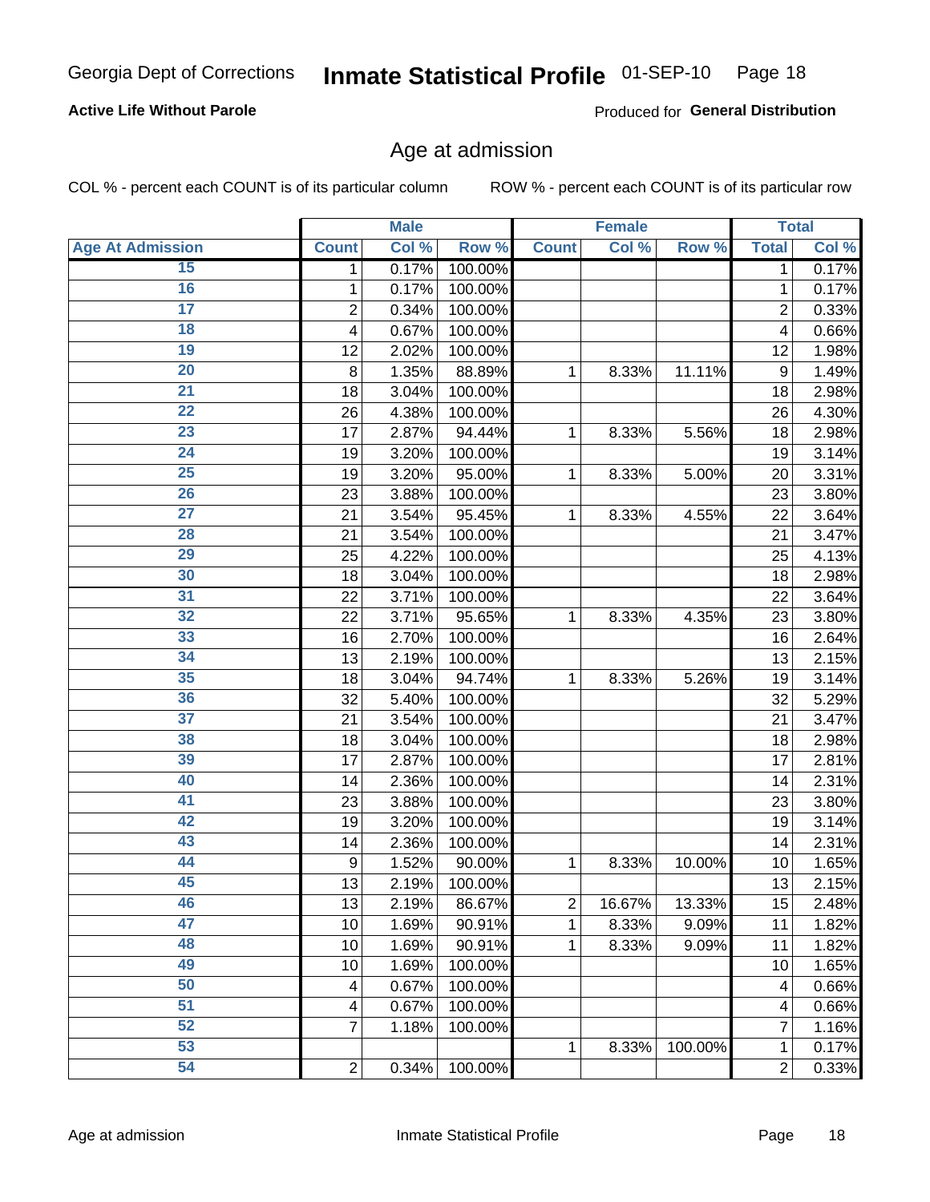Georgia Dept of Corrections **Inmate Statistical Profile** 01-SEP-10

**Active Life Without Parole**

Produced for **General Distribution**

## Age at admission

COL % - percent each COUNT is of its particular column ROW % - percent each COUNT is of its particular row

| | Male | | | Female | | | Total | |
|---|---|---|---|---|---|---|---|---|
| Age At Admission | Count | Col % | Row % | Count | Col % | Row % | Total | Col % |
| 15 | 1 | 0.17% | 100.00% | | | | 1 | 0.17% |
| 16 | 1 | 0.17% | 100.00% | | | | 1 | 0.17% |
| 17 | 2 | 0.34% | 100.00% | | | | 2 | 0.33% |
| 18 | 4 | 0.67% | 100.00% | | | | 4 | 0.66% |
| 19 | 12 | 2.02% | 100.00% | | | | 12 | 1.98% |
| 20 | 8 | 1.35% | 88.89% | 1 | 8.33% | 11.11% | 9 | 1.49% |
| 21 | 18 | 3.04% | 100.00% | | | | 18 | 2.98% |
| 22 | 26 | 4.38% | 100.00% | | | | 26 | 4.30% |
| 23 | 17 | 2.87% | 94.44% | 1 | 8.33% | 5.56% | 18 | 2.98% |
| 24 | 19 | 3.20% | 100.00% | | | | 19 | 3.14% |
| 25 | 19 | 3.20% | 95.00% | 1 | 8.33% | 5.00% | 20 | 3.31% |
| 26 | 23 | 3.88% | 100.00% | | | | 23 | 3.80% |
| 27 | 21 | 3.54% | 95.45% | 1 | 8.33% | 4.55% | 22 | 3.64% |
| 28 | 21 | 3.54% | 100.00% | | | | 21 | 3.47% |
| 29 | 25 | 4.22% | 100.00% | | | | 25 | 4.13% |
| 30 | 18 | 3.04% | 100.00% | | | | 18 | 2.98% |
| 31 | 22 | 3.71% | 100.00% | | | | 22 | 3.64% |
| 32 | 22 | 3.71% | 95.65% | 1 | 8.33% | 4.35% | 23 | 3.80% |
| 33 | 16 | 2.70% | 100.00% | | | | 16 | 2.64% |
| 34 | 13 | 2.19% | 100.00% | | | | 13 | 2.15% |
| 35 | 18 | 3.04% | 94.74% | 1 | 8.33% | 5.26% | 19 | 3.14% |
| 36 | 32 | 5.40% | 100.00% | | | | 32 | 5.29% |
| 37 | 21 | 3.54% | 100.00% | | | | 21 | 3.47% |
| 38 | 18 | 3.04% | 100.00% | | | | 18 | 2.98% |
| 39 | 17 | 2.87% | 100.00% | | | | 17 | 2.81% |
| 40 | 14 | 2.36% | 100.00% | | | | 14 | 2.31% |
| 41 | 23 | 3.88% | 100.00% | | | | 23 | 3.80% |
| 42 | 19 | 3.20% | 100.00% | | | | 19 | 3.14% |
| 43 | 14 | 2.36% | 100.00% | | | | 14 | 2.31% |
| 44 | 9 | 1.52% | 90.00% | 1 | 8.33% | 10.00% | 10 | 1.65% |
| 45 | 13 | 2.19% | 100.00% | | | | 13 | 2.15% |
| 46 | 13 | 2.19% | 86.67% | 2 | 16.67% | 13.33% | 15 | 2.48% |
| 47 | 10 | 1.69% | 90.91% | 1 | 8.33% | 9.09% | 11 | 1.82% |
| 48 | 10 | 1.69% | 90.91% | 1 | 8.33% | 9.09% | 11 | 1.82% |
| 49 | 10 | 1.69% | 100.00% | | | | 10 | 1.65% |
| 50 | 4 | 0.67% | 100.00% | | | | 4 | 0.66% |
| 51 | 4 | 0.67% | 100.00% | | | | 4 | 0.66% |
| 52 | 7 | 1.18% | 100.00% | | | | 7 | 1.16% |
| 53 | | | | 1 | 8.33% | 100.00% | 1 | 0.17% |
| 54 | 2 | 0.34% | 100.00% | | | | 2 | 0.33% |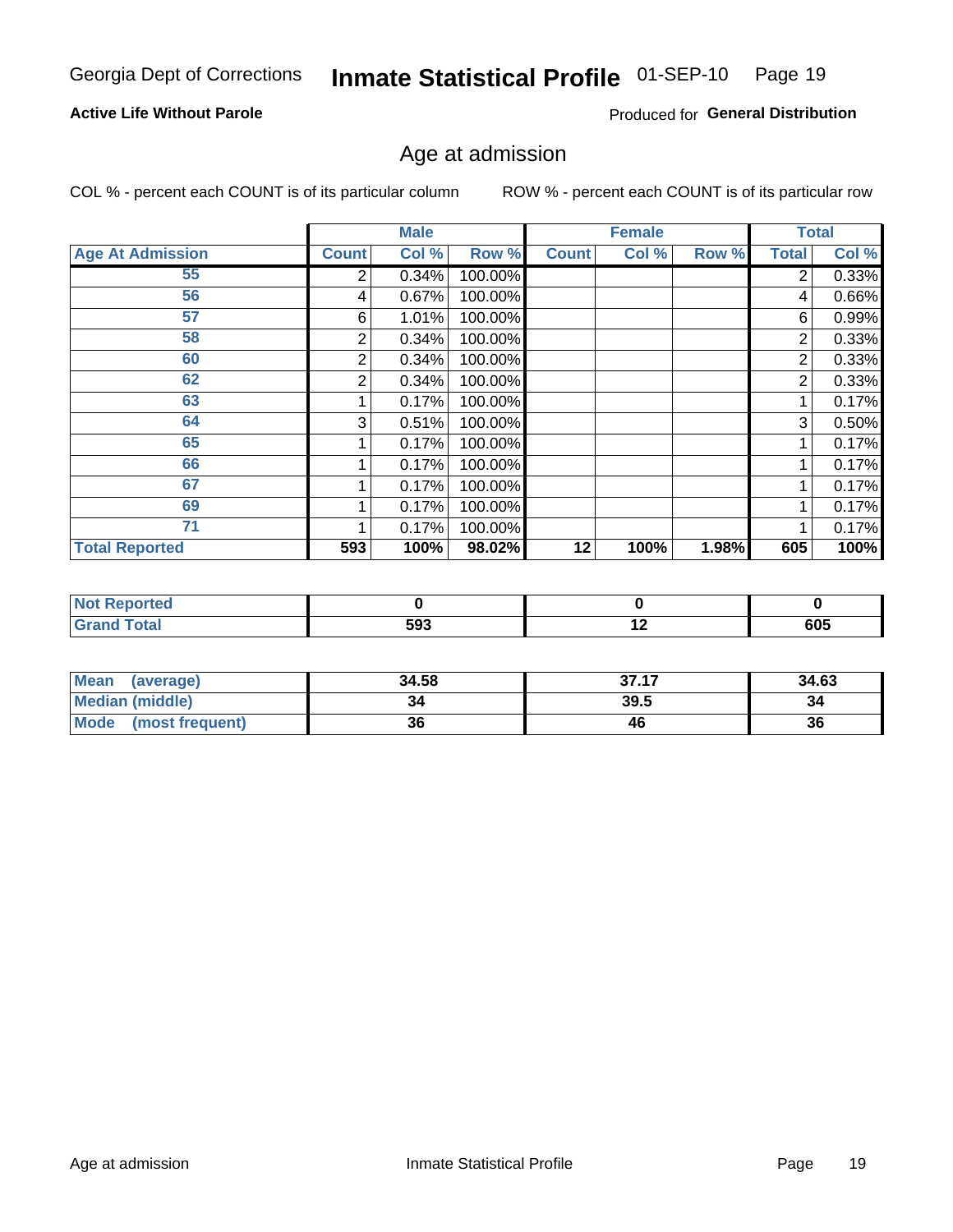Georgia Dept of Corrections **Inmate Statistical Profile** 01-SEP-10

**Active Life Without Parole**

Produced for **General Distribution**

## Age at admission

COL % - percent each COUNT is of its particular column ROW % - percent each COUNT is of its particular row

| | Male | | | Female | | | Total | |
|---|---|---|---|---|---|---|---|---|
| **Age At Admission** | **Count** | **Col %** | **Row %** | **Count** | **Col %** | **Row %** | **Total** | **Col %** |
| 55 | 2 | 0.34% | 100.00% | | | | 2 | 0.33% |
| 56 | 4 | 0.67% | 100.00% | | | | 4 | 0.66% |
| 57 | 6 | 1.01% | 100.00% | | | | 6 | 0.99% |
| 58 | 2 | 0.34% | 100.00% | | | | 2 | 0.33% |
| 60 | 2 | 0.34% | 100.00% | | | | 2 | 0.33% |
| 62 | 2 | 0.34% | 100.00% | | | | 2 | 0.33% |
| 63 | 1 | 0.17% | 100.00% | | | | 1 | 0.17% |
| 64 | 3 | 0.51% | 100.00% | | | | 3 | 0.50% |
| 65 | 1 | 0.17% | 100.00% | | | | 1 | 0.17% |
| 66 | 1 | 0.17% | 100.00% | | | | 1 | 0.17% |
| 67 | 1 | 0.17% | 100.00% | | | | 1 | 0.17% |
| 69 | 1 | 0.17% | 100.00% | | | | 1 | 0.17% |
| 71 | 1 | 0.17% | 100.00% | | | | 1 | 0.17% |
| **Total Reported** | **593** | **100%** | **98.02%** | **12** | **100%** | **1.98%** | **605** | **100%** |

| | Male | Female | Total |
|---|---|---|---|
| **Not Reported** | **0** | **0** | **0** |
| **Grand Total** | **593** | **12** | **605** |

| | Male | Female | Total |
|---|---|---|---|
| **Mean (average)** | **34.58** | **37.17** | **34.63** |
| **Median (middle)** | **34** | **39.5** | **34** |
| **Mode (most frequent)** | **36** | **46** | **36** |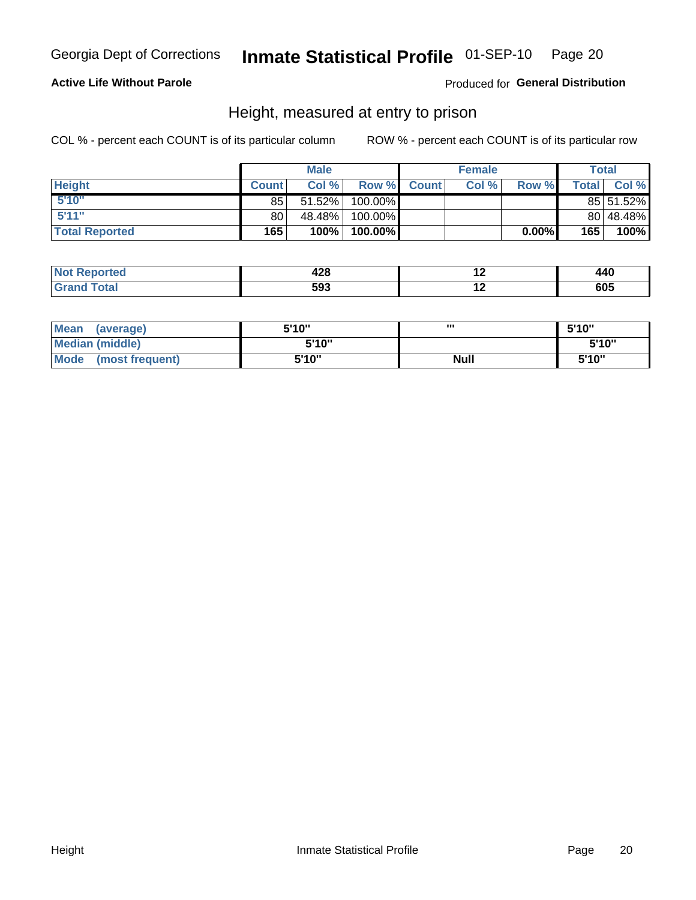Georgia Dept of Corrections **Inmate Statistical Profile** 01-SEP-10 Page 20

**Active Life Without Parole**

Produced for **General Distribution**

## Height, measured at entry to prison

COL % - percent each COUNT is of its particular column ROW % - percent each COUNT is of its particular row

| | Male | | | Female | | | Total | |
|---|---|---|---|---|---|---|---|---|
| **Height** | **Count** | **Col %** | **Row %** | **Count** | **Col %** | **Row %** | **Total** | **Col %** |
| **5'10"** | 85 | 51.52% | 100.00% | | | | 85 | 51.52% |
| **5'11"** | 80 | 48.48% | 100.00% | | | | 80 | 48.48% |
| **Total Reported** | **165** | **100%** | **100.00%** | | | **0.00%** | **165** | **100%** |

| | Male | Female | Total |
|---|---|---|---|
| **Not Reported** | **428** | **12** | **440** |
| **Grand Total** | **593** | **12** | **605** |

| | Male | Female | Total |
|---|---|---|---|
| **Mean (average)** | **5'10"** | **'''** | **5'10"** |
| **Median (middle)** | **5'10"** | | **5'10"** |
| **Mode (most frequent)** | **5'10"** | **Null** | **5'10"** |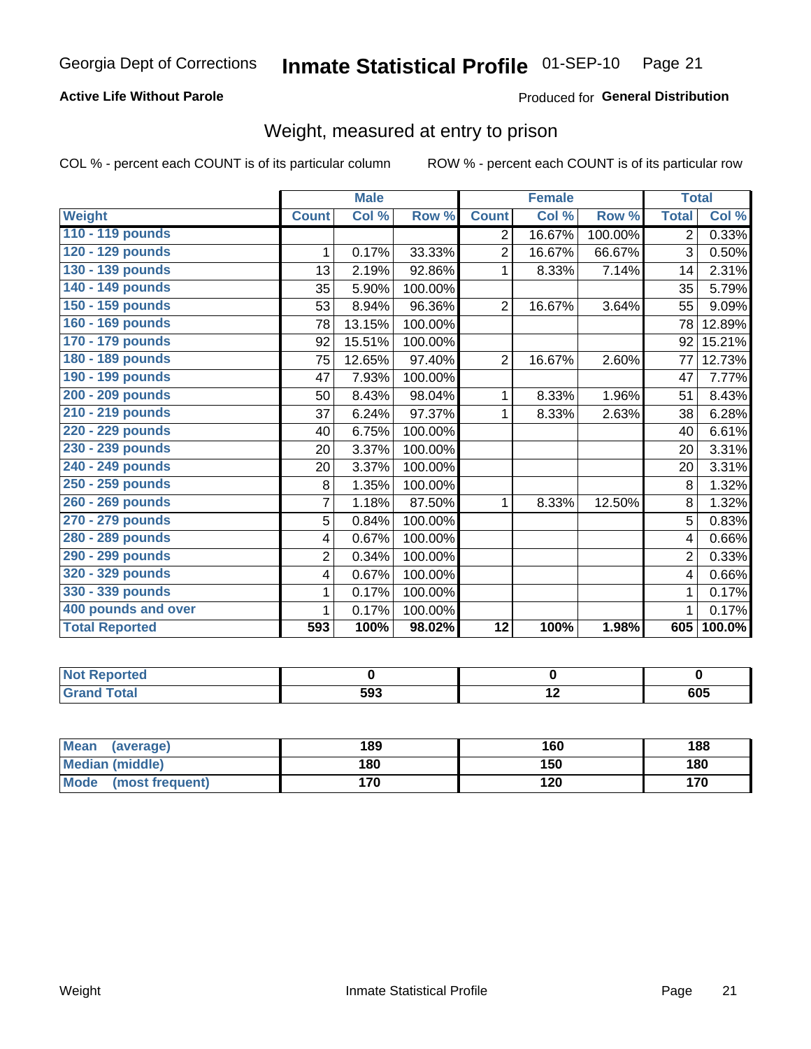Georgia Dept of Corrections **Inmate Statistical Profile** 01-SEP-10

**Active Life Without Parole**

Produced for **General Distribution**

## Weight, measured at entry to prison

COL % - percent each COUNT is of its particular column

ROW % - percent each COUNT is of its particular row

| | Male | | | Female | | | Total | |
|---|---|---|---|---|---|---|---|---|
| **Weight** | **Count** | **Col %** | **Row %** | **Count** | **Col %** | **Row %** | **Total** | **Col %** |
| **110 - 119 pounds** | | | | 2 | 16.67% | 100.00% | 2 | 0.33% |
| **120 - 129 pounds** | 1 | 0.17% | 33.33% | 2 | 16.67% | 66.67% | 3 | 0.50% |
| **130 - 139 pounds** | 13 | 2.19% | 92.86% | 1 | 8.33% | 7.14% | 14 | 2.31% |
| **140 - 149 pounds** | 35 | 5.90% | 100.00% | | | | 35 | 5.79% |
| **150 - 159 pounds** | 53 | 8.94% | 96.36% | 2 | 16.67% | 3.64% | 55 | 9.09% |
| **160 - 169 pounds** | 78 | 13.15% | 100.00% | | | | 78 | 12.89% |
| **170 - 179 pounds** | 92 | 15.51% | 100.00% | | | | 92 | 15.21% |
| **180 - 189 pounds** | 75 | 12.65% | 97.40% | 2 | 16.67% | 2.60% | 77 | 12.73% |
| **190 - 199 pounds** | 47 | 7.93% | 100.00% | | | | 47 | 7.77% |
| **200 - 209 pounds** | 50 | 8.43% | 98.04% | 1 | 8.33% | 1.96% | 51 | 8.43% |
| **210 - 219 pounds** | 37 | 6.24% | 97.37% | 1 | 8.33% | 2.63% | 38 | 6.28% |
| **220 - 229 pounds** | 40 | 6.75% | 100.00% | | | | 40 | 6.61% |
| **230 - 239 pounds** | 20 | 3.37% | 100.00% | | | | 20 | 3.31% |
| **240 - 249 pounds** | 20 | 3.37% | 100.00% | | | | 20 | 3.31% |
| **250 - 259 pounds** | 8 | 1.35% | 100.00% | | | | 8 | 1.32% |
| **260 - 269 pounds** | 7 | 1.18% | 87.50% | 1 | 8.33% | 12.50% | 8 | 1.32% |
| **270 - 279 pounds** | 5 | 0.84% | 100.00% | | | | 5 | 0.83% |
| **280 - 289 pounds** | 4 | 0.67% | 100.00% | | | | 4 | 0.66% |
| **290 - 299 pounds** | 2 | 0.34% | 100.00% | | | | 2 | 0.33% |
| **320 - 329 pounds** | 4 | 0.67% | 100.00% | | | | 4 | 0.66% |
| **330 - 339 pounds** | 1 | 0.17% | 100.00% | | | | 1 | 0.17% |
| **400 pounds and over** | 1 | 0.17% | 100.00% | | | | 1 | 0.17% |
| **Total Reported** | **593** | **100%** | **98.02%** | **12** | **100%** | **1.98%** | **605** | **100.0%** |

| | Male | Female | Total |
|---|---|---|---|
| **Not Reported** | **0** | **0** | **0** |
| **Grand Total** | **593** | **12** | **605** |

| | Male | Female | Total |
|---|---|---|---|
| **Mean (average)** | **189** | **160** | **188** |
| **Median (middle)** | **180** | **150** | **180** |
| **Mode (most frequent)** | **170** | **120** | **170** |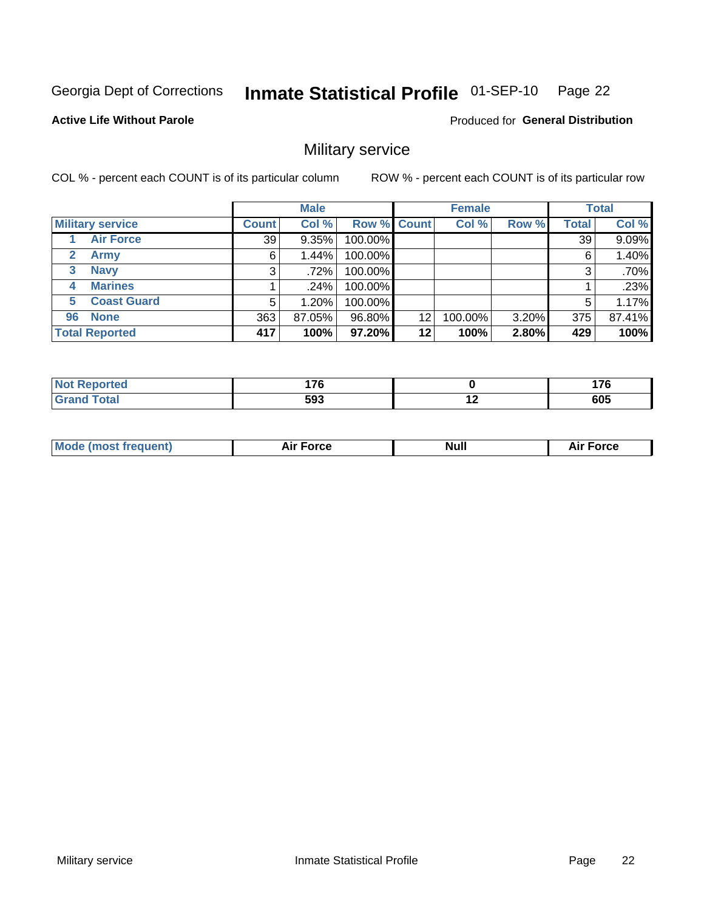Georgia Dept of Corrections **Inmate Statistical Profile** 01-SEP-10 Page 22

**Active Life Without Parole**

Produced for **General Distribution**

## Military service

COL % - percent each COUNT is of its particular column ROW % - percent each COUNT is of its particular row

| | | Male | | | Female | | | Total | |
|---|---|---|---|---|---|---|---|---|---|
| **Military service** | | **Count** | **Col %** | **Row %** | **Count** | **Col %** | **Row %** | **Total** | **Col %** |
| 1 | **Air Force** | 39 | 9.35% | 100.00% | | | | 39 | 9.09% |
| 2 | **Army** | 6 | 1.44% | 100.00% | | | | 6 | 1.40% |
| 3 | **Navy** | 3 | .72% | 100.00% | | | | 3 | .70% |
| 4 | **Marines** | 1 | .24% | 100.00% | | | | 1 | .23% |
| 5 | **Coast Guard** | 5 | 1.20% | 100.00% | | | | 5 | 1.17% |
| 96 | **None** | 363 | 87.05% | 96.80% | 12 | 100.00% | 3.20% | 375 | 87.41% |
| **Total Reported** | | **417** | **100%** | **97.20%** | **12** | **100%** | **2.80%** | **429** | **100%** |

| | Male | Female | Total |
|---|---|---|---|
| **Not Reported** | **176** | **0** | **176** |
| **Grand Total** | **593** | **12** | **605** |

| | Male | Female | Total |
|---|---|---|---|
| **Mode (most frequent)** | **Air Force** | **Null** | **Air Force** |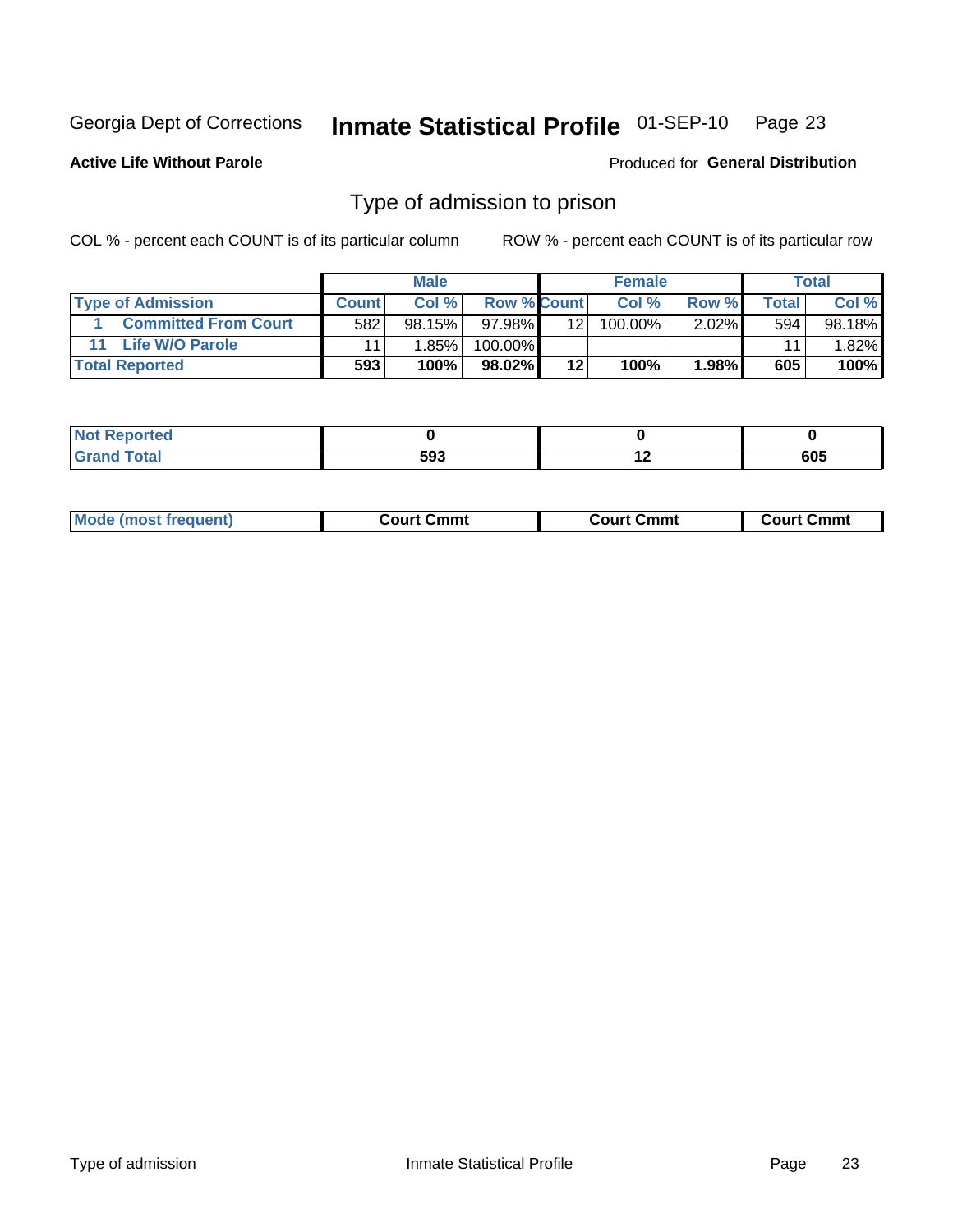Georgia Dept of Corrections **Inmate Statistical Profile** 01-SEP-10

**Active Life Without Parole**

Produced for **General Distribution**

## Type of admission to prison

COL % - percent each COUNT is of its particular column ROW % - percent each COUNT is of its particular row

| | Male | | | Female | | | Total | |
|---|---|---|---|---|---|---|---|---|
| Type of Admission | Count | Col % | Row % | Count | Col % | Row % | Total | Col % |
| 1 Committed From Court | 582 | 98.15% | 97.98% | 12 | 100.00% | 2.02% | 594 | 98.18% |
| 11 Life W/O Parole | 11 | 1.85% | 100.00% | | | | 11 | 1.82% |
| **Total Reported** | **593** | **100%** | **98.02%** | **12** | **100%** | **1.98%** | **605** | **100%** |

| | Male | Female | Total |
|---|---|---|---|
| Not Reported | **0** | **0** | **0** |
| Grand Total | **593** | **12** | **605** |

| | Male | Female | Total |
|---|---|---|---|
| Mode (most frequent) | **Court Cmmt** | **Court Cmmt** | **Court Cmmt** |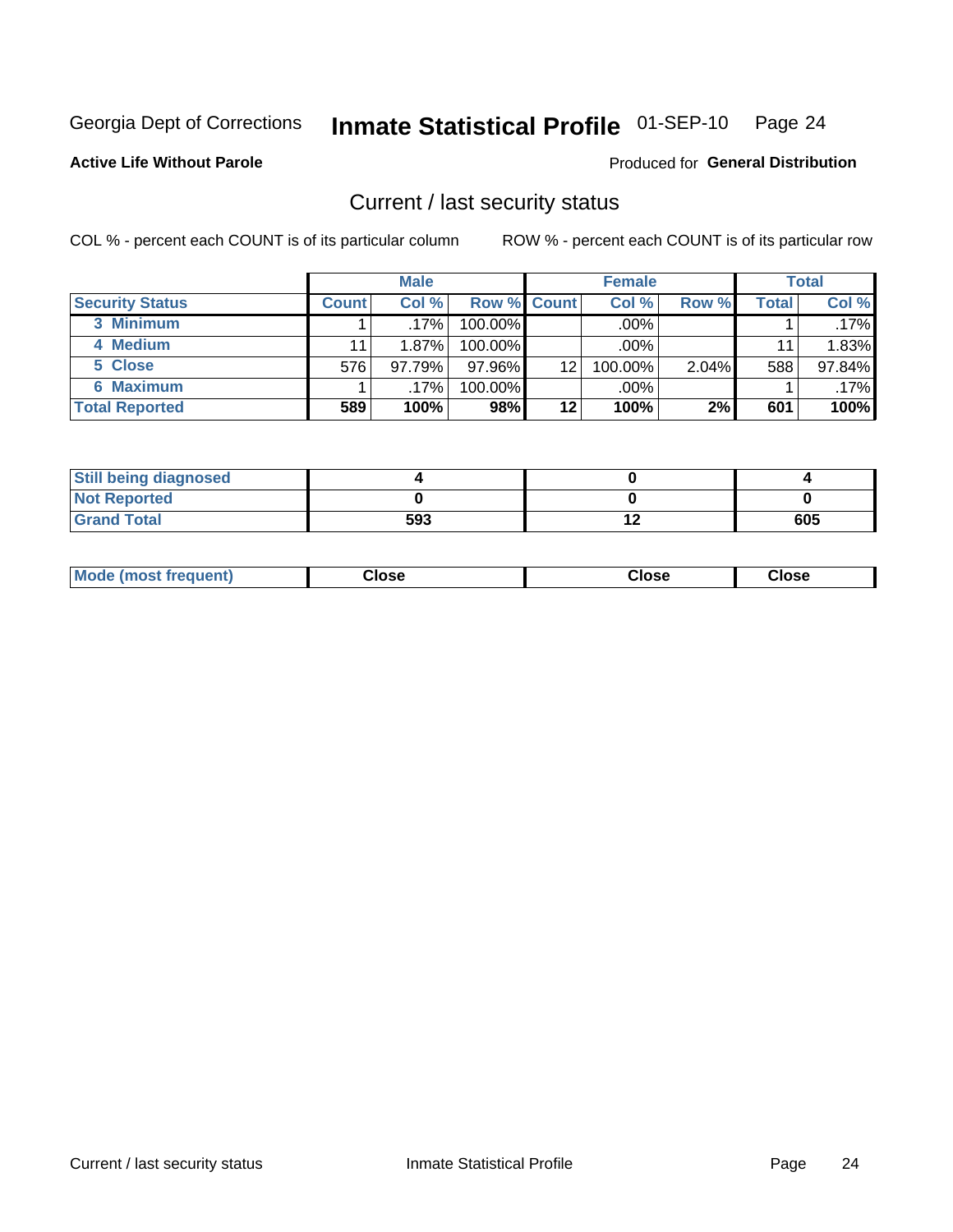Georgia Dept of Corrections **Inmate Statistical Profile** 01-SEP-10 Page 24

**Active Life Without Parole**

Produced for **General Distribution**

## Current / last security status

COL % - percent each COUNT is of its particular column

ROW % - percent each COUNT is of its particular row

| | Male | | | Female | | | Total | |
|---|---|---|---|---|---|---|---|---|
| Security Status | Count | Col % | Row % | Count | Col % | Row % | Total | Col % |
| 3 Minimum | 1 | .17% | 100.00% | | .00% | | 1 | .17% |
| 4 Medium | 11 | 1.87% | 100.00% | | .00% | | 11 | 1.83% |
| 5 Close | 576 | 97.79% | 97.96% | 12 | 100.00% | 2.04% | 588 | 97.84% |
| 6 Maximum | 1 | .17% | 100.00% | | .00% | | 1 | .17% |
| **Total Reported** | **589** | **100%** | **98%** | **12** | **100%** | **2%** | **601** | **100%** |

| | Male | Female | Total |
|---|---|---|---|
| Still being diagnosed | 4 | 0 | 4 |
| Not Reported | 0 | 0 | 0 |
| Grand Total | 593 | 12 | 605 |

| | Male | Female | Total |
|---|---|---|---|
| Mode (most frequent) | Close | Close | Close |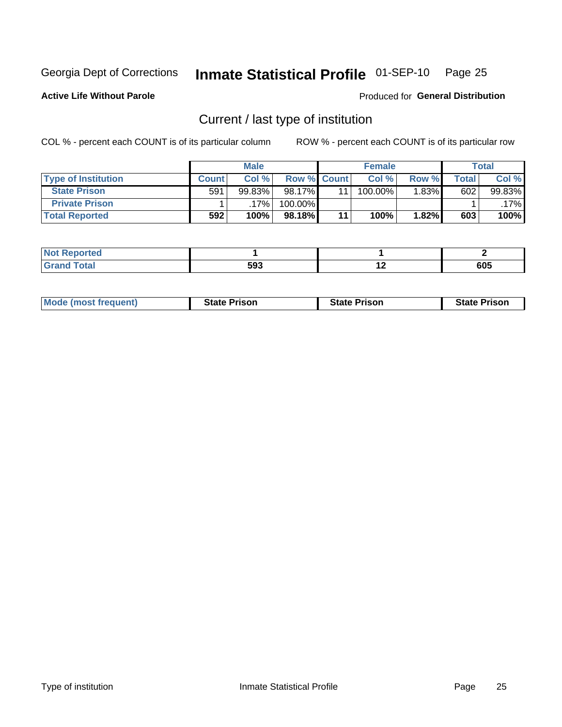Georgia Dept of Corrections **Inmate Statistical Profile** 01-SEP-10

**Active Life Without Parole**

Produced for **General Distribution**

## Current / last type of institution

COL % - percent each COUNT is of its particular column

ROW % - percent each COUNT is of its particular row

| | Male | | | Female | | | Total | |
|---|---|---|---|---|---|---|---|---|
| **Type of Institution** | **Count** | **Col %** | **Row %** | **Count** | **Col %** | **Row %** | **Total** | **Col %** |
| **State Prison** | 591 | 99.83% | 98.17% | 11 | 100.00% | 1.83% | 602 | 99.83% |
| **Private Prison** | 1 | .17% | 100.00% | | | | 1 | .17% |
| **Total Reported** | **592** | **100%** | **98.18%** | **11** | **100%** | **1.82%** | **603** | **100%** |

| | Male | Female | Total |
|---|---|---|---|
| **Not Reported** | **1** | **1** | **2** |
| **Grand Total** | **593** | **12** | **605** |

| | Male | Female | Total |
|---|---|---|---|
| **Mode (most frequent)** | **State Prison** | **State Prison** | **State Prison** |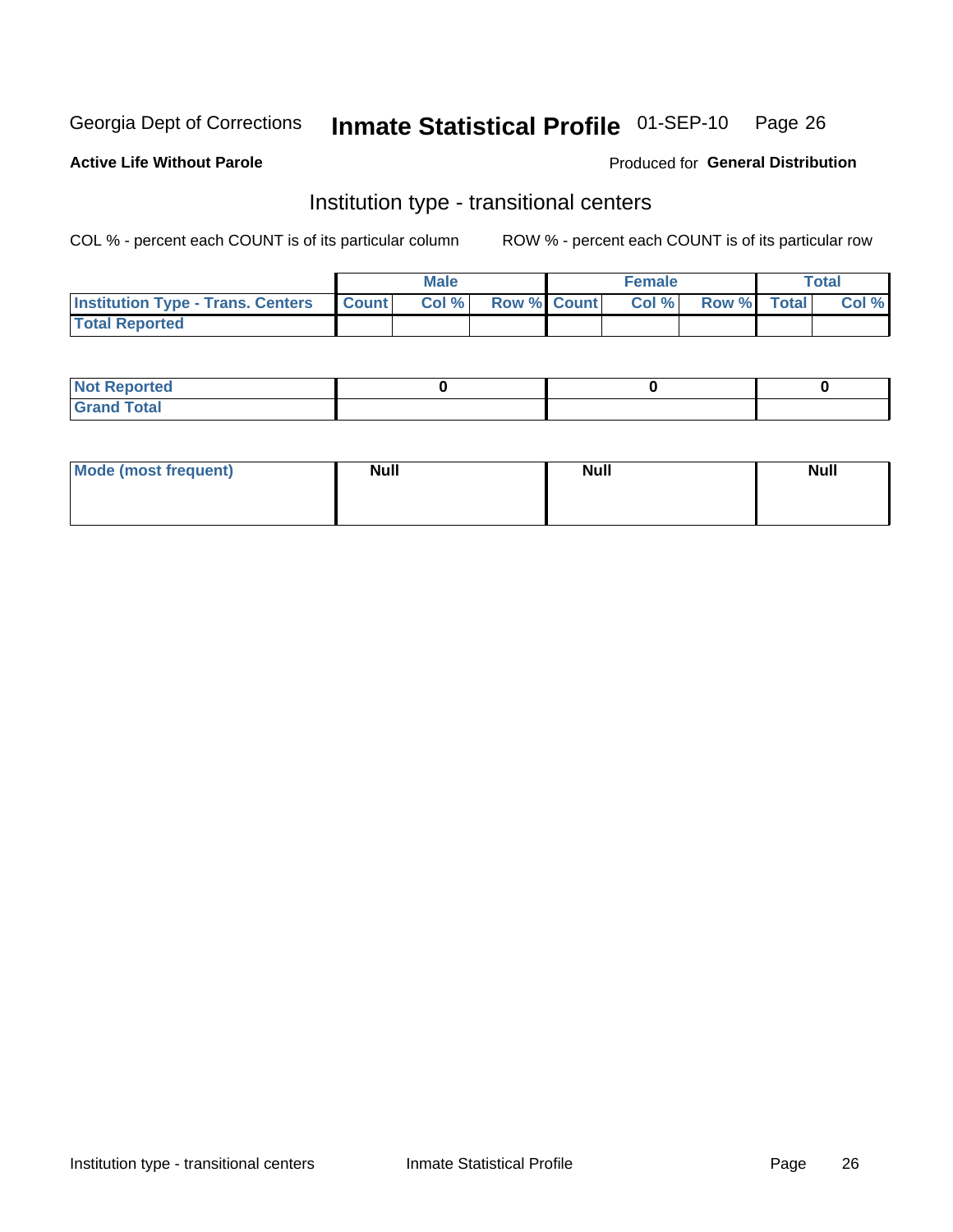Georgia Dept of Corrections **Inmate Statistical Profile** 01-SEP-10

**Active Life Without Parole**

Produced for **General Distribution**

## Institution type - transitional centers

COL % - percent each COUNT is of its particular column

ROW % - percent each COUNT is of its particular row

| | Male | | | Female | | | Total | |
|---|---|---|---|---|---|---|---|---|
| **Institution Type - Trans. Centers** | Count | Col % | Row % | Count | Col % | Row % | Total | Col % |
| **Total Reported** | | | | | | | | |

| | Male | Female | Total |
|---|---|---|---|
| **Not Reported** | 0 | 0 | 0 |
| **Grand Total** | | | |

| | Male | Female | Total |
|---|---|---|---|
| **Mode (most frequent)** | Null | Null | Null |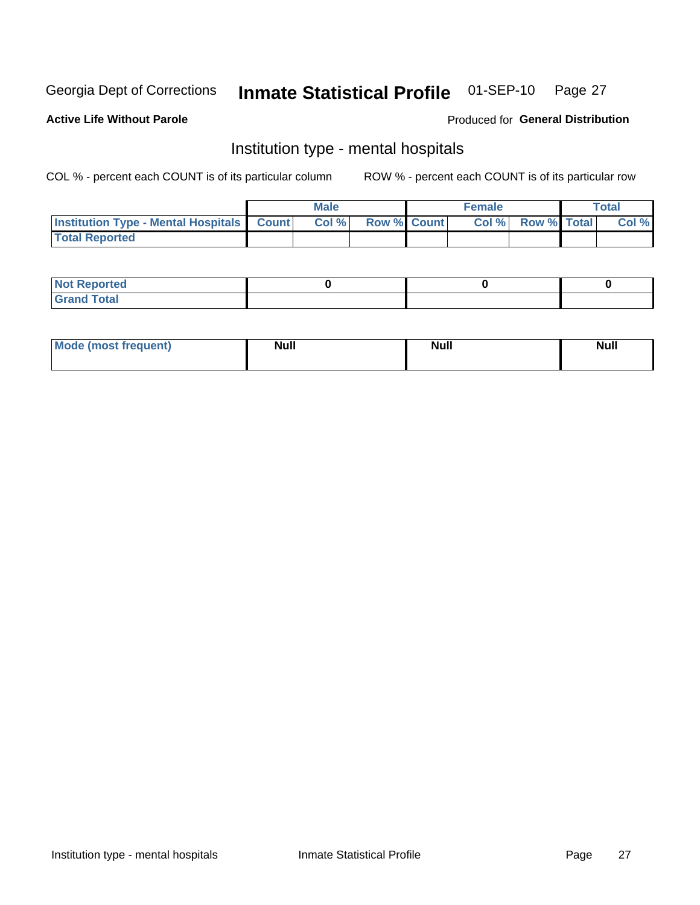Georgia Dept of Corrections **Inmate Statistical Profile** 01-SEP-10 Page 27

**Active Life Without Parole**

Produced for **General Distribution**

## Institution type - mental hospitals

COL % - percent each COUNT is of its particular column ROW % - percent each COUNT is of its particular row

| | Male | | | Female | | | Total | |
|---|---|---|---|---|---|---|---|---|
| **Institution Type - Mental Hospitals** | **Count** | **Col %** | **Row %** | **Count** | **Col %** | **Row %** | **Total** | **Col %** |
| **Total Reported** | | | | | | | | |

| | Male | Female | Total |
|---|---|---|---|
| **Not Reported** | **0** | **0** | **0** |
| **Grand Total** | | | |

| | Male | Female | Total |
|---|---|---|---|
| **Mode (most frequent)** | **Null** | **Null** | **Null** |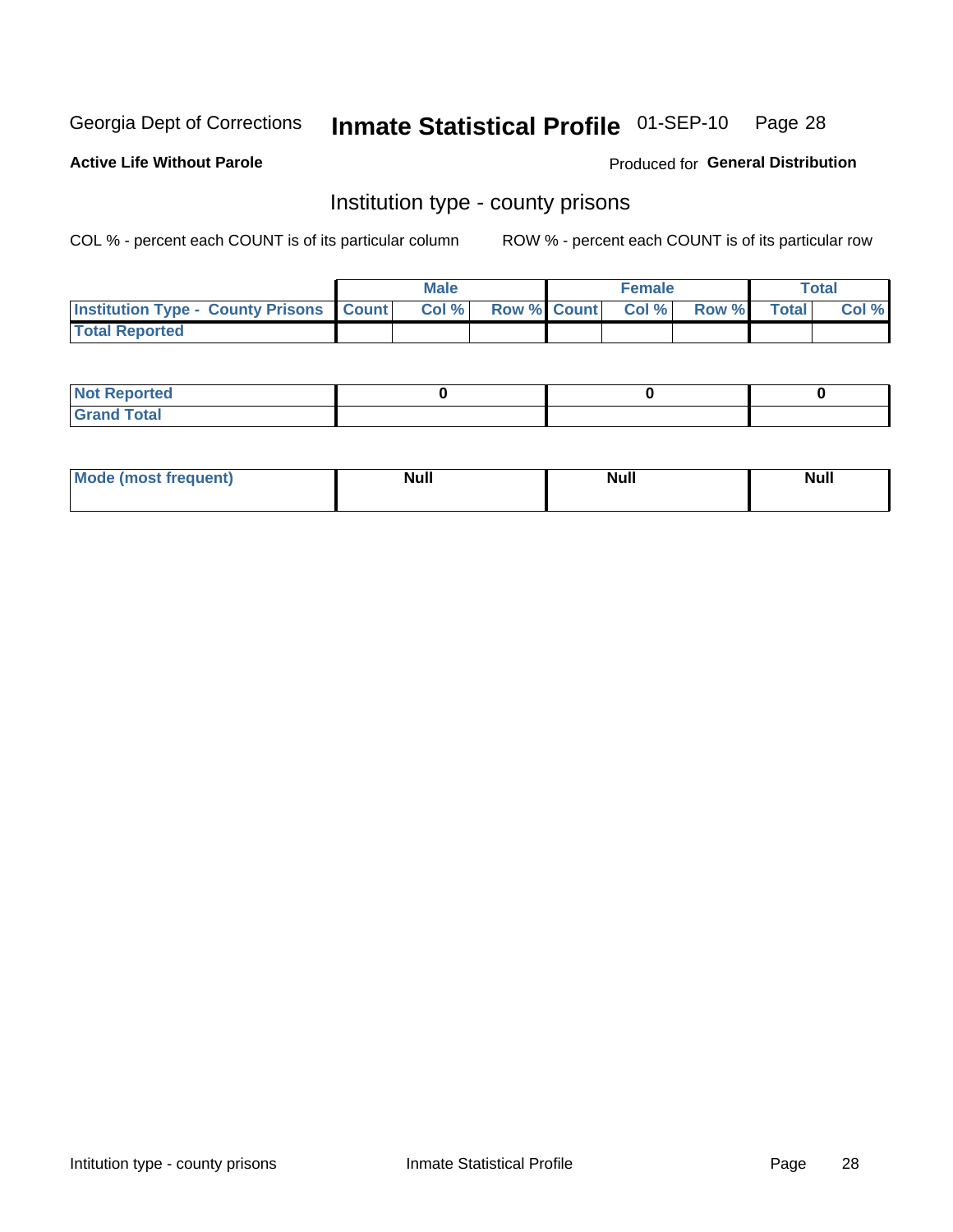Georgia Dept of Corrections **Inmate Statistical Profile** 01-SEP-10

**Active Life Without Parole**

Produced for **General Distribution**

## Institution type - county prisons

COL % - percent each COUNT is of its particular column

ROW % - percent each COUNT is of its particular row

| | Male | | | Female | | | Total | |
|---|---|---|---|---|---|---|---|---|
| **Institution Type - County Prisons** | **Count** | **Col %** | **Row %** | **Count** | **Col %** | **Row %** | **Total** | **Col %** |
| **Total Reported** | | | | | | | | |

| | Male | Female | Total |
|---|---|---|---|
| **Not Reported** | **0** | **0** | **0** |
| **Grand Total** | | | |

| | Male | Female | Total |
|---|---|---|---|
| **Mode (most frequent)** | **Null** | **Null** | **Null** |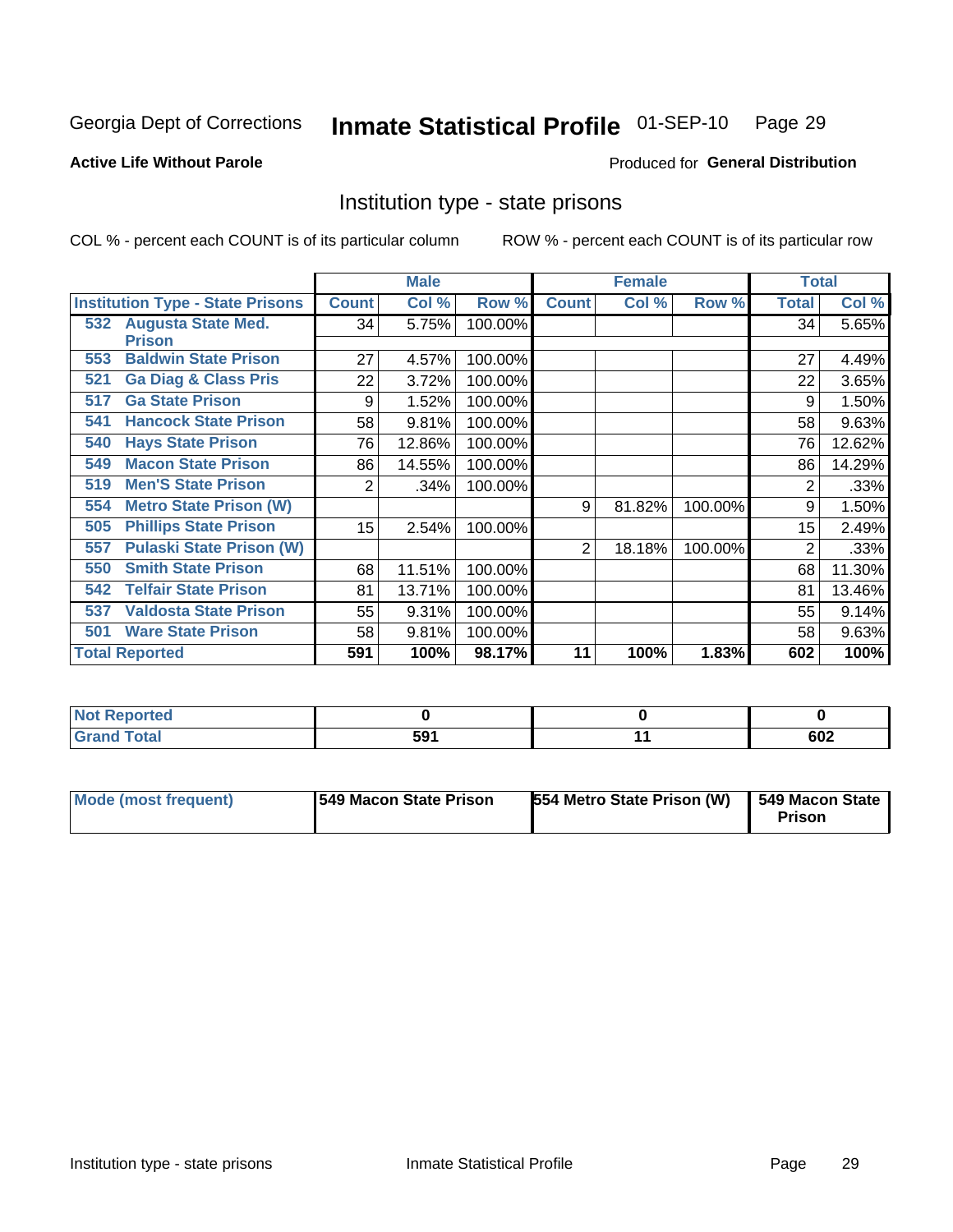Georgia Dept of Corrections **Inmate Statistical Profile** 01-SEP-10

**Active Life Without Parole**

Produced for **General Distribution**

## Institution type - state prisons

COL % - percent each COUNT is of its particular column ROW % - percent each COUNT is of its particular row

| | Male | | | Female | | | Total | |
|---|---|---|---|---|---|---|---|---|
| **Institution Type - State Prisons** | **Count** | **Col %** | **Row %** | **Count** | **Col %** | **Row %** | **Total** | **Col %** |
| **532 Augusta State Med. Prison** | 34 | 5.75% | 100.00% | | | | 34 | 5.65% |
| **553 Baldwin State Prison** | 27 | 4.57% | 100.00% | | | | 27 | 4.49% |
| **521 Ga Diag & Class Pris** | 22 | 3.72% | 100.00% | | | | 22 | 3.65% |
| **517 Ga State Prison** | 9 | 1.52% | 100.00% | | | | 9 | 1.50% |
| **541 Hancock State Prison** | 58 | 9.81% | 100.00% | | | | 58 | 9.63% |
| **540 Hays State Prison** | 76 | 12.86% | 100.00% | | | | 76 | 12.62% |
| **549 Macon State Prison** | 86 | 14.55% | 100.00% | | | | 86 | 14.29% |
| **519 Men'S State Prison** | 2 | .34% | 100.00% | | | | 2 | .33% |
| **554 Metro State Prison (W)** | | | | 9 | 81.82% | 100.00% | 9 | 1.50% |
| **505 Phillips State Prison** | 15 | 2.54% | 100.00% | | | | 15 | 2.49% |
| **557 Pulaski State Prison (W)** | | | | 2 | 18.18% | 100.00% | 2 | .33% |
| **550 Smith State Prison** | 68 | 11.51% | 100.00% | | | | 68 | 11.30% |
| **542 Telfair State Prison** | 81 | 13.71% | 100.00% | | | | 81 | 13.46% |
| **537 Valdosta State Prison** | 55 | 9.31% | 100.00% | | | | 55 | 9.14% |
| **501 Ware State Prison** | 58 | 9.81% | 100.00% | | | | 58 | 9.63% |
| **Total Reported** | **591** | **100%** | **98.17%** | **11** | **100%** | **1.83%** | **602** | **100%** |

| | Male | Female | Total |
|---|---|---|---|
| **Not Reported** | **0** | **0** | **0** |
| **Grand Total** | **591** | **11** | **602** |

| | Male | Female | Total |
|---|---|---|---|
| **Mode (most frequent)** | **549 Macon State Prison** | **554 Metro State Prison (W)** | **549 Macon State Prison** |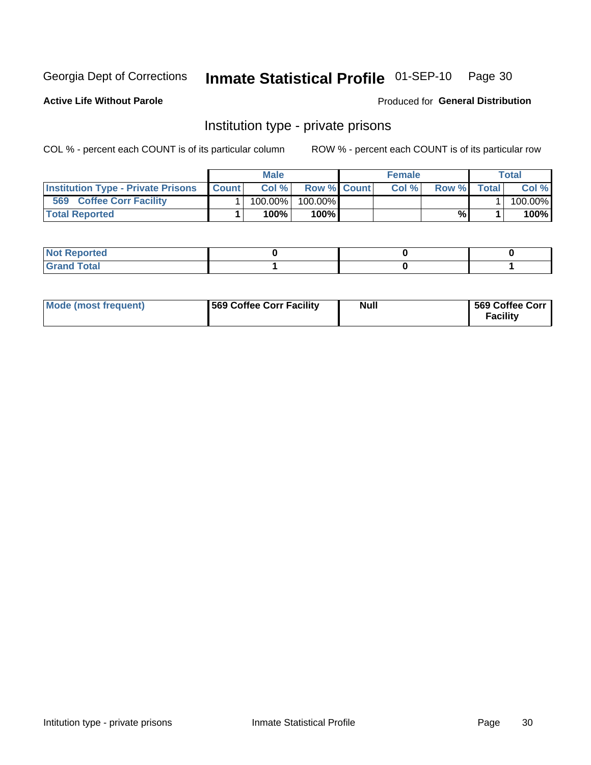Georgia Dept of Corrections **Inmate Statistical Profile** 01-SEP-10

**Active Life Without Parole**

Produced for **General Distribution**

## Institution type - private prisons

COL % - percent each COUNT is of its particular column    ROW % - percent each COUNT is of its particular row

| | Male | | | Female | | | Total | |
|---|---|---|---|---|---|---|---|---|
| **Institution Type - Private Prisons** | **Count** | **Col %** | **Row %** | **Count** | **Col %** | **Row %** | **Total** | **Col %** |
| **569 Coffee Corr Facility** | 1 | 100.00% | 100.00% | | | | 1 | 100.00% |
| **Total Reported** | **1** | **100%** | **100%** | | | **%** | **1** | **100%** |

| | Male | Female | Total |
|---|---|---|---|
| **Not Reported** | **0** | **0** | **0** |
| **Grand Total** | **1** | **0** | **1** |

| | Male | Female | Total |
|---|---|---|---|
| **Mode (most frequent)** | **569 Coffee Corr Facility** | **Null** | **569 Coffee Corr Facility** |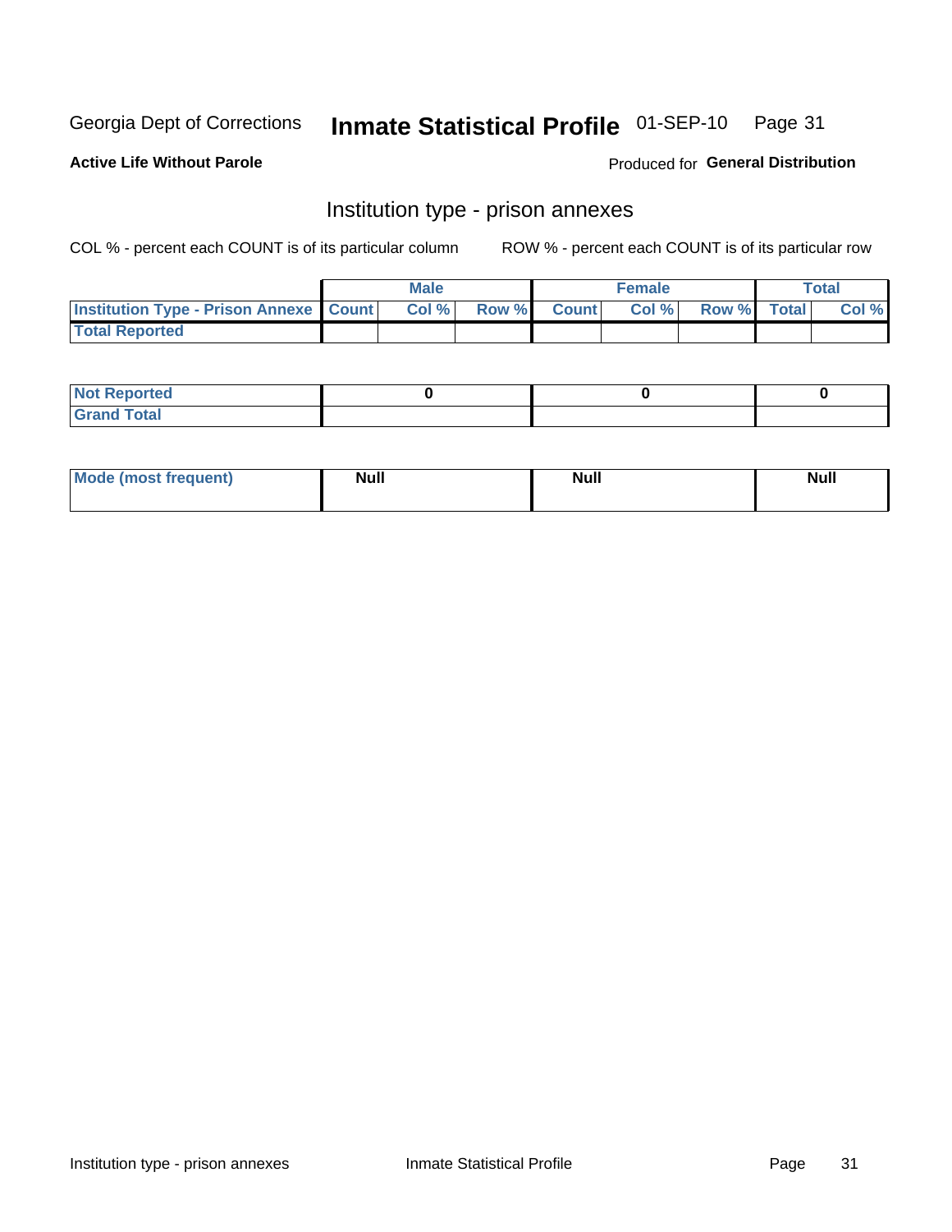Georgia Dept of Corrections **Inmate Statistical Profile** 01-SEP-10

**Active Life Without Parole**

Produced for **General Distribution**

## Institution type - prison annexes

COL % - percent each COUNT is of its particular column

ROW % - percent each COUNT is of its particular row

| | Male | | | Female | | | Total | |
|---|---|---|---|---|---|---|---|---|
| **Institution Type - Prison Annexe** | **Count** | **Col %** | **Row %** | **Count** | **Col %** | **Row %** | **Total** | **Col %** |
| **Total Reported** | | | | | | | | |

| | Male | Female | Total |
|---|---|---|---|
| **Not Reported** | **0** | **0** | **0** |
| **Grand Total** | | | |

| | Male | Female | Total |
|---|---|---|---|
| **Mode (most frequent)** | **Null** | **Null** | **Null** |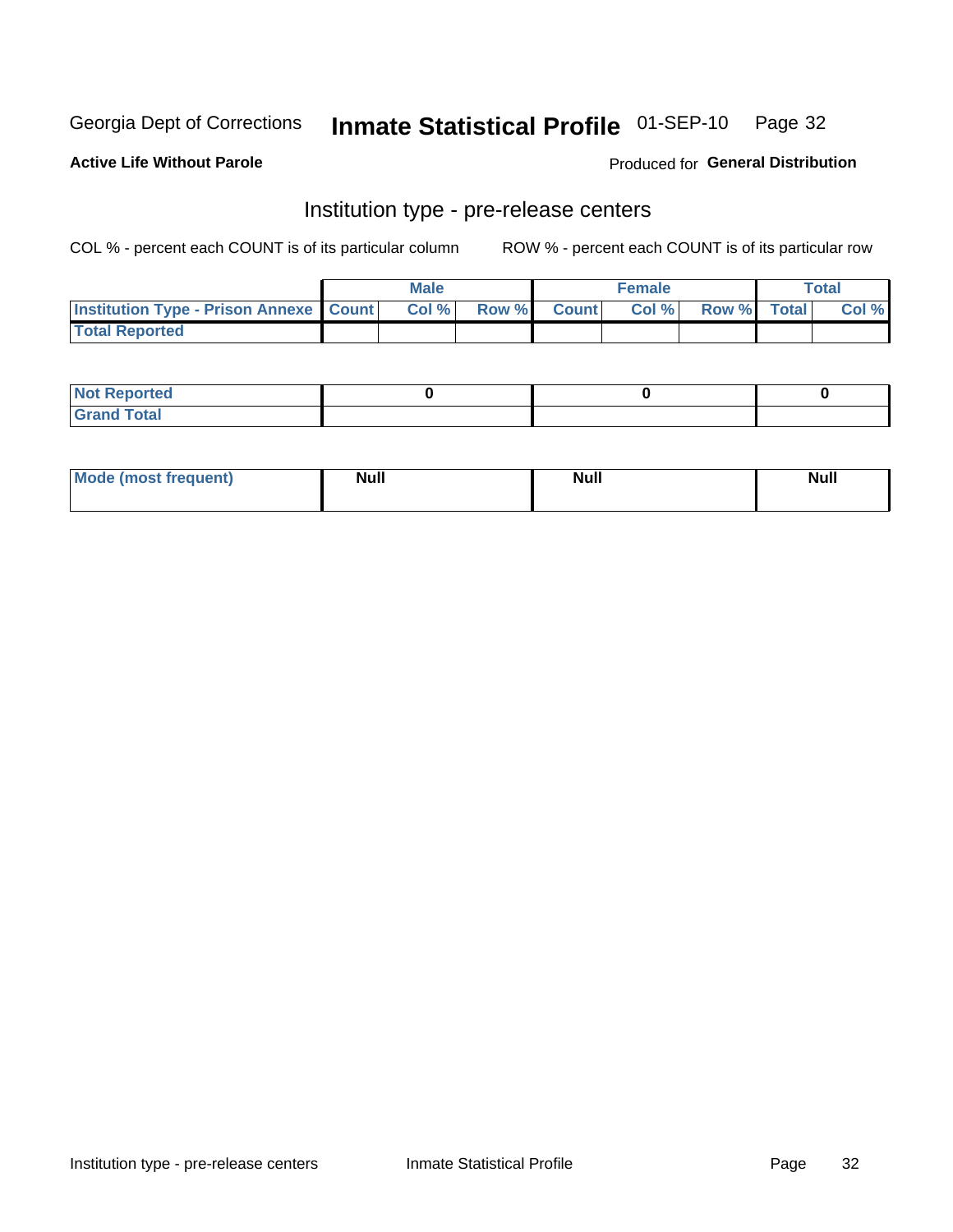Georgia Dept of Corrections **Inmate Statistical Profile** 01-SEP-10

**Active Life Without Parole** Produced for **General Distribution**

## Institution type - pre-release centers

COL % - percent each COUNT is of its particular column ROW % - percent each COUNT is of its particular row

| | Male | | | Female | | | Total | |
|---|---|---|---|---|---|---|---|---|
| **Institution Type - Prison Annexe** | **Count** | **Col %** | **Row %** | **Count** | **Col %** | **Row %** | **Total** | **Col %** |
| **Total Reported** | | | | | | | | |

| | Male | Female | Total |
|---|---|---|---|
| **Not Reported** | **0** | **0** | **0** |
| **Grand Total** | | | |

| | Male | Female | Total |
|---|---|---|---|
| **Mode (most frequent)** | **Null** | **Null** | **Null** |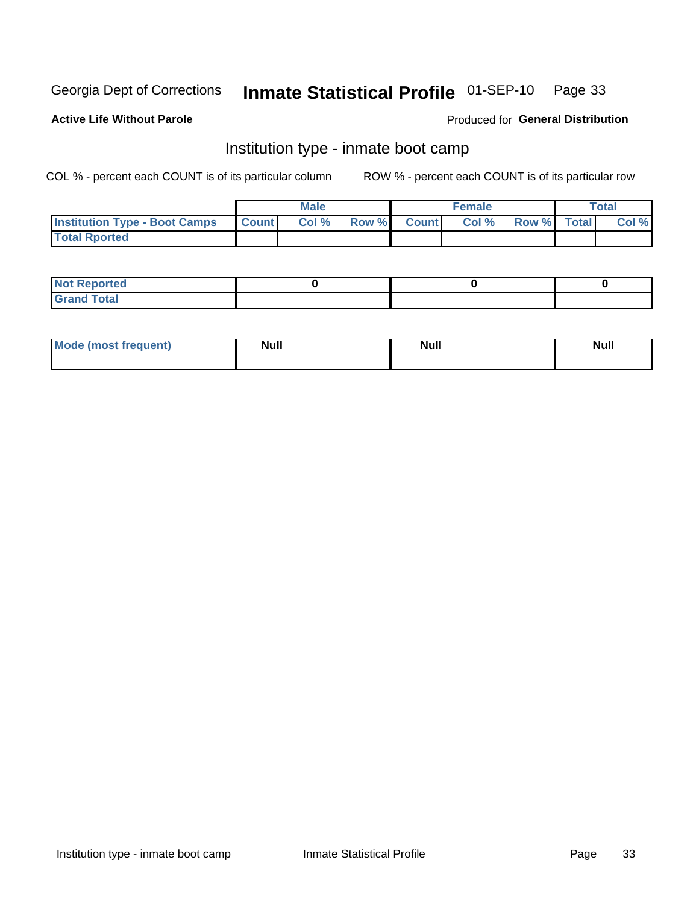Georgia Dept of Corrections **Inmate Statistical Profile** 01-SEP-10

**Active Life Without Parole**

Produced for **General Distribution**

## Institution type - inmate boot camp

COL % - percent each COUNT is of its particular column

ROW % - percent each COUNT is of its particular row

| | Male | | | Female | | | Total | |
|---|---|---|---|---|---|---|---|---|
| Institution Type - Boot Camps | Count | Col % | Row % | Count | Col % | Row % | Total | Col % |
| Total Rported | | | | | | | | |

| | Male | Female | Total |
|---|---|---|---|
| Not Reported | 0 | 0 | 0 |
| Grand Total | | | |

| | Male | Female | Total |
|---|---|---|---|
| Mode (most frequent) | Null | Null | Null |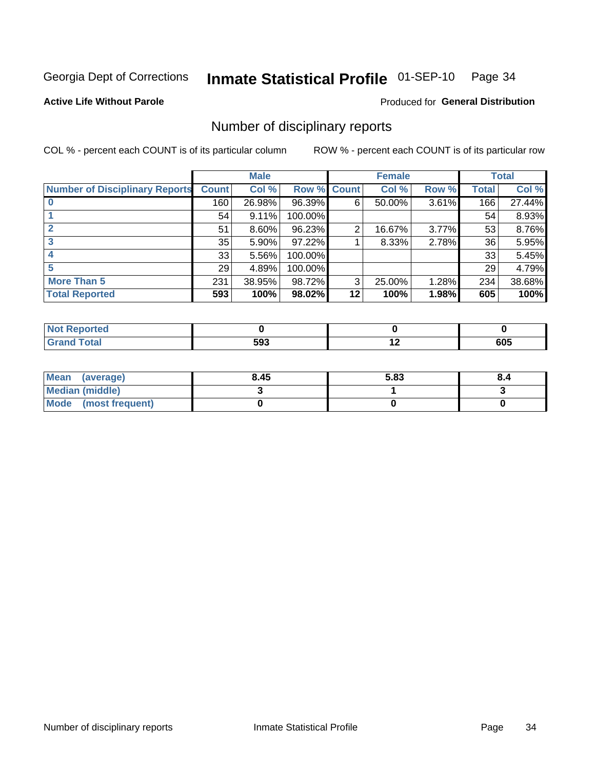Georgia Dept of Corrections **Inmate Statistical Profile** 01-SEP-10

**Active Life Without Parole**

Produced for **General Distribution**

## Number of disciplinary reports

COL % - percent each COUNT is of its particular column

ROW % - percent each COUNT is of its particular row

| | Male | | | Female | | | Total | |
|---|---|---|---|---|---|---|---|---|
| Number of Disciplinary Reports | Count | Col % | Row % | Count | Col % | Row % | Total | Col % |
| 0 | 160 | 26.98% | 96.39% | 6 | 50.00% | 3.61% | 166 | 27.44% |
| 1 | 54 | 9.11% | 100.00% | | | | 54 | 8.93% |
| 2 | 51 | 8.60% | 96.23% | 2 | 16.67% | 3.77% | 53 | 8.76% |
| 3 | 35 | 5.90% | 97.22% | 1 | 8.33% | 2.78% | 36 | 5.95% |
| 4 | 33 | 5.56% | 100.00% | | | | 33 | 5.45% |
| 5 | 29 | 4.89% | 100.00% | | | | 29 | 4.79% |
| More Than 5 | 231 | 38.95% | 98.72% | 3 | 25.00% | 1.28% | 234 | 38.68% |
| **Total Reported** | **593** | **100%** | **98.02%** | **12** | **100%** | **1.98%** | **605** | **100%** |

| | Male | Female | Total |
|---|---|---|---|
| Not Reported | 0 | 0 | 0 |
| Grand Total | 593 | 12 | 605 |

| | Male | Female | Total |
|---|---|---|---|
| Mean (average) | 8.45 | 5.83 | 8.4 |
| Median (middle) | 3 | 1 | 3 |
| Mode (most frequent) | 0 | 0 | 0 |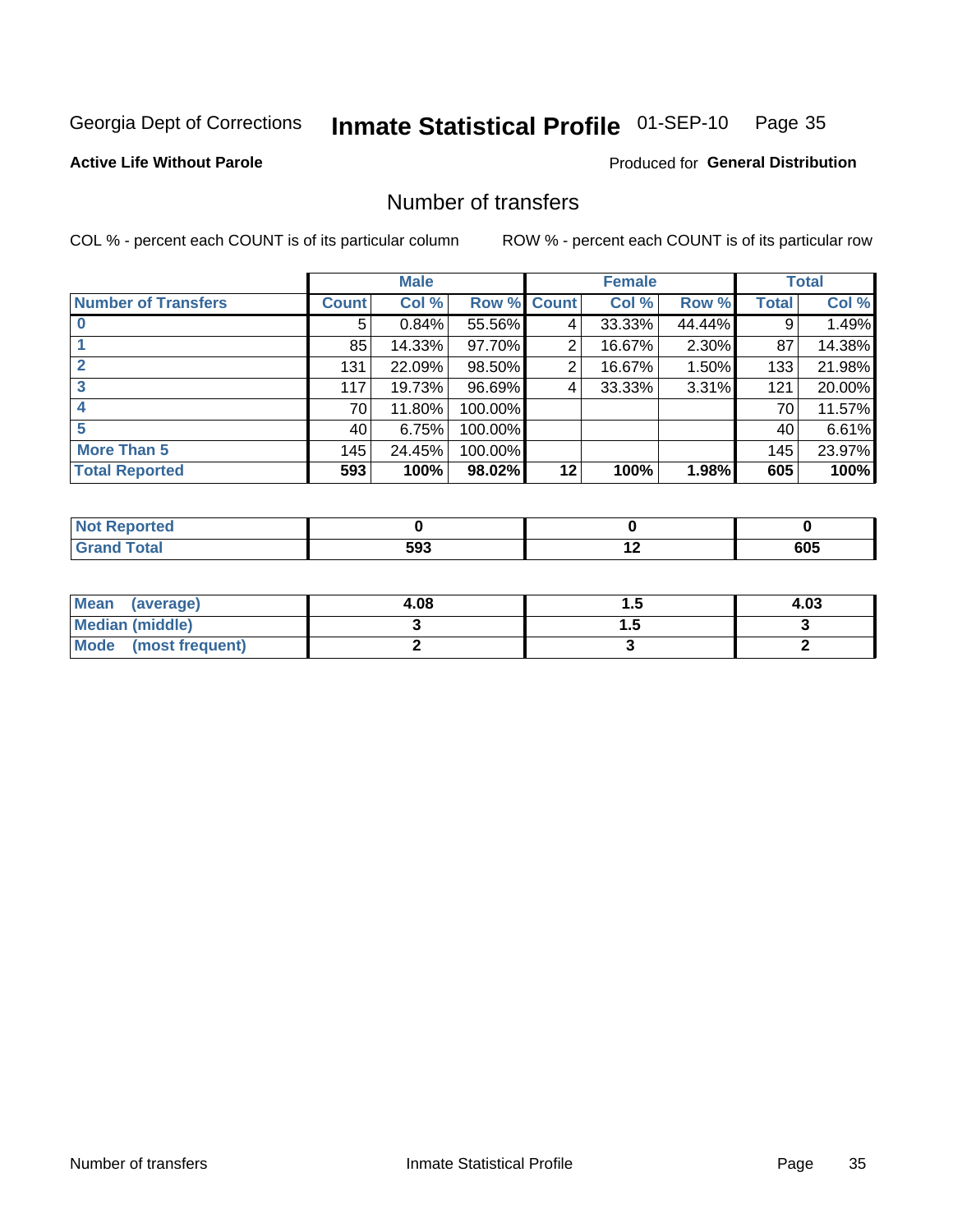Georgia Dept of Corrections **Inmate Statistical Profile** 01-SEP-10 Page 35

**Active Life Without Parole**

Produced for **General Distribution**

## Number of transfers

COL % - percent each COUNT is of its particular column ROW % - percent each COUNT is of its particular row

| | Male | | | Female | | | Total | |
|---|---|---|---|---|---|---|---|---|
| **Number of Transfers** | **Count** | **Col %** | **Row %** | **Count** | **Col %** | **Row %** | **Total** | **Col %** |
| **0** | 5 | 0.84% | 55.56% | 4 | 33.33% | 44.44% | 9 | 1.49% |
| **1** | 85 | 14.33% | 97.70% | 2 | 16.67% | 2.30% | 87 | 14.38% |
| **2** | 131 | 22.09% | 98.50% | 2 | 16.67% | 1.50% | 133 | 21.98% |
| **3** | 117 | 19.73% | 96.69% | 4 | 33.33% | 3.31% | 121 | 20.00% |
| **4** | 70 | 11.80% | 100.00% | | | | 70 | 11.57% |
| **5** | 40 | 6.75% | 100.00% | | | | 40 | 6.61% |
| **More Than 5** | 145 | 24.45% | 100.00% | | | | 145 | 23.97% |
| **Total Reported** | **593** | **100%** | **98.02%** | **12** | **100%** | **1.98%** | **605** | **100%** |

| | Male | Female | Total |
|---|---|---|---|
| **Not Reported** | **0** | **0** | **0** |
| **Grand Total** | **593** | **12** | **605** |

| | Male | Female | Total |
|---|---|---|---|
| **Mean (average)** | **4.08** | **1.5** | **4.03** |
| **Median (middle)** | **3** | **1.5** | **3** |
| **Mode (most frequent)** | **2** | **3** | **2** |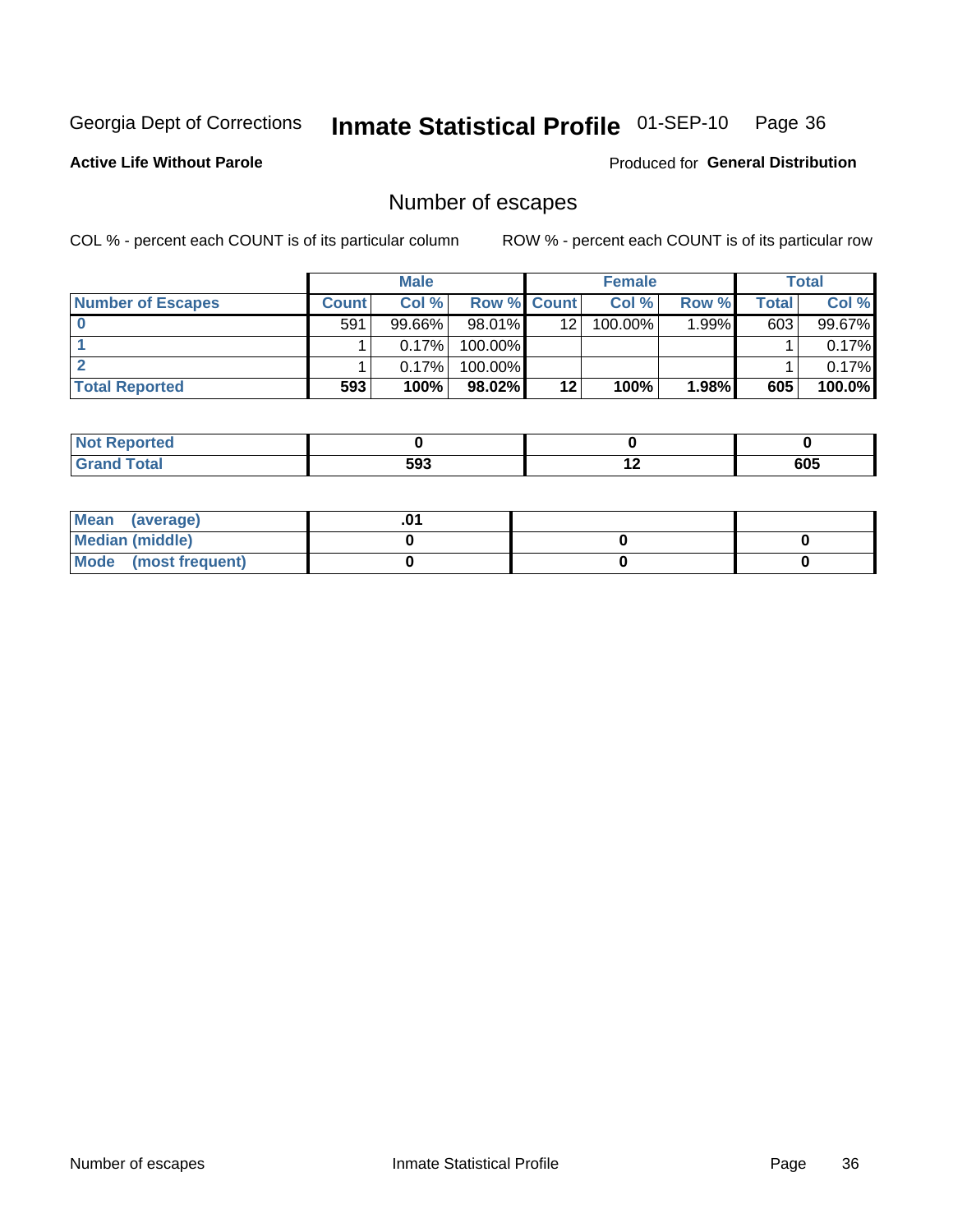Georgia Dept of Corrections **Inmate Statistical Profile** 01-SEP-10

**Active Life Without Parole**

Produced for **General Distribution**

## Number of escapes

COL % - percent each COUNT is of its particular column ROW % - percent each COUNT is of its particular row

| | Male | | | Female | | | Total | |
|---|---|---|---|---|---|---|---|---|
| **Number of Escapes** | **Count** | **Col %** | **Row %** | **Count** | **Col %** | **Row %** | **Total** | **Col %** |
| **0** | 591 | 99.66% | 98.01% | 12 | 100.00% | 1.99% | 603 | 99.67% |
| **1** | 1 | 0.17% | 100.00% | | | | 1 | 0.17% |
| **2** | 1 | 0.17% | 100.00% | | | | 1 | 0.17% |
| **Total Reported** | **593** | **100%** | **98.02%** | **12** | **100%** | **1.98%** | **605** | **100.0%** |

| | Male | Female | Total |
|---|---|---|---|
| **Not Reported** | **0** | **0** | **0** |
| **Grand Total** | **593** | **12** | **605** |

| | Male | Female | Total |
|---|---|---|---|
| **Mean (average)** | **.01** | | |
| **Median (middle)** | **0** | **0** | **0** |
| **Mode (most frequent)** | **0** | **0** | **0** |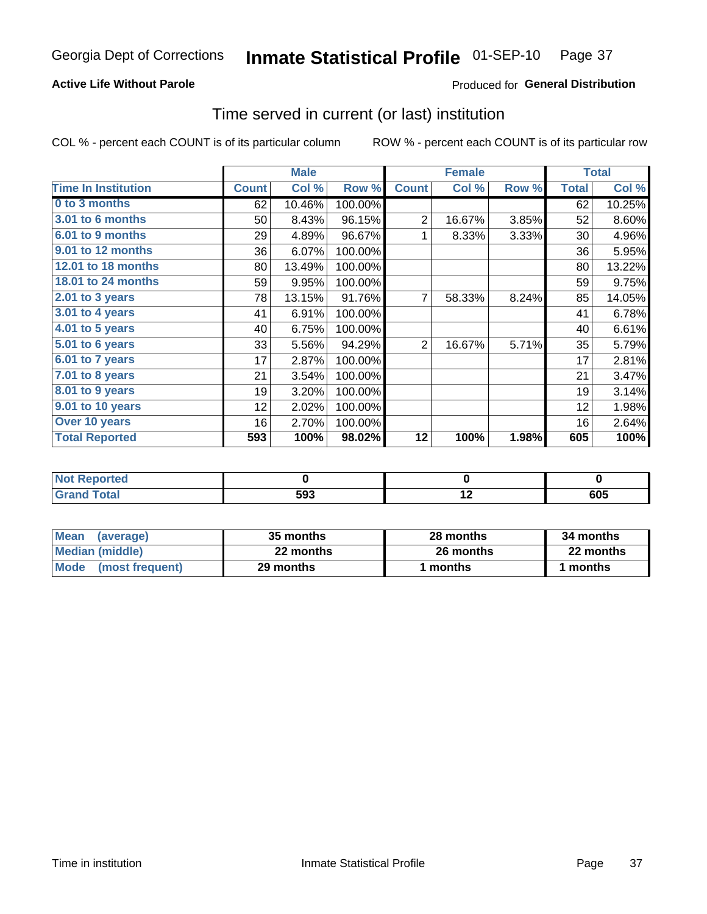Georgia Dept of Corrections **Inmate Statistical Profile** 01-SEP-10

**Active Life Without Parole**

Produced for **General Distribution**

## Time served in current (or last) institution

COL % - percent each COUNT is of its particular column

ROW % - percent each COUNT is of its particular row

| | Male | | | Female | | | Total | |
|---|---|---|---|---|---|---|---|---|
| **Time In Institution** | **Count** | **Col %** | **Row %** | **Count** | **Col %** | **Row %** | **Total** | **Col %** |
| 0 to 3 months | 62 | 10.46% | 100.00% | | | | 62 | 10.25% |
| 3.01 to 6 months | 50 | 8.43% | 96.15% | 2 | 16.67% | 3.85% | 52 | 8.60% |
| 6.01 to 9 months | 29 | 4.89% | 96.67% | 1 | 8.33% | 3.33% | 30 | 4.96% |
| 9.01 to 12 months | 36 | 6.07% | 100.00% | | | | 36 | 5.95% |
| 12.01 to 18 months | 80 | 13.49% | 100.00% | | | | 80 | 13.22% |
| 18.01 to 24 months | 59 | 9.95% | 100.00% | | | | 59 | 9.75% |
| 2.01 to 3 years | 78 | 13.15% | 91.76% | 7 | 58.33% | 8.24% | 85 | 14.05% |
| 3.01 to 4 years | 41 | 6.91% | 100.00% | | | | 41 | 6.78% |
| 4.01 to 5 years | 40 | 6.75% | 100.00% | | | | 40 | 6.61% |
| 5.01 to 6 years | 33 | 5.56% | 94.29% | 2 | 16.67% | 5.71% | 35 | 5.79% |
| 6.01 to 7 years | 17 | 2.87% | 100.00% | | | | 17 | 2.81% |
| 7.01 to 8 years | 21 | 3.54% | 100.00% | | | | 21 | 3.47% |
| 8.01 to 9 years | 19 | 3.20% | 100.00% | | | | 19 | 3.14% |
| 9.01 to 10 years | 12 | 2.02% | 100.00% | | | | 12 | 1.98% |
| Over 10 years | 16 | 2.70% | 100.00% | | | | 16 | 2.64% |
| **Total Reported** | **593** | **100%** | **98.02%** | **12** | **100%** | **1.98%** | **605** | **100%** |

| | Male | Female | Total |
|---|---|---|---|
| Not Reported | **0** | **0** | **0** |
| Grand Total | **593** | **12** | **605** |

| | Male | Female | Total |
|---|---|---|---|
| Mean (average) | **35 months** | **28 months** | **34 months** |
| Median (middle) | **22 months** | **26 months** | **22 months** |
| Mode (most frequent) | **29 months** | **1 months** | **1 months** |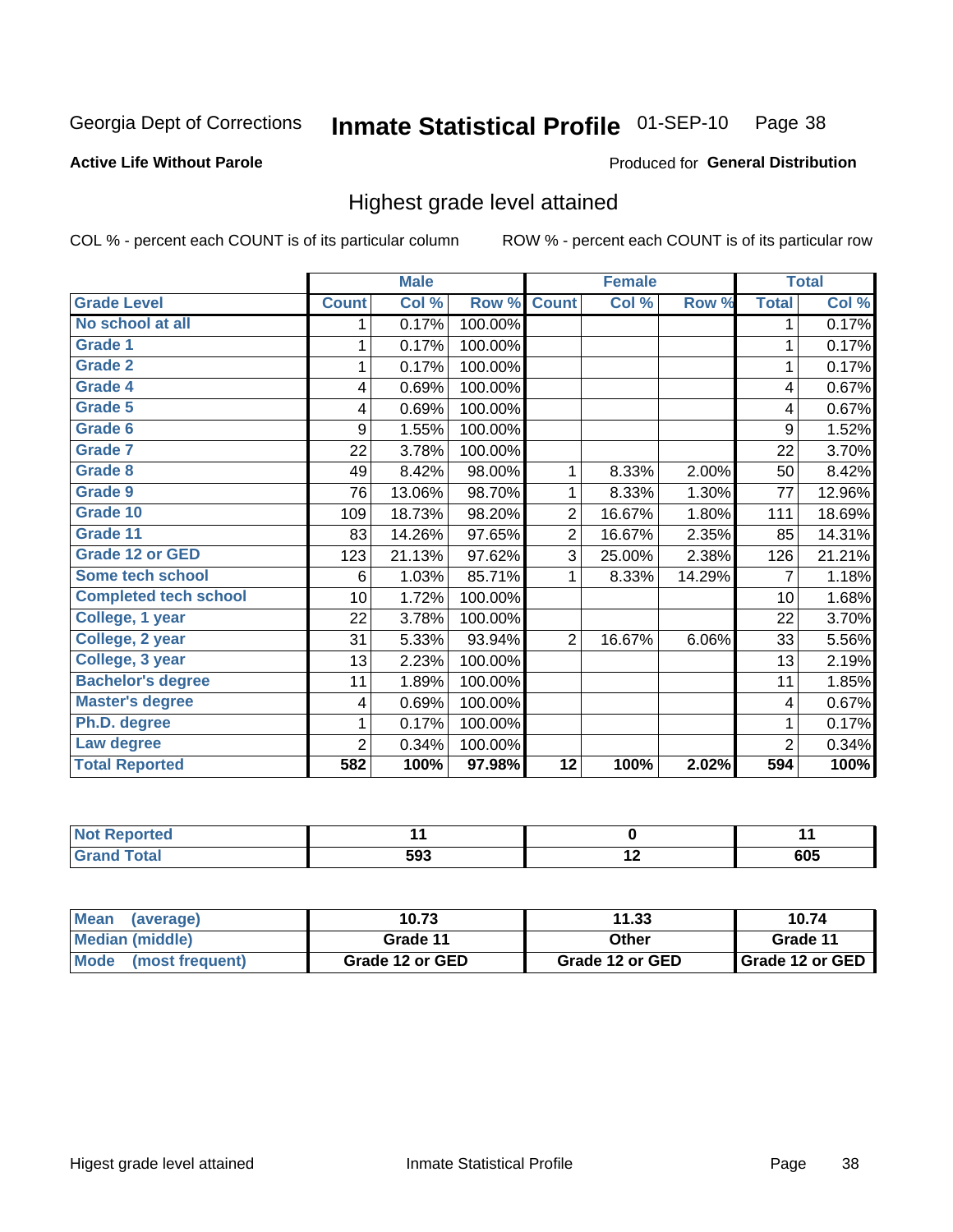Georgia Dept of Corrections **Inmate Statistical Profile** 01-SEP-10

**Active Life Without Parole**

Produced for **General Distribution**

## Highest grade level attained

COL % - percent each COUNT is of its particular column ROW % - percent each COUNT is of its particular row

| | Male | | | Female | | | Total | |
|---|---|---|---|---|---|---|---|---|
| **Grade Level** | **Count** | **Col %** | **Row %** | **Count** | **Col %** | **Row %** | **Total** | **Col %** |
| No school at all | 1 | 0.17% | 100.00% | | | | 1 | 0.17% |
| Grade 1 | 1 | 0.17% | 100.00% | | | | 1 | 0.17% |
| Grade 2 | 1 | 0.17% | 100.00% | | | | 1 | 0.17% |
| Grade 4 | 4 | 0.69% | 100.00% | | | | 4 | 0.67% |
| Grade 5 | 4 | 0.69% | 100.00% | | | | 4 | 0.67% |
| Grade 6 | 9 | 1.55% | 100.00% | | | | 9 | 1.52% |
| Grade 7 | 22 | 3.78% | 100.00% | | | | 22 | 3.70% |
| Grade 8 | 49 | 8.42% | 98.00% | 1 | 8.33% | 2.00% | 50 | 8.42% |
| Grade 9 | 76 | 13.06% | 98.70% | 1 | 8.33% | 1.30% | 77 | 12.96% |
| Grade 10 | 109 | 18.73% | 98.20% | 2 | 16.67% | 1.80% | 111 | 18.69% |
| Grade 11 | 83 | 14.26% | 97.65% | 2 | 16.67% | 2.35% | 85 | 14.31% |
| Grade 12 or GED | 123 | 21.13% | 97.62% | 3 | 25.00% | 2.38% | 126 | 21.21% |
| Some tech school | 6 | 1.03% | 85.71% | 1 | 8.33% | 14.29% | 7 | 1.18% |
| Completed tech school | 10 | 1.72% | 100.00% | | | | 10 | 1.68% |
| College, 1 year | 22 | 3.78% | 100.00% | | | | 22 | 3.70% |
| College, 2 year | 31 | 5.33% | 93.94% | 2 | 16.67% | 6.06% | 33 | 5.56% |
| College, 3 year | 13 | 2.23% | 100.00% | | | | 13 | 2.19% |
| Bachelor's degree | 11 | 1.89% | 100.00% | | | | 11 | 1.85% |
| Master's degree | 4 | 0.69% | 100.00% | | | | 4 | 0.67% |
| Ph.D. degree | 1 | 0.17% | 100.00% | | | | 1 | 0.17% |
| Law degree | 2 | 0.34% | 100.00% | | | | 2 | 0.34% |
| **Total Reported** | **582** | **100%** | **97.98%** | **12** | **100%** | **2.02%** | **594** | **100%** |

| | Male | Female | Total |
|---|---|---|---|
| Not Reported | 11 | 0 | 11 |
| Grand Total | 593 | 12 | 605 |

| | Male | Female | Total |
|---|---|---|---|
| Mean (average) | 10.73 | 11.33 | 10.74 |
| Median (middle) | Grade 11 | Other | Grade 11 |
| Mode (most frequent) | Grade 12 or GED | Grade 12 or GED | Grade 12 or GED |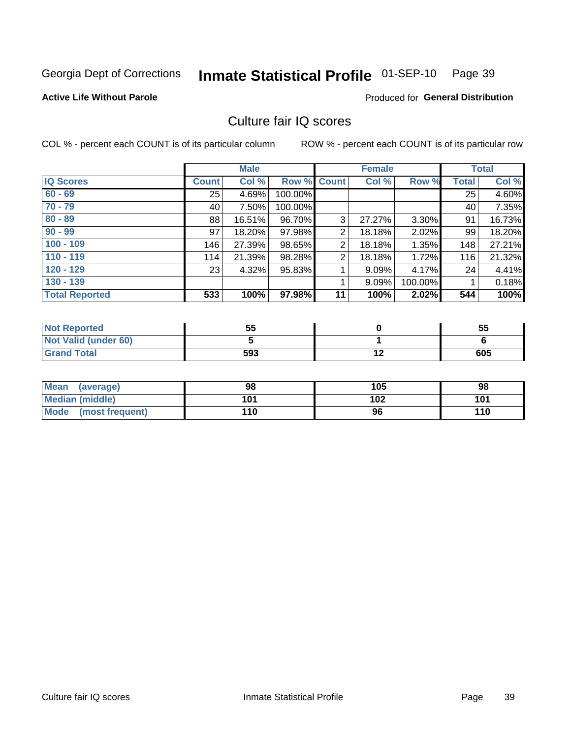Georgia Dept of Corrections **Inmate Statistical Profile** 01-SEP-10 Page 39

**Active Life Without Parole**

Produced for **General Distribution**

## Culture fair IQ scores

COL % - percent each COUNT is of its particular column

ROW % - percent each COUNT is of its particular row

| | Male | | | Female | | | Total | |
|---|---|---|---|---|---|---|---|---|
| IQ Scores | Count | Col % | Row % | Count | Col % | Row % | Total | Col % |
| 60 - 69 | 25 | 4.69% | 100.00% | | | | 25 | 4.60% |
| 70 - 79 | 40 | 7.50% | 100.00% | | | | 40 | 7.35% |
| 80 - 89 | 88 | 16.51% | 96.70% | 3 | 27.27% | 3.30% | 91 | 16.73% |
| 90 - 99 | 97 | 18.20% | 97.98% | 2 | 18.18% | 2.02% | 99 | 18.20% |
| 100 - 109 | 146 | 27.39% | 98.65% | 2 | 18.18% | 1.35% | 148 | 27.21% |
| 110 - 119 | 114 | 21.39% | 98.28% | 2 | 18.18% | 1.72% | 116 | 21.32% |
| 120 - 129 | 23 | 4.32% | 95.83% | 1 | 9.09% | 4.17% | 24 | 4.41% |
| 130 - 139 | | | | 1 | 9.09% | 100.00% | 1 | 0.18% |
| **Total Reported** | **533** | **100%** | **97.98%** | **11** | **100%** | **2.02%** | **544** | **100%** |

| | Male | Female | Total |
|---|---|---|---|
| Not Reported | 55 | 0 | 55 |
| Not Valid (under 60) | 5 | 1 | 6 |
| Grand Total | 593 | 12 | 605 |

| | Male | Female | Total |
|---|---|---|---|
| Mean (average) | 98 | 105 | 98 |
| Median (middle) | 101 | 102 | 101 |
| Mode (most frequent) | 110 | 96 | 110 |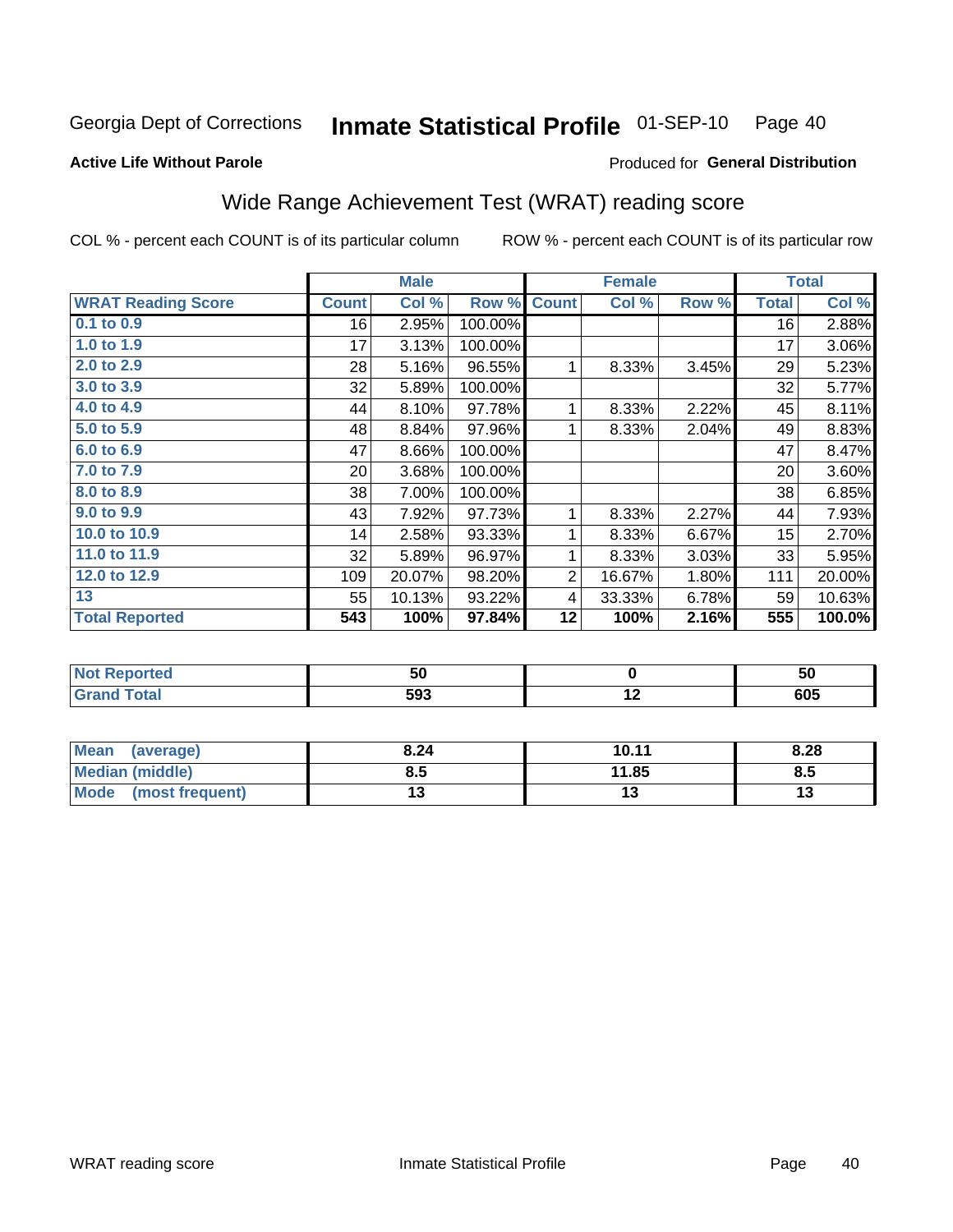Georgia Dept of Corrections **Inmate Statistical Profile** 01-SEP-10 Page 40

**Active Life Without Parole**

Produced for **General Distribution**

## Wide Range Achievement Test (WRAT) reading score

COL % - percent each COUNT is of its particular column

ROW % - percent each COUNT is of its particular row

| | Male | | | Female | | | Total | |
|---|---|---|---|---|---|---|---|---|
| **WRAT Reading Score** | **Count** | **Col %** | **Row %** | **Count** | **Col %** | **Row %** | **Total** | **Col %** |
| 0.1 to 0.9 | 16 | 2.95% | 100.00% | | | | 16 | 2.88% |
| 1.0 to 1.9 | 17 | 3.13% | 100.00% | | | | 17 | 3.06% |
| 2.0 to 2.9 | 28 | 5.16% | 96.55% | 1 | 8.33% | 3.45% | 29 | 5.23% |
| 3.0 to 3.9 | 32 | 5.89% | 100.00% | | | | 32 | 5.77% |
| 4.0 to 4.9 | 44 | 8.10% | 97.78% | 1 | 8.33% | 2.22% | 45 | 8.11% |
| 5.0 to 5.9 | 48 | 8.84% | 97.96% | 1 | 8.33% | 2.04% | 49 | 8.83% |
| 6.0 to 6.9 | 47 | 8.66% | 100.00% | | | | 47 | 8.47% |
| 7.0 to 7.9 | 20 | 3.68% | 100.00% | | | | 20 | 3.60% |
| 8.0 to 8.9 | 38 | 7.00% | 100.00% | | | | 38 | 6.85% |
| 9.0 to 9.9 | 43 | 7.92% | 97.73% | 1 | 8.33% | 2.27% | 44 | 7.93% |
| 10.0 to 10.9 | 14 | 2.58% | 93.33% | 1 | 8.33% | 6.67% | 15 | 2.70% |
| 11.0 to 11.9 | 32 | 5.89% | 96.97% | 1 | 8.33% | 3.03% | 33 | 5.95% |
| 12.0 to 12.9 | 109 | 20.07% | 98.20% | 2 | 16.67% | 1.80% | 111 | 20.00% |
| 13 | 55 | 10.13% | 93.22% | 4 | 33.33% | 6.78% | 59 | 10.63% |
| **Total Reported** | **543** | **100%** | **97.84%** | **12** | **100%** | **2.16%** | **555** | **100.0%** |

| | Male | Female | Total |
|---|---|---|---|
| Not Reported | 50 | 0 | 50 |
| Grand Total | 593 | 12 | 605 |

| | Male | Female | Total |
|---|---|---|---|
| Mean (average) | 8.24 | 10.11 | 8.28 |
| Median (middle) | 8.5 | 11.85 | 8.5 |
| Mode (most frequent) | 13 | 13 | 13 |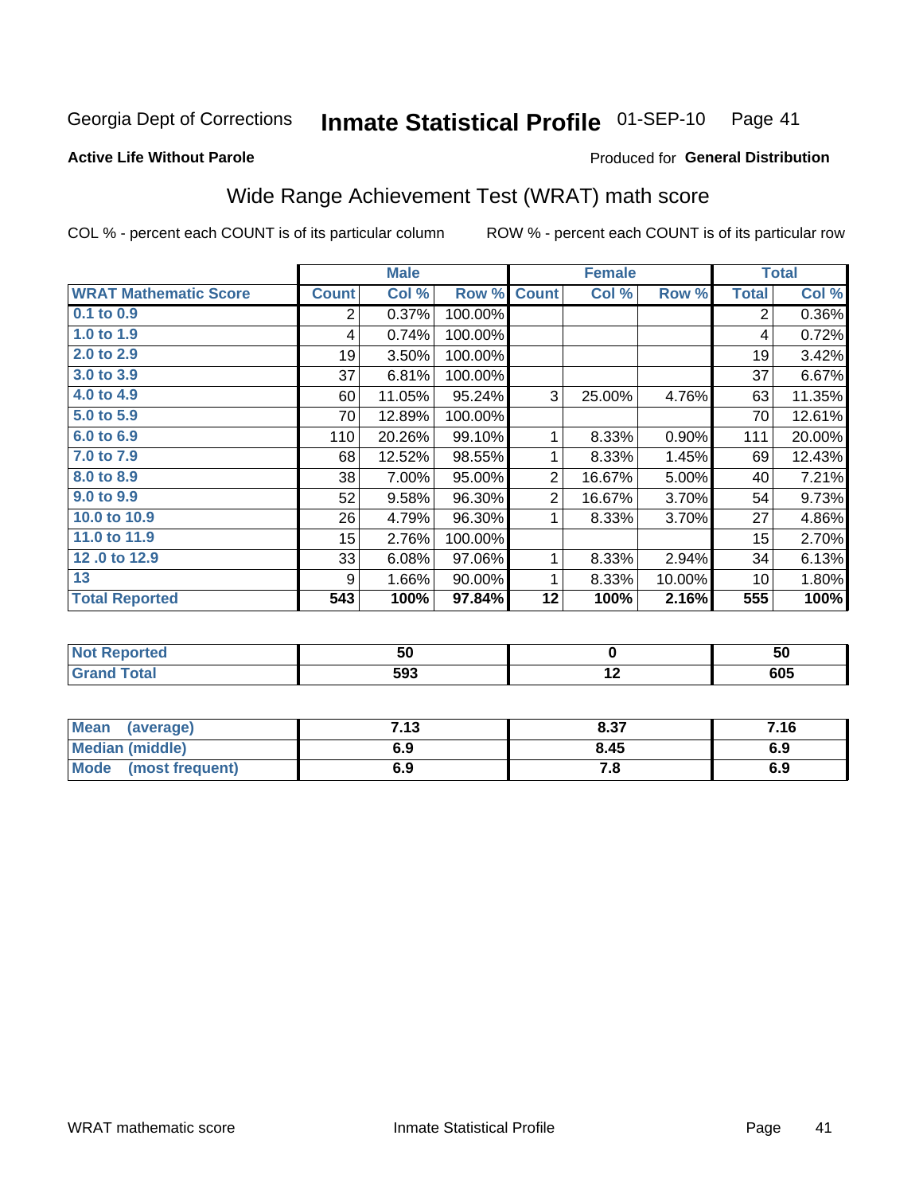Georgia Dept of Corrections **Inmate Statistical Profile** 01-SEP-10

**Active Life Without Parole**

Produced for **General Distribution**

## Wide Range Achievement Test (WRAT) math score

COL % - percent each COUNT is of its particular column

ROW % - percent each COUNT is of its particular row

| | Male | | | Female | | | Total | |
|---|---|---|---|---|---|---|---|---|
| **WRAT Mathematic Score** | **Count** | **Col %** | **Row %** | **Count** | **Col %** | **Row %** | **Total** | **Col %** |
| 0.1 to 0.9 | 2 | 0.37% | 100.00% | | | | 2 | 0.36% |
| 1.0 to 1.9 | 4 | 0.74% | 100.00% | | | | 4 | 0.72% |
| 2.0 to 2.9 | 19 | 3.50% | 100.00% | | | | 19 | 3.42% |
| 3.0 to 3.9 | 37 | 6.81% | 100.00% | | | | 37 | 6.67% |
| 4.0 to 4.9 | 60 | 11.05% | 95.24% | 3 | 25.00% | 4.76% | 63 | 11.35% |
| 5.0 to 5.9 | 70 | 12.89% | 100.00% | | | | 70 | 12.61% |
| 6.0 to 6.9 | 110 | 20.26% | 99.10% | 1 | 8.33% | 0.90% | 111 | 20.00% |
| 7.0 to 7.9 | 68 | 12.52% | 98.55% | 1 | 8.33% | 1.45% | 69 | 12.43% |
| 8.0 to 8.9 | 38 | 7.00% | 95.00% | 2 | 16.67% | 5.00% | 40 | 7.21% |
| 9.0 to 9.9 | 52 | 9.58% | 96.30% | 2 | 16.67% | 3.70% | 54 | 9.73% |
| 10.0 to 10.9 | 26 | 4.79% | 96.30% | 1 | 8.33% | 3.70% | 27 | 4.86% |
| 11.0 to 11.9 | 15 | 2.76% | 100.00% | | | | 15 | 2.70% |
| 12 .0 to 12.9 | 33 | 6.08% | 97.06% | 1 | 8.33% | 2.94% | 34 | 6.13% |
| 13 | 9 | 1.66% | 90.00% | 1 | 8.33% | 10.00% | 10 | 1.80% |
| **Total Reported** | **543** | **100%** | **97.84%** | **12** | **100%** | **2.16%** | **555** | **100%** |

| | Male | Female | Total |
|---|---|---|---|
| **Not Reported** | **50** | **0** | **50** |
| **Grand Total** | **593** | **12** | **605** |

| | Male | Female | Total |
|---|---|---|---|
| **Mean (average)** | **7.13** | **8.37** | **7.16** |
| **Median (middle)** | **6.9** | **8.45** | **6.9** |
| **Mode (most frequent)** | **6.9** | **7.8** | **6.9** |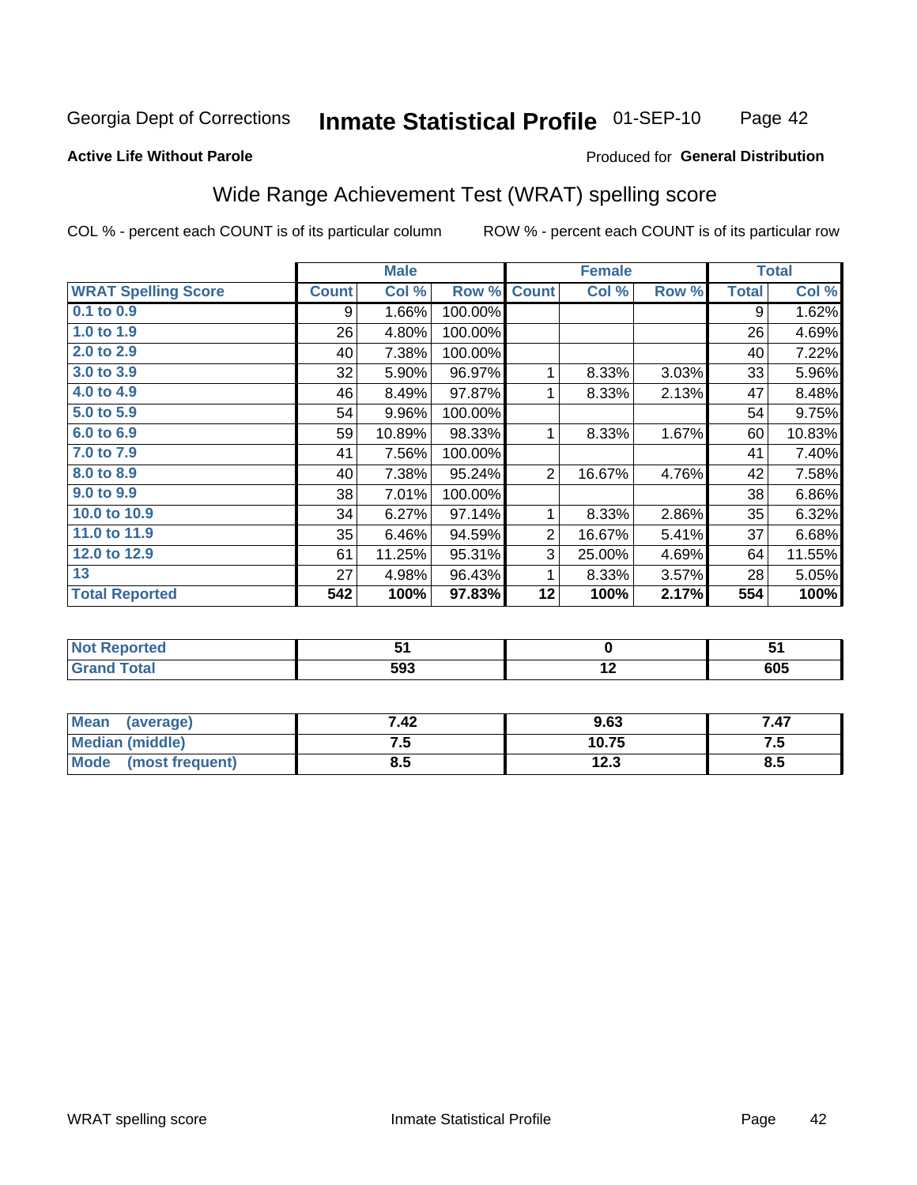Georgia Dept of Corrections **Inmate Statistical Profile** 01-SEP-10

**Active Life Without Parole**

Produced for **General Distribution**

## Wide Range Achievement Test (WRAT) spelling score

COL % - percent each COUNT is of its particular column ROW % - percent each COUNT is of its particular row

| | Male | | | Female | | | Total | |
|---|---|---|---|---|---|---|---|---|
| **WRAT Spelling Score** | **Count** | **Col %** | **Row %** | **Count** | **Col %** | **Row %** | **Total** | **Col %** |
| 0.1 to 0.9 | 9 | 1.66% | 100.00% | | | | 9 | 1.62% |
| 1.0 to 1.9 | 26 | 4.80% | 100.00% | | | | 26 | 4.69% |
| 2.0 to 2.9 | 40 | 7.38% | 100.00% | | | | 40 | 7.22% |
| 3.0 to 3.9 | 32 | 5.90% | 96.97% | 1 | 8.33% | 3.03% | 33 | 5.96% |
| 4.0 to 4.9 | 46 | 8.49% | 97.87% | 1 | 8.33% | 2.13% | 47 | 8.48% |
| 5.0 to 5.9 | 54 | 9.96% | 100.00% | | | | 54 | 9.75% |
| 6.0 to 6.9 | 59 | 10.89% | 98.33% | 1 | 8.33% | 1.67% | 60 | 10.83% |
| 7.0 to 7.9 | 41 | 7.56% | 100.00% | | | | 41 | 7.40% |
| 8.0 to 8.9 | 40 | 7.38% | 95.24% | 2 | 16.67% | 4.76% | 42 | 7.58% |
| 9.0 to 9.9 | 38 | 7.01% | 100.00% | | | | 38 | 6.86% |
| 10.0 to 10.9 | 34 | 6.27% | 97.14% | 1 | 8.33% | 2.86% | 35 | 6.32% |
| 11.0 to 11.9 | 35 | 6.46% | 94.59% | 2 | 16.67% | 5.41% | 37 | 6.68% |
| 12.0 to 12.9 | 61 | 11.25% | 95.31% | 3 | 25.00% | 4.69% | 64 | 11.55% |
| 13 | 27 | 4.98% | 96.43% | 1 | 8.33% | 3.57% | 28 | 5.05% |
| **Total Reported** | **542** | **100%** | **97.83%** | **12** | **100%** | **2.17%** | **554** | **100%** |

| | Male | Female | Total |
|---|---|---|---|
| Not Reported | 51 | 0 | 51 |
| Grand Total | 593 | 12 | 605 |

| | Male | Female | Total |
|---|---|---|---|
| Mean (average) | 7.42 | 9.63 | 7.47 |
| Median (middle) | 7.5 | 10.75 | 7.5 |
| Mode (most frequent) | 8.5 | 12.3 | 8.5 |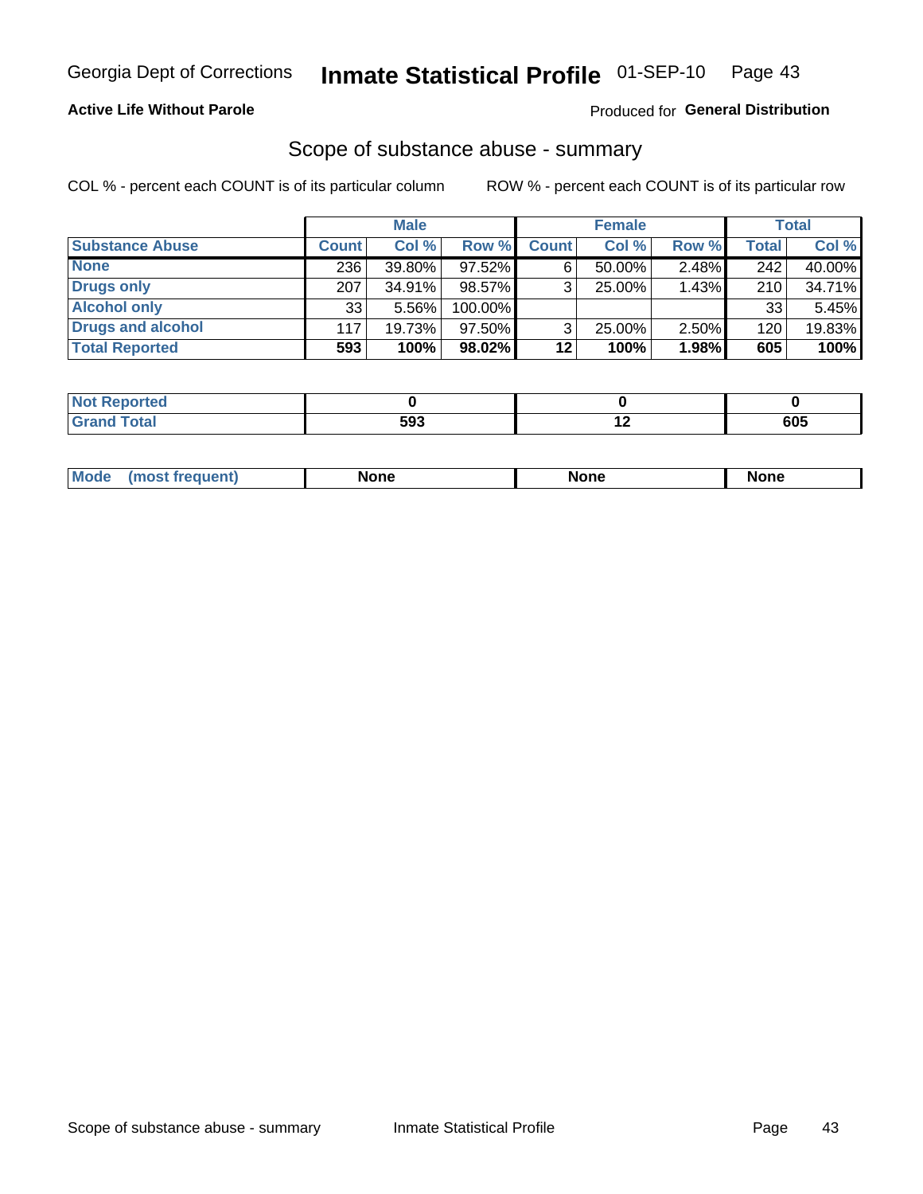Georgia Dept of Corrections **Inmate Statistical Profile** 01-SEP-10

**Active Life Without Parole**

Produced for **General Distribution**

## Scope of substance abuse - summary

COL % - percent each COUNT is of its particular column

ROW % - percent each COUNT is of its particular row

| | Male | | | Female | | | Total | |
|---|---|---|---|---|---|---|---|---|
| **Substance Abuse** | **Count** | **Col %** | **Row %** | **Count** | **Col %** | **Row %** | **Total** | **Col %** |
| **None** | 236 | 39.80% | 97.52% | 6 | 50.00% | 2.48% | 242 | 40.00% |
| **Drugs only** | 207 | 34.91% | 98.57% | 3 | 25.00% | 1.43% | 210 | 34.71% |
| **Alcohol only** | 33 | 5.56% | 100.00% | | | | 33 | 5.45% |
| **Drugs and alcohol** | 117 | 19.73% | 97.50% | 3 | 25.00% | 2.50% | 120 | 19.83% |
| **Total Reported** | **593** | **100%** | **98.02%** | **12** | **100%** | **1.98%** | **605** | **100%** |

| | Male | Female | Total |
|---|---|---|---|
| **Not Reported** | **0** | **0** | **0** |
| **Grand Total** | **593** | **12** | **605** |

| | Male | Female | Total |
|---|---|---|---|
| **Mode (most frequent)** | **None** | **None** | **None** |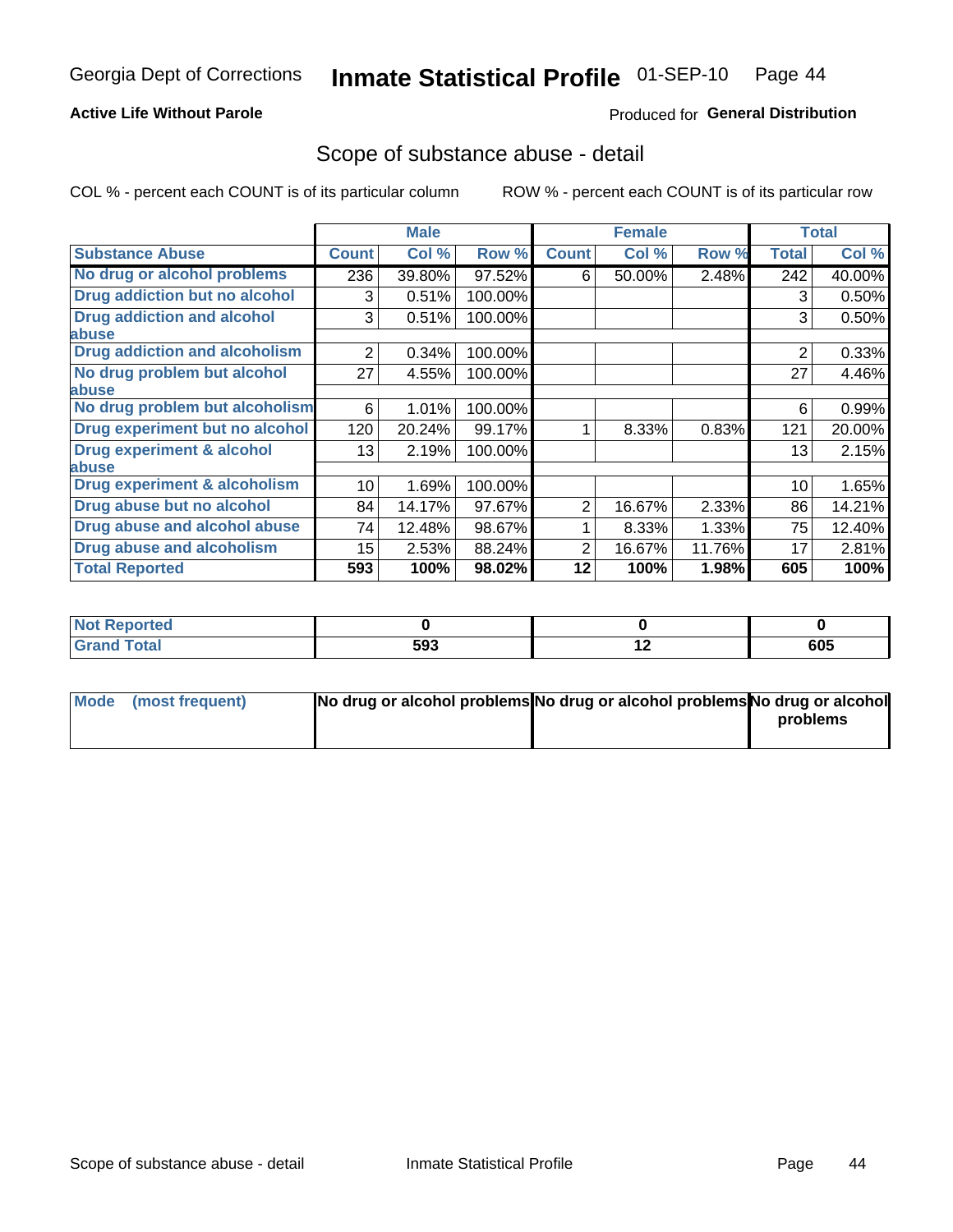Georgia Dept of Corrections **Inmate Statistical Profile** 01-SEP-10

**Active Life Without Parole**

Produced for **General Distribution**

## Scope of substance abuse - detail

COL % - percent each COUNT is of its particular column ROW % - percent each COUNT is of its particular row

| | Male | | | Female | | | Total | |
|---|---|---|---|---|---|---|---|---|
| **Substance Abuse** | **Count** | **Col %** | **Row %** | **Count** | **Col %** | **Row %** | **Total** | **Col %** |
| **No drug or alcohol problems** | 236 | 39.80% | 97.52% | 6 | 50.00% | 2.48% | 242 | 40.00% |
| **Drug addiction but no alcohol** | 3 | 0.51% | 100.00% | | | | 3 | 0.50% |
| **Drug addiction and alcohol abuse** | 3 | 0.51% | 100.00% | | | | 3 | 0.50% |
| **Drug addiction and alcoholism** | 2 | 0.34% | 100.00% | | | | 2 | 0.33% |
| **No drug problem but alcohol abuse** | 27 | 4.55% | 100.00% | | | | 27 | 4.46% |
| **No drug problem but alcoholism** | 6 | 1.01% | 100.00% | | | | 6 | 0.99% |
| **Drug experiment but no alcohol** | 120 | 20.24% | 99.17% | 1 | 8.33% | 0.83% | 121 | 20.00% |
| **Drug experiment & alcohol abuse** | 13 | 2.19% | 100.00% | | | | 13 | 2.15% |
| **Drug experiment & alcoholism** | 10 | 1.69% | 100.00% | | | | 10 | 1.65% |
| **Drug abuse but no alcohol** | 84 | 14.17% | 97.67% | 2 | 16.67% | 2.33% | 86 | 14.21% |
| **Drug abuse and alcohol abuse** | 74 | 12.48% | 98.67% | 1 | 8.33% | 1.33% | 75 | 12.40% |
| **Drug abuse and alcoholism** | 15 | 2.53% | 88.24% | 2 | 16.67% | 11.76% | 17 | 2.81% |
| **Total Reported** | **593** | **100%** | **98.02%** | **12** | **100%** | **1.98%** | **605** | **100%** |

| | Male | Female | Total |
|---|---|---|---|
| **Not Reported** | **0** | **0** | **0** |
| **Grand Total** | **593** | **12** | **605** |

| | Male | Female | Total |
|---|---|---|---|
| **Mode (most frequent)** | **No drug or alcohol problems** | **No drug or alcohol problems** | **No drug or alcohol problems** |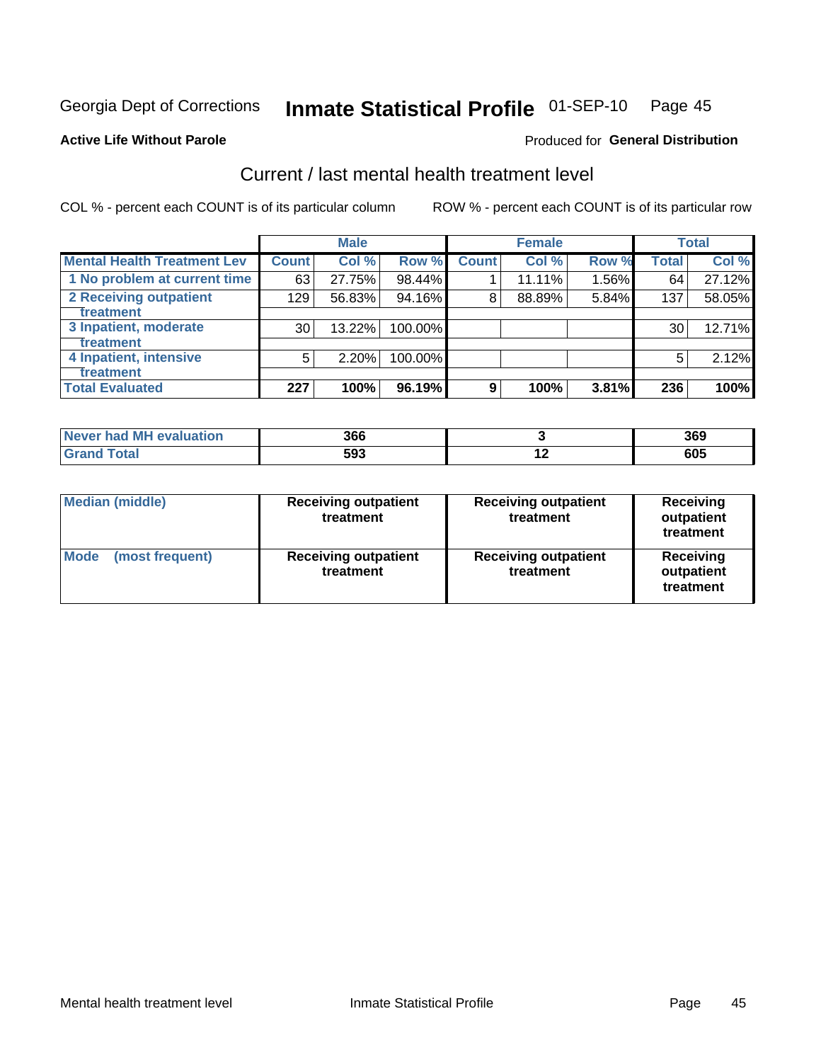Georgia Dept of Corrections **Inmate Statistical Profile** 01-SEP-10

**Active Life Without Parole**

Produced for **General Distribution**

## Current / last mental health treatment level

COL % - percent each COUNT is of its particular column

ROW % - percent each COUNT is of its particular row

| | Male | | | Female | | | Total | |
|---|---|---|---|---|---|---|---|---|
| **Mental Health Treatment Lev** | **Count** | **Col %** | **Row %** | **Count** | **Col %** | **Row %** | **Total** | **Col %** |
| 1 No problem at current time | 63 | 27.75% | 98.44% | 1 | 11.11% | 1.56% | 64 | 27.12% |
| 2 Receiving outpatient treatment | 129 | 56.83% | 94.16% | 8 | 88.89% | 5.84% | 137 | 58.05% |
| 3 Inpatient, moderate treatment | 30 | 13.22% | 100.00% | | | | 30 | 12.71% |
| 4 Inpatient, intensive treatment | 5 | 2.20% | 100.00% | | | | 5 | 2.12% |
| **Total Evaluated** | **227** | **100%** | **96.19%** | **9** | **100%** | **3.81%** | **236** | **100%** |

| | Male | Female | Total |
|---|---|---|---|
| **Never had MH evaluation** | **366** | **3** | **369** |
| **Grand Total** | **593** | **12** | **605** |

| | Male | Female | Total |
|---|---|---|---|
| **Median (middle)** | **Receiving outpatient treatment** | **Receiving outpatient treatment** | **Receiving outpatient treatment** |
| **Mode (most frequent)** | **Receiving outpatient treatment** | **Receiving outpatient treatment** | **Receiving outpatient treatment** |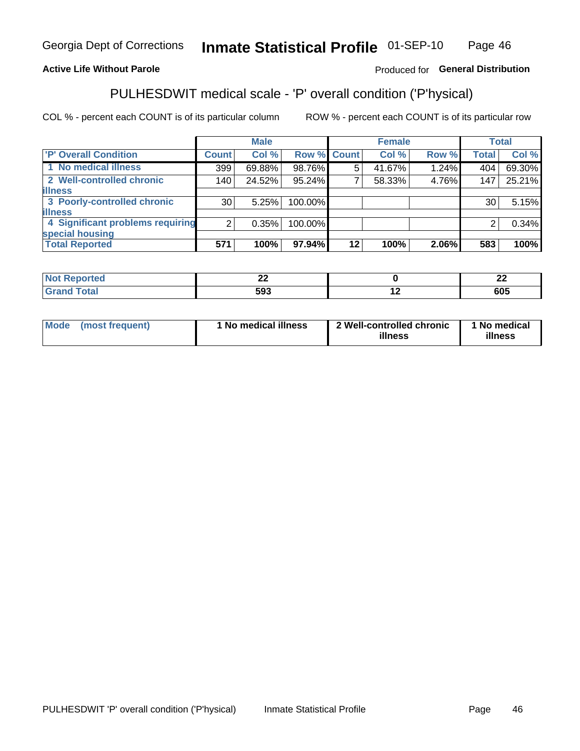Georgia Dept of Corrections **Inmate Statistical Profile** 01-SEP-10

**Active Life Without Parole**

Produced for **General Distribution**

## PULHESDWIT medical scale - 'P' overall condition ('P'hysical)

COL % - percent each COUNT is of its particular column ROW % - percent each COUNT is of its particular row

| | Male | | | Female | | | Total | |
|---|---|---|---|---|---|---|---|---|
| **'P' Overall Condition** | **Count** | **Col %** | **Row %** | **Count** | **Col %** | **Row %** | **Total** | **Col %** |
| 1 No medical illness | 399 | 69.88% | 98.76% | 5 | 41.67% | 1.24% | 404 | 69.30% |
| 2 Well-controlled chronic illness | 140 | 24.52% | 95.24% | 7 | 58.33% | 4.76% | 147 | 25.21% |
| 3 Poorly-controlled chronic illness | 30 | 5.25% | 100.00% | | | | 30 | 5.15% |
| 4 Significant problems requiring special housing | 2 | 0.35% | 100.00% | | | | 2 | 0.34% |
| **Total Reported** | **571** | **100%** | **97.94%** | **12** | **100%** | **2.06%** | **583** | **100%** |

| | Male | Female | Total |
|---|---|---|---|
| **Not Reported** | **22** | **0** | **22** |
| **Grand Total** | **593** | **12** | **605** |

| | Male | Female | Total |
|---|---|---|---|
| **Mode (most frequent)** | **1 No medical illness** | **2 Well-controlled chronic illness** | **1 No medical illness** |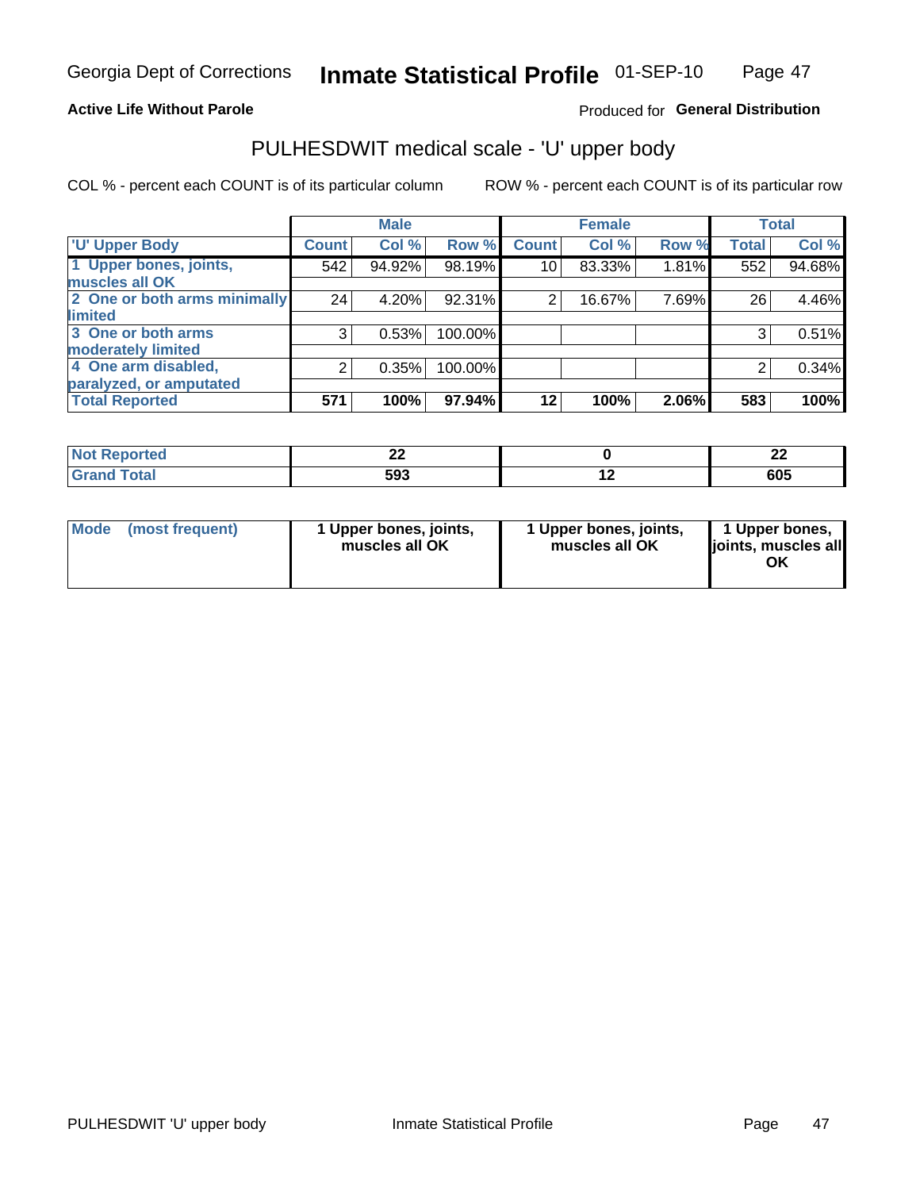Georgia Dept of Corrections **Inmate Statistical Profile** 01-SEP-10

**Active Life Without Parole**

Produced for **General Distribution**

## PULHESDWIT medical scale - 'U' upper body

COL % - percent each COUNT is of its particular column ROW % - percent each COUNT is of its particular row

| | Male | | | Female | | | Total | |
|---|---|---|---|---|---|---|---|---|
| 'U' Upper Body | Count | Col % | Row % | Count | Col % | Row % | Total | Col % |
| 1 Upper bones, joints, muscles all OK | 542 | 94.92% | 98.19% | 10 | 83.33% | 1.81% | 552 | 94.68% |
| 2 One or both arms minimally limited | 24 | 4.20% | 92.31% | 2 | 16.67% | 7.69% | 26 | 4.46% |
| 3 One or both arms moderately limited | 3 | 0.53% | 100.00% | | | | 3 | 0.51% |
| 4 One arm disabled, paralyzed, or amputated | 2 | 0.35% | 100.00% | | | | 2 | 0.34% |
| **Total Reported** | **571** | **100%** | **97.94%** | **12** | **100%** | **2.06%** | **583** | **100%** |

| | Male | Female | Total |
|---|---|---|---|
| Not Reported | 22 | 0 | 22 |
| Grand Total | 593 | 12 | 605 |

| | Male | Female | Total |
|---|---|---|---|
| Mode (most frequent) | 1 Upper bones, joints, muscles all OK | 1 Upper bones, joints, muscles all OK | 1 Upper bones, joints, muscles all OK |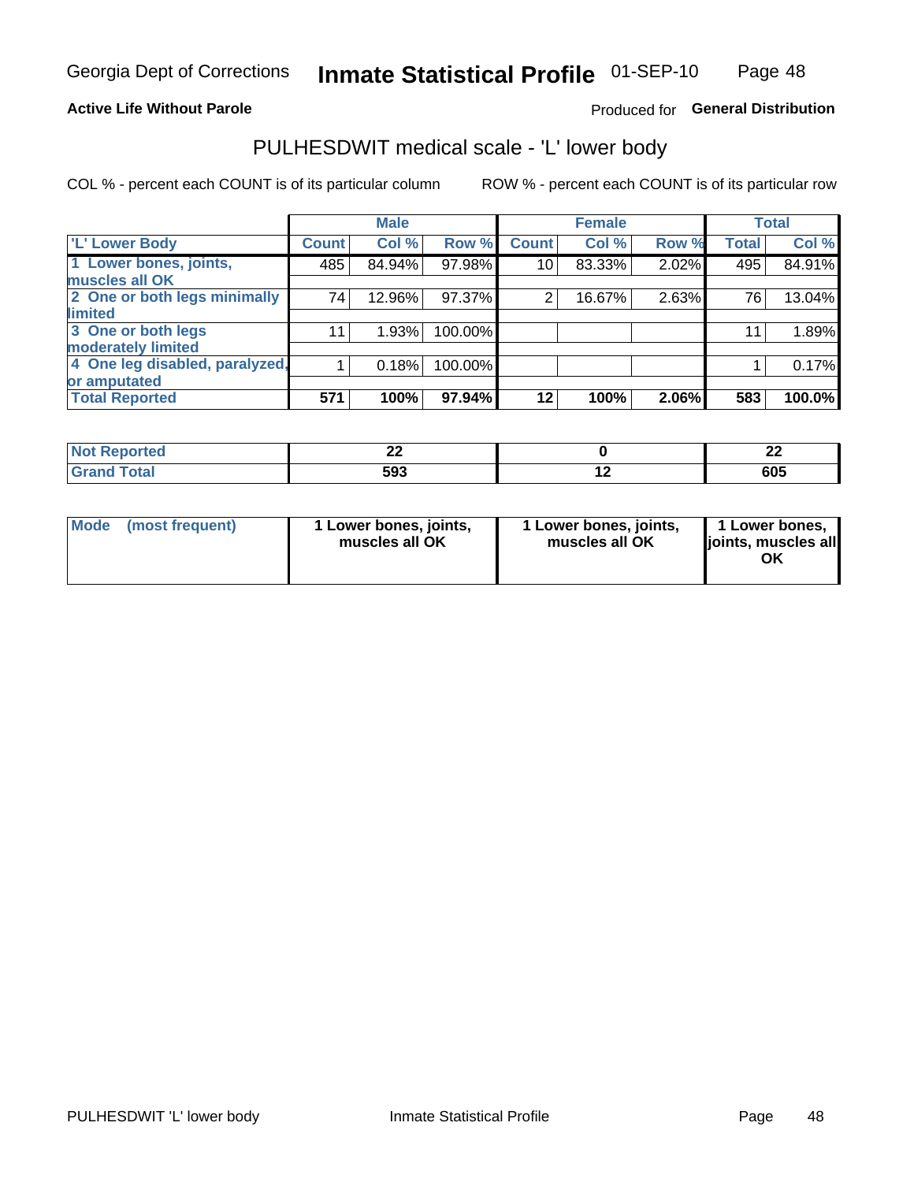**Active Life Without Parole**

Produced for **General Distribution**

## PULHESDWIT medical scale - 'L' lower body

COL % - percent each COUNT is of its particular column

ROW % - percent each COUNT is of its particular row

| | Male | | | Female | | | Total | |
|---|---|---|---|---|---|---|---|---|
| 'L' Lower Body | Count | Col % | Row % | Count | Col % | Row % | Total | Col % |
| 1 Lower bones, joints, muscles all OK | 485 | 84.94% | 97.98% | 10 | 83.33% | 2.02% | 495 | 84.91% |
| 2 One or both legs minimally limited | 74 | 12.96% | 97.37% | 2 | 16.67% | 2.63% | 76 | 13.04% |
| 3 One or both legs moderately limited | 11 | 1.93% | 100.00% | | | | 11 | 1.89% |
| 4 One leg disabled, paralyzed, or amputated | 1 | 0.18% | 100.00% | | | | 1 | 0.17% |
| **Total Reported** | **571** | **100%** | **97.94%** | **12** | **100%** | **2.06%** | **583** | **100.0%** |

| | Male | Female | Total |
|---|---|---|---|
| Not Reported | 22 | 0 | 22 |
| Grand Total | 593 | 12 | 605 |

| | Male | Female | Total |
|---|---|---|---|
| Mode (most frequent) | 1 Lower bones, joints, muscles all OK | 1 Lower bones, joints, muscles all OK | 1 Lower bones, joints, muscles all OK |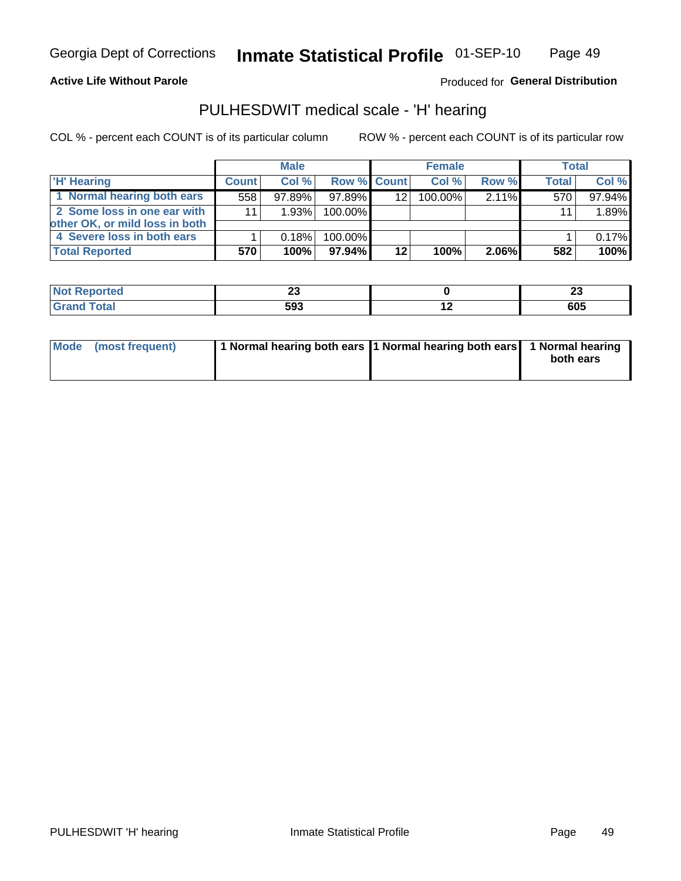**Active Life Without Parole**

Produced for **General Distribution**

## PULHESDWIT medical scale - 'H' hearing

COL % - percent each COUNT is of its particular column

ROW % - percent each COUNT is of its particular row

| | Male | | | Female | | | Total | |
|---|---|---|---|---|---|---|---|---|
| 'H' Hearing | Count | Col % | Row % | Count | Col % | Row % | Total | Col % |
| 1 Normal hearing both ears | 558 | 97.89% | 97.89% | 12 | 100.00% | 2.11% | 570 | 97.94% |
| 2 Some loss in one ear with other OK, or mild loss in both | 11 | 1.93% | 100.00% | | | | 11 | 1.89% |
| 4 Severe loss in both ears | 1 | 0.18% | 100.00% | | | | 1 | 0.17% |
| **Total Reported** | **570** | **100%** | **97.94%** | **12** | **100%** | **2.06%** | **582** | **100%** |

| | Male | Female | Total |
|---|---|---|---|
| Not Reported | 23 | 0 | 23 |
| Grand Total | 593 | 12 | 605 |

| | Male | Female | Total |
|---|---|---|---|
| Mode (most frequent) | 1 Normal hearing both ears | 1 Normal hearing both ears | 1 Normal hearing both ears |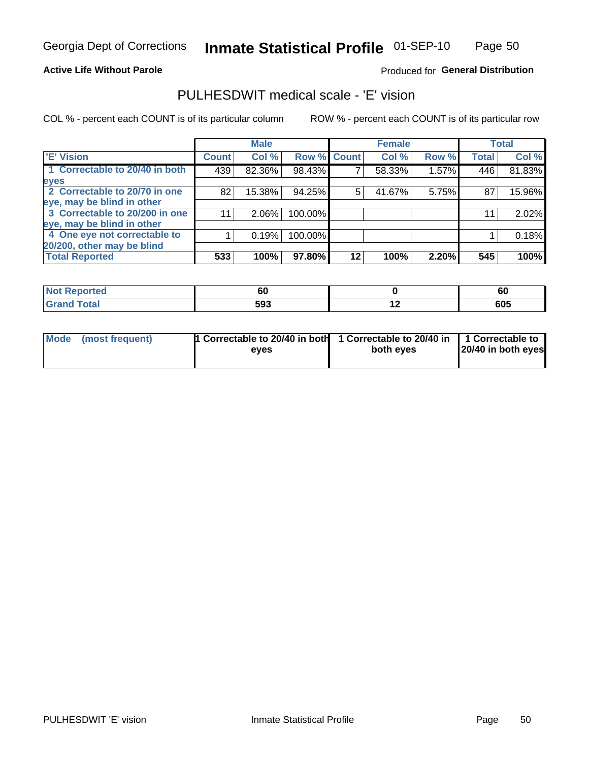Georgia Dept of Corrections **Inmate Statistical Profile** 01-SEP-10

**Active Life Without Parole**

Produced for **General Distribution**

## PULHESDWIT medical scale - 'E' vision

COL % - percent each COUNT is of its particular column

ROW % - percent each COUNT is of its particular row

| | Male | | | Female | | | Total | |
|---|---|---|---|---|---|---|---|---|
| **'E' Vision** | **Count** | **Col %** | **Row %** | **Count** | **Col %** | **Row %** | **Total** | **Col %** |
| **1 Correctable to 20/40 in both eyes** | 439 | 82.36% | 98.43% | 7 | 58.33% | 1.57% | 446 | 81.83% |
| **2 Correctable to 20/70 in one eye, may be blind in other** | 82 | 15.38% | 94.25% | 5 | 41.67% | 5.75% | 87 | 15.96% |
| **3 Correctable to 20/200 in one eye, may be blind in other** | 11 | 2.06% | 100.00% | | | | 11 | 2.02% |
| **4 One eye not correctable to 20/200, other may be blind** | 1 | 0.19% | 100.00% | | | | 1 | 0.18% |
| **Total Reported** | **533** | **100%** | **97.80%** | **12** | **100%** | **2.20%** | **545** | **100%** |

| | Male | Female | Total |
|---|---|---|---|
| **Not Reported** | **60** | **0** | **60** |
| **Grand Total** | **593** | **12** | **605** |

| | Male | Female | Total |
|---|---|---|---|
| **Mode (most frequent)** | **1 Correctable to 20/40 in both eyes** | **1 Correctable to 20/40 in both eyes** | **1 Correctable to 20/40 in both eyes** |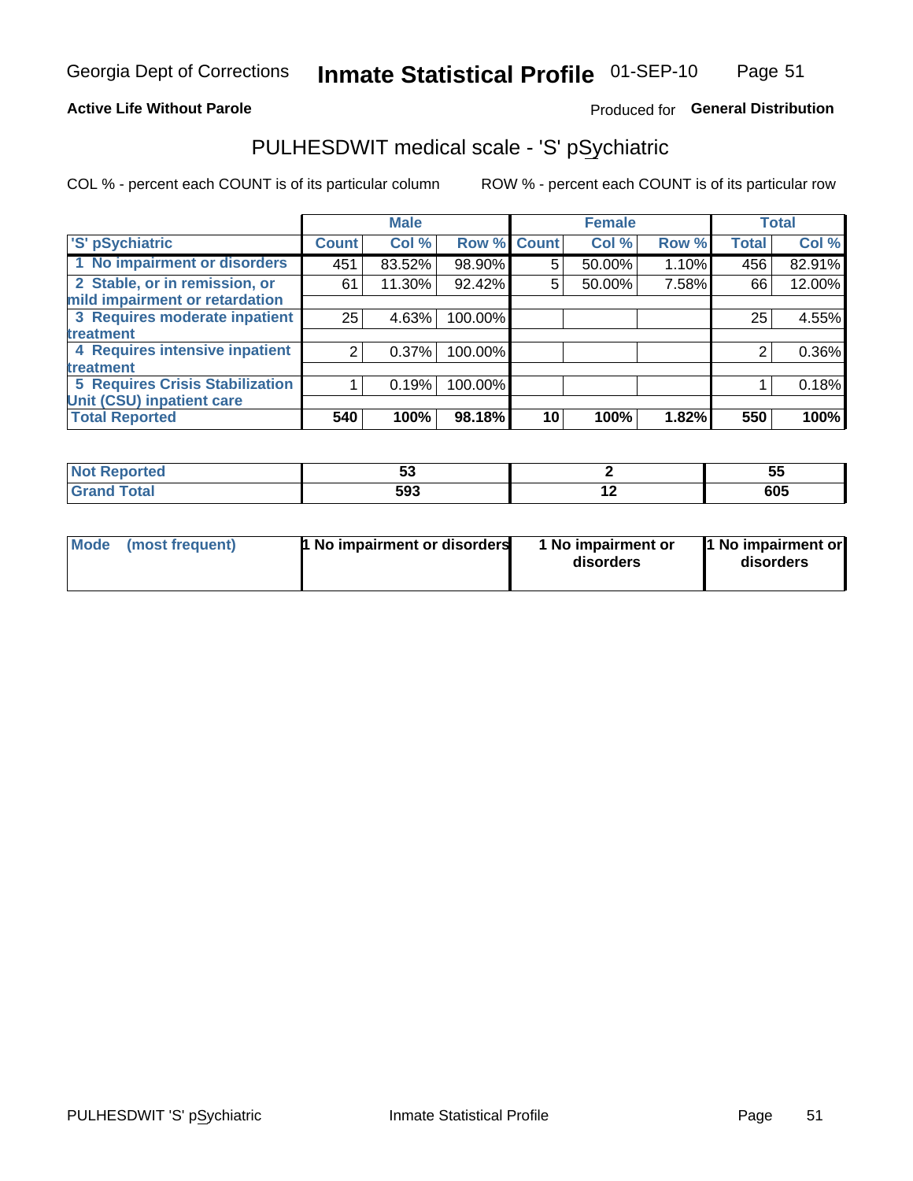Georgia Dept of Corrections **Inmate Statistical Profile** 01-SEP-10

**Active Life Without Parole**

Produced for **General Distribution**

## PULHESDWIT medical scale - 'S' pSychiatric

COL % - percent each COUNT is of its particular column

ROW % - percent each COUNT is of its particular row

| | Male | | | Female | | | Total | |
|---|---|---|---|---|---|---|---|---|
| 'S' pSychiatric | Count | Col % | Row % | Count | Col % | Row % | Total | Col % |
| 1 No impairment or disorders | 451 | 83.52% | 98.90% | 5 | 50.00% | 1.10% | 456 | 82.91% |
| 2 Stable, or in remission, or mild impairment or retardation | 61 | 11.30% | 92.42% | 5 | 50.00% | 7.58% | 66 | 12.00% |
| 3 Requires moderate inpatient treatment | 25 | 4.63% | 100.00% | | | | 25 | 4.55% |
| 4 Requires intensive inpatient treatment | 2 | 0.37% | 100.00% | | | | 2 | 0.36% |
| 5 Requires Crisis Stabilization Unit (CSU) inpatient care | 1 | 0.19% | 100.00% | | | | 1 | 0.18% |
| **Total Reported** | **540** | **100%** | **98.18%** | **10** | **100%** | **1.82%** | **550** | **100%** |

| | Male | Female | Total |
|---|---|---|---|
| Not Reported | 53 | 2 | 55 |
| Grand Total | 593 | 12 | 605 |

| | Male | Female | Total |
|---|---|---|---|
| Mode (most frequent) | 1 No impairment or disorders | 1 No impairment or disorders | 1 No impairment or disorders |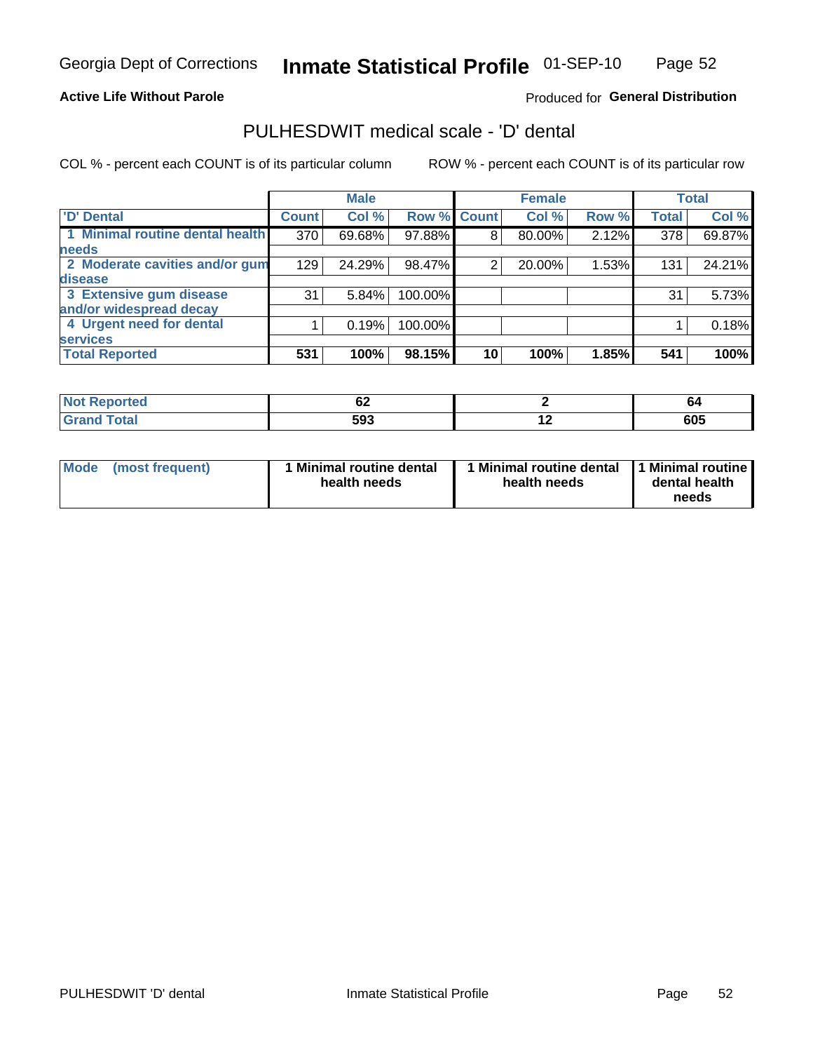Georgia Dept of Corrections **Inmate Statistical Profile** 01-SEP-10

**Active Life Without Parole**

Produced for **General Distribution**

## PULHESDWIT medical scale - 'D' dental

COL % - percent each COUNT is of its particular column

ROW % - percent each COUNT is of its particular row

| | Male | | | Female | | | Total | |
|---|---|---|---|---|---|---|---|---|
| 'D' Dental | Count | Col % | Row % | Count | Col % | Row % | Total | Col % |
| 1 Minimal routine dental health needs | 370 | 69.68% | 97.88% | 8 | 80.00% | 2.12% | 378 | 69.87% |
| 2 Moderate cavities and/or gum disease | 129 | 24.29% | 98.47% | 2 | 20.00% | 1.53% | 131 | 24.21% |
| 3 Extensive gum disease and/or widespread decay | 31 | 5.84% | 100.00% | | | | 31 | 5.73% |
| 4 Urgent need for dental services | 1 | 0.19% | 100.00% | | | | 1 | 0.18% |
| **Total Reported** | **531** | **100%** | **98.15%** | **10** | **100%** | **1.85%** | **541** | **100%** |

| | Male | Female | Total |
|---|---|---|---|
| Not Reported | 62 | 2 | 64 |
| Grand Total | 593 | 12 | 605 |

| | Male | Female | Total |
|---|---|---|---|
| Mode (most frequent) | 1 Minimal routine dental health needs | 1 Minimal routine dental health needs | 1 Minimal routine dental health needs |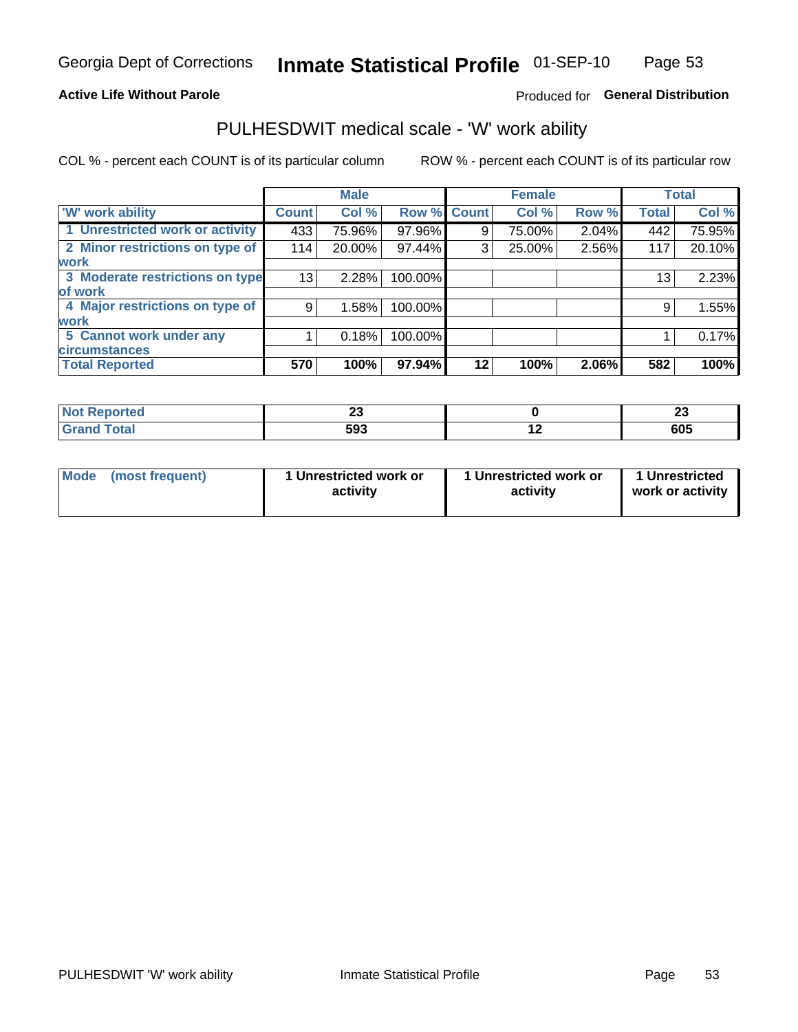Georgia Dept of Corrections **Inmate Statistical Profile** 01-SEP-10

**Active Life Without Parole**

Produced for **General Distribution**

## PULHESDWIT medical scale - 'W' work ability

COL % - percent each COUNT is of its particular column    ROW % - percent each COUNT is of its particular row

| | Male | | | Female | | | Total | |
|---|---|---|---|---|---|---|---|---|
| **'W' work ability** | **Count** | **Col %** | **Row %** | **Count** | **Col %** | **Row %** | **Total** | **Col %** |
| **1 Unrestricted work or activity** | 433 | 75.96% | 97.96% | 9 | 75.00% | 2.04% | 442 | 75.95% |
| **2 Minor restrictions on type of work** | 114 | 20.00% | 97.44% | 3 | 25.00% | 2.56% | 117 | 20.10% |
| **3 Moderate restrictions on type of work** | 13 | 2.28% | 100.00% | | | | 13 | 2.23% |
| **4 Major restrictions on type of work** | 9 | 1.58% | 100.00% | | | | 9 | 1.55% |
| **5 Cannot work under any circumstances** | 1 | 0.18% | 100.00% | | | | 1 | 0.17% |
| **Total Reported** | **570** | **100%** | **97.94%** | **12** | **100%** | **2.06%** | **582** | **100%** |

| | Male | Female | Total |
|---|---|---|---|
| **Not Reported** | **23** | **0** | **23** |
| **Grand Total** | **593** | **12** | **605** |

| | Male | Female | Total |
|---|---|---|---|
| **Mode (most frequent)** | **1 Unrestricted work or activity** | **1 Unrestricted work or activity** | **1 Unrestricted work or activity** |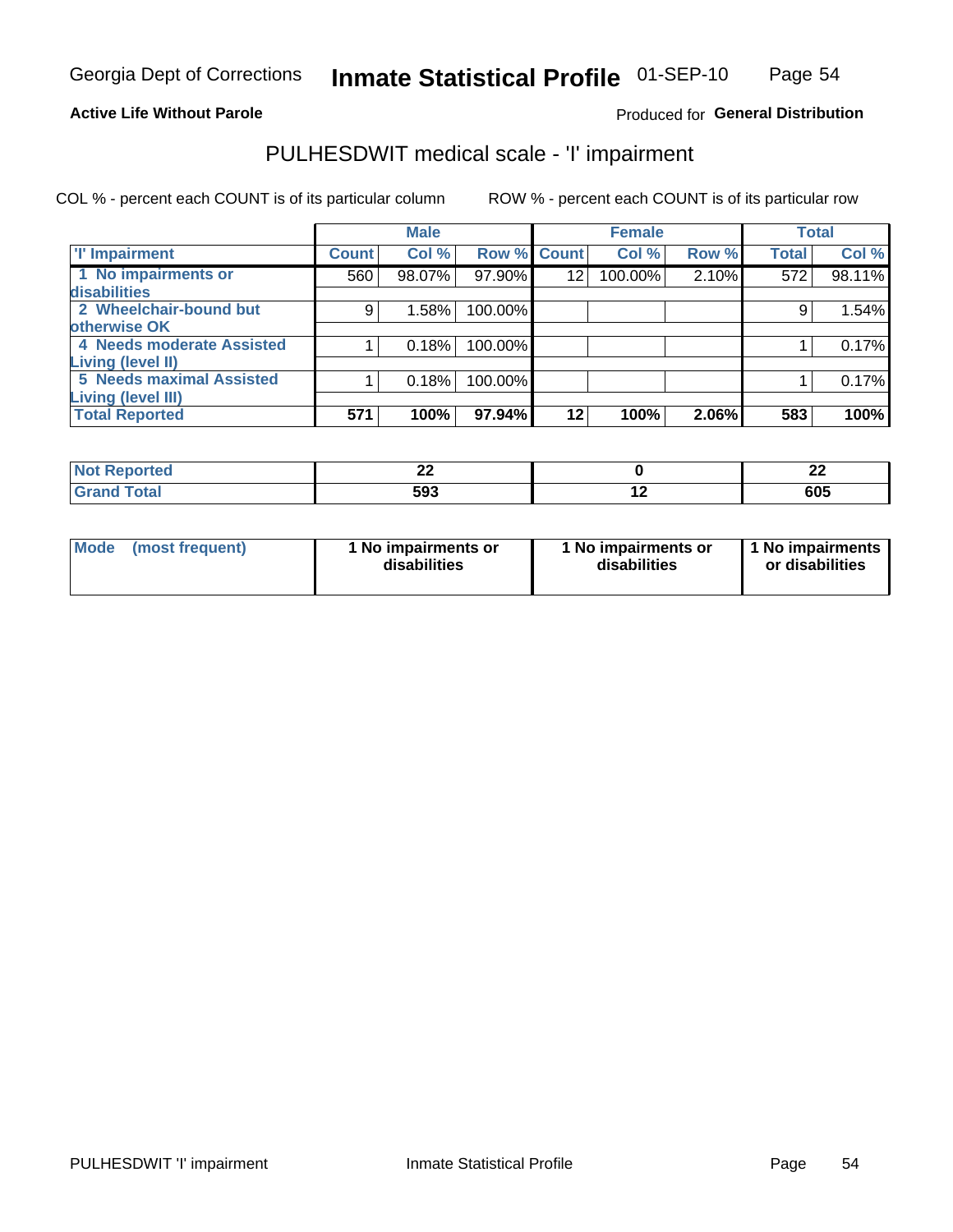Georgia Dept of Corrections **Inmate Statistical Profile** 01-SEP-10

**Active Life Without Parole**

Produced for **General Distribution**

## PULHESDWIT medical scale - 'I' impairment

COL % - percent each COUNT is of its particular column ROW % - percent each COUNT is of its particular row

| | Male | | | Female | | | Total | |
|---|---|---|---|---|---|---|---|---|
| **'I' Impairment** | **Count** | **Col %** | **Row %** | **Count** | **Col %** | **Row %** | **Total** | **Col %** |
| **1 No impairments or disabilities** | 560 | 98.07% | 97.90% | 12 | 100.00% | 2.10% | 572 | 98.11% |
| **2 Wheelchair-bound but otherwise OK** | 9 | 1.58% | 100.00% | | | | 9 | 1.54% |
| **4 Needs moderate Assisted Living (level II)** | 1 | 0.18% | 100.00% | | | | 1 | 0.17% |
| **5 Needs maximal Assisted Living (level III)** | 1 | 0.18% | 100.00% | | | | 1 | 0.17% |
| **Total Reported** | **571** | **100%** | **97.94%** | **12** | **100%** | **2.06%** | **583** | **100%** |

| | Male | Female | Total |
|---|---|---|---|
| **Not Reported** | **22** | **0** | **22** |
| **Grand Total** | **593** | **12** | **605** |

| | Male | Female | Total |
|---|---|---|---|
| **Mode (most frequent)** | **1 No impairments or disabilities** | **1 No impairments or disabilities** | **1 No impairments or disabilities** |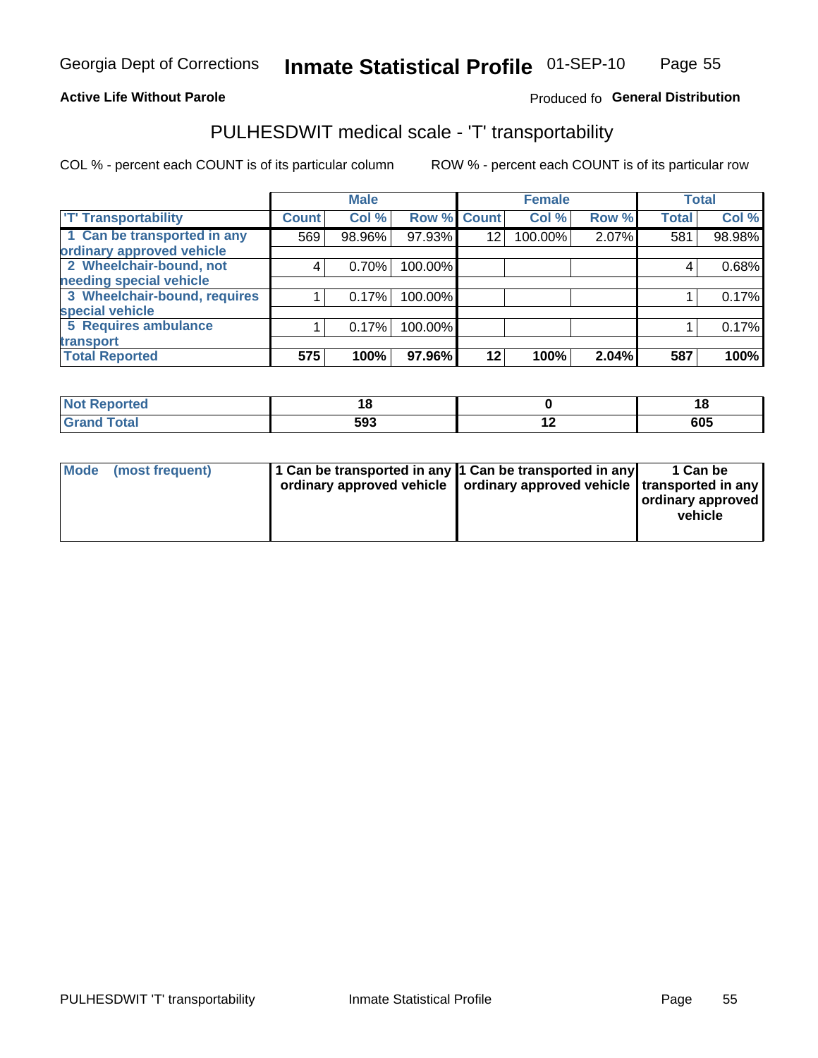Georgia Dept of Corrections **Inmate Statistical Profile** 01-SEP-10

**Active Life Without Parole**

Produced fo **General Distribution**

## PULHESDWIT medical scale - 'T' transportability

COL % - percent each COUNT is of its particular column ROW % - percent each COUNT is of its particular row

| | Male | | | Female | | | Total | |
|---|---|---|---|---|---|---|---|---|
| 'T' Transportability | Count | Col % | Row % | Count | Col % | Row % | Total | Col % |
| 1 Can be transported in any ordinary approved vehicle | 569 | 98.96% | 97.93% | 12 | 100.00% | 2.07% | 581 | 98.98% |
| 2 Wheelchair-bound, not needing special vehicle | 4 | 0.70% | 100.00% | | | | 4 | 0.68% |
| 3 Wheelchair-bound, requires special vehicle | 1 | 0.17% | 100.00% | | | | 1 | 0.17% |
| 5 Requires ambulance transport | 1 | 0.17% | 100.00% | | | | 1 | 0.17% |
| **Total Reported** | **575** | **100%** | **97.96%** | **12** | **100%** | **2.04%** | **587** | **100%** |

| | Male | Female | Total |
|---|---|---|---|
| Not Reported | 18 | 0 | 18 |
| Grand Total | 593 | 12 | 605 |

| | Male | Female | Total |
|---|---|---|---|
| Mode (most frequent) | 1 Can be transported in any ordinary approved vehicle | 1 Can be transported in any ordinary approved vehicle | 1 Can be transported in any ordinary approved vehicle |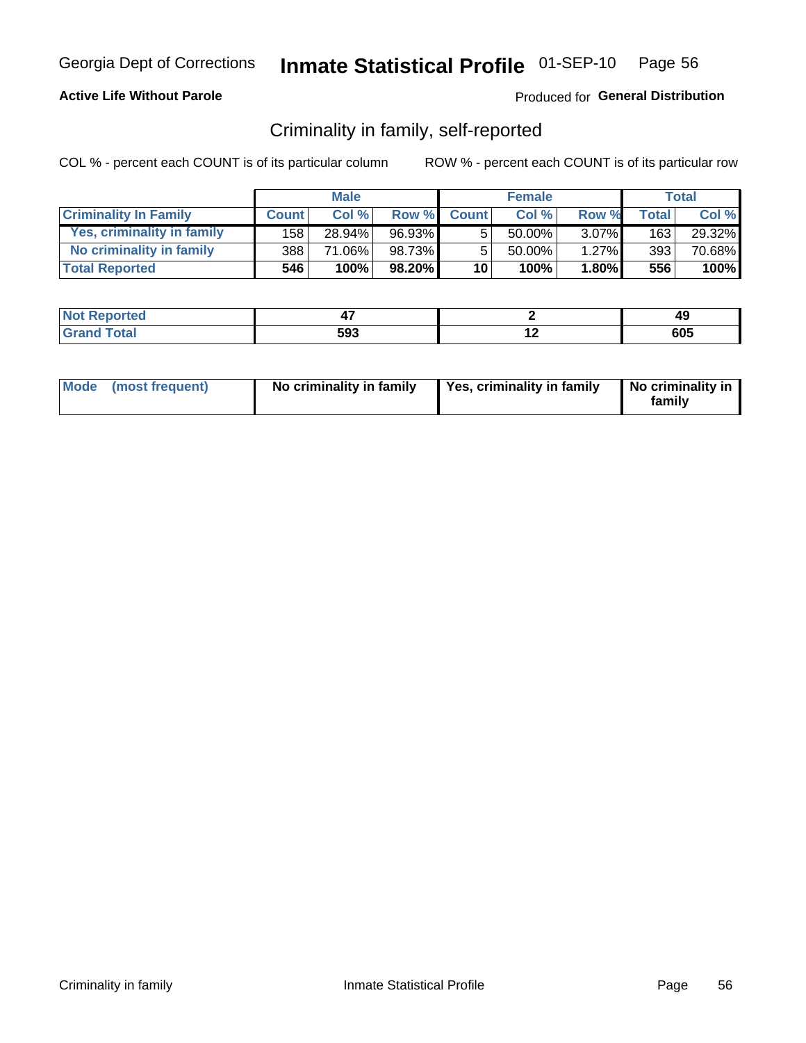Georgia Dept of Corrections **Inmate Statistical Profile** 01-SEP-10

**Active Life Without Parole**

Produced for **General Distribution**

## Criminality in family, self-reported

COL % - percent each COUNT is of its particular column

ROW % - percent each COUNT is of its particular row

| | Male | | | Female | | | Total | |
|---|---|---|---|---|---|---|---|---|
| **Criminality In Family** | **Count** | **Col %** | **Row %** | **Count** | **Col %** | **Row %** | **Total** | **Col %** |
| **Yes, criminality in family** | 158 | 28.94% | 96.93% | 5 | 50.00% | 3.07% | 163 | 29.32% |
| **No criminality in family** | 388 | 71.06% | 98.73% | 5 | 50.00% | 1.27% | 393 | 70.68% |
| **Total Reported** | **546** | **100%** | **98.20%** | **10** | **100%** | **1.80%** | **556** | **100%** |

| | Male | Female | Total |
|---|---|---|---|
| **Not Reported** | **47** | **2** | **49** |
| **Grand Total** | **593** | **12** | **605** |

| | Male | Female | Total |
|---|---|---|---|
| **Mode (most frequent)** | **No criminality in family** | **Yes, criminality in family** | **No criminality in family** |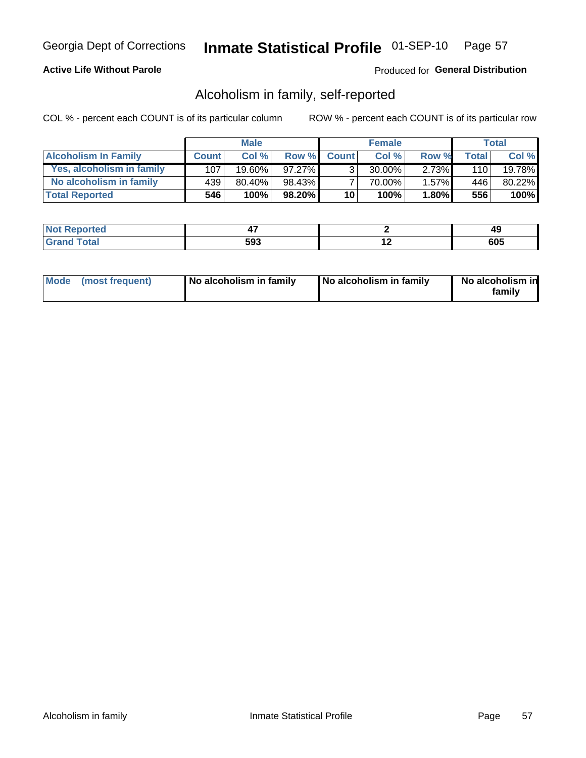Georgia Dept of Corrections **Inmate Statistical Profile** 01-SEP-10

**Active Life Without Parole**

Produced for **General Distribution**

## Alcoholism in family, self-reported

COL % - percent each COUNT is of its particular column

ROW % - percent each COUNT is of its particular row

| | Male | | | Female | | | Total | |
|---|---|---|---|---|---|---|---|---|
| **Alcoholism In Family** | **Count** | **Col %** | **Row %** | **Count** | **Col %** | **Row %** | **Total** | **Col %** |
| **Yes, alcoholism in family** | 107 | 19.60% | 97.27% | 3 | 30.00% | 2.73% | 110 | 19.78% |
| **No alcoholism in family** | 439 | 80.40% | 98.43% | 7 | 70.00% | 1.57% | 446 | 80.22% |
| **Total Reported** | **546** | **100%** | **98.20%** | **10** | **100%** | **1.80%** | **556** | **100%** |

| | Male | Female | Total |
|---|---|---|---|
| **Not Reported** | **47** | **2** | **49** |
| **Grand Total** | **593** | **12** | **605** |

| | Male | Female | Total |
|---|---|---|---|
| **Mode (most frequent)** | **No alcoholism in family** | **No alcoholism in family** | **No alcoholism in family** |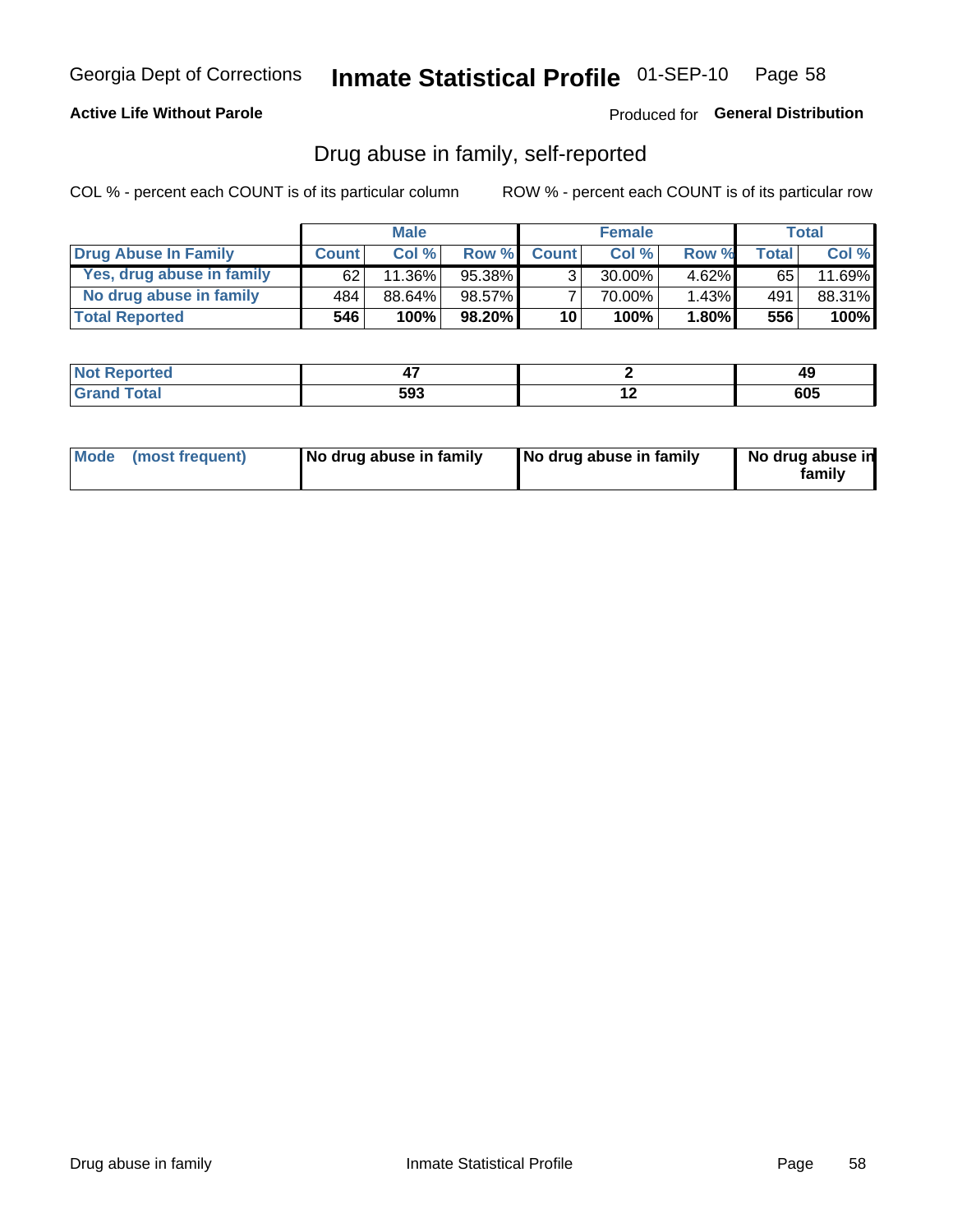Georgia Dept of Corrections **Inmate Statistical Profile** 01-SEP-10

**Active Life Without Parole**

Produced for **General Distribution**

## Drug abuse in family, self-reported

COL % - percent each COUNT is of its particular column     ROW % - percent each COUNT is of its particular row

| | Male | | | Female | | | Total | |
|---|---|---|---|---|---|---|---|---|
| **Drug Abuse In Family** | **Count** | **Col %** | **Row %** | **Count** | **Col %** | **Row %** | **Total** | **Col %** |
| **Yes, drug abuse in family** | 62 | 11.36% | 95.38% | 3 | 30.00% | 4.62% | 65 | 11.69% |
| **No drug abuse in family** | 484 | 88.64% | 98.57% | 7 | 70.00% | 1.43% | 491 | 88.31% |
| **Total Reported** | **546** | **100%** | **98.20%** | **10** | **100%** | **1.80%** | **556** | **100%** |

| | Male | Female | Total |
|---|---|---|---|
| **Not Reported** | **47** | **2** | **49** |
| **Grand Total** | **593** | **12** | **605** |

| | Male | Female | Total |
|---|---|---|---|
| **Mode (most frequent)** | **No drug abuse in family** | **No drug abuse in family** | **No drug abuse in family** |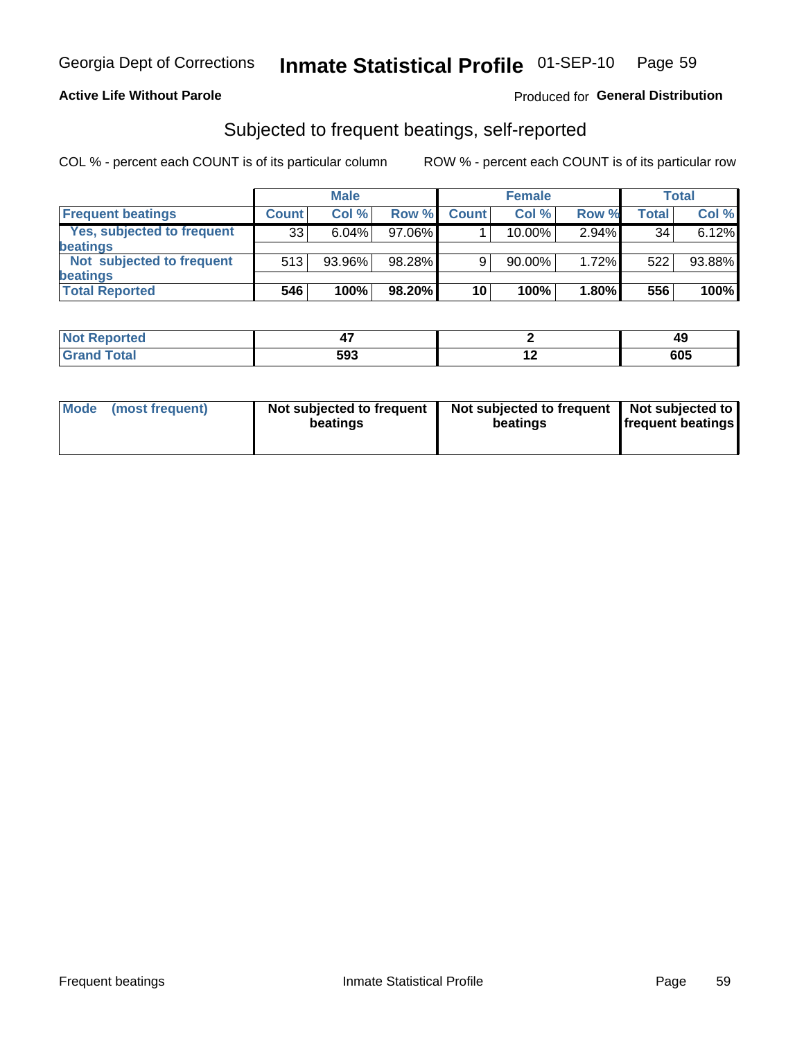Georgia Dept of Corrections **Inmate Statistical Profile** 01-SEP-10

**Active Life Without Parole** Produced for **General Distribution**

## Subjected to frequent beatings, self-reported

COL % - percent each COUNT is of its particular column ROW % - percent each COUNT is of its particular row

| | Male | | | Female | | | Total | |
|---|---|---|---|---|---|---|---|---|
| **Frequent beatings** | **Count** | **Col %** | **Row %** | **Count** | **Col %** | **Row %** | **Total** | **Col %** |
| **Yes, subjected to frequent beatings** | 33 | 6.04% | 97.06% | 1 | 10.00% | 2.94% | 34 | 6.12% |
| **Not subjected to frequent beatings** | 513 | 93.96% | 98.28% | 9 | 90.00% | 1.72% | 522 | 93.88% |
| **Total Reported** | **546** | **100%** | **98.20%** | **10** | **100%** | **1.80%** | **556** | **100%** |

| | Male | Female | Total |
|---|---|---|---|
| **Not Reported** | **47** | **2** | **49** |
| **Grand Total** | **593** | **12** | **605** |

| | Male | Female | Total |
|---|---|---|---|
| **Mode (most frequent)** | **Not subjected to frequent beatings** | **Not subjected to frequent beatings** | **Not subjected to frequent beatings** |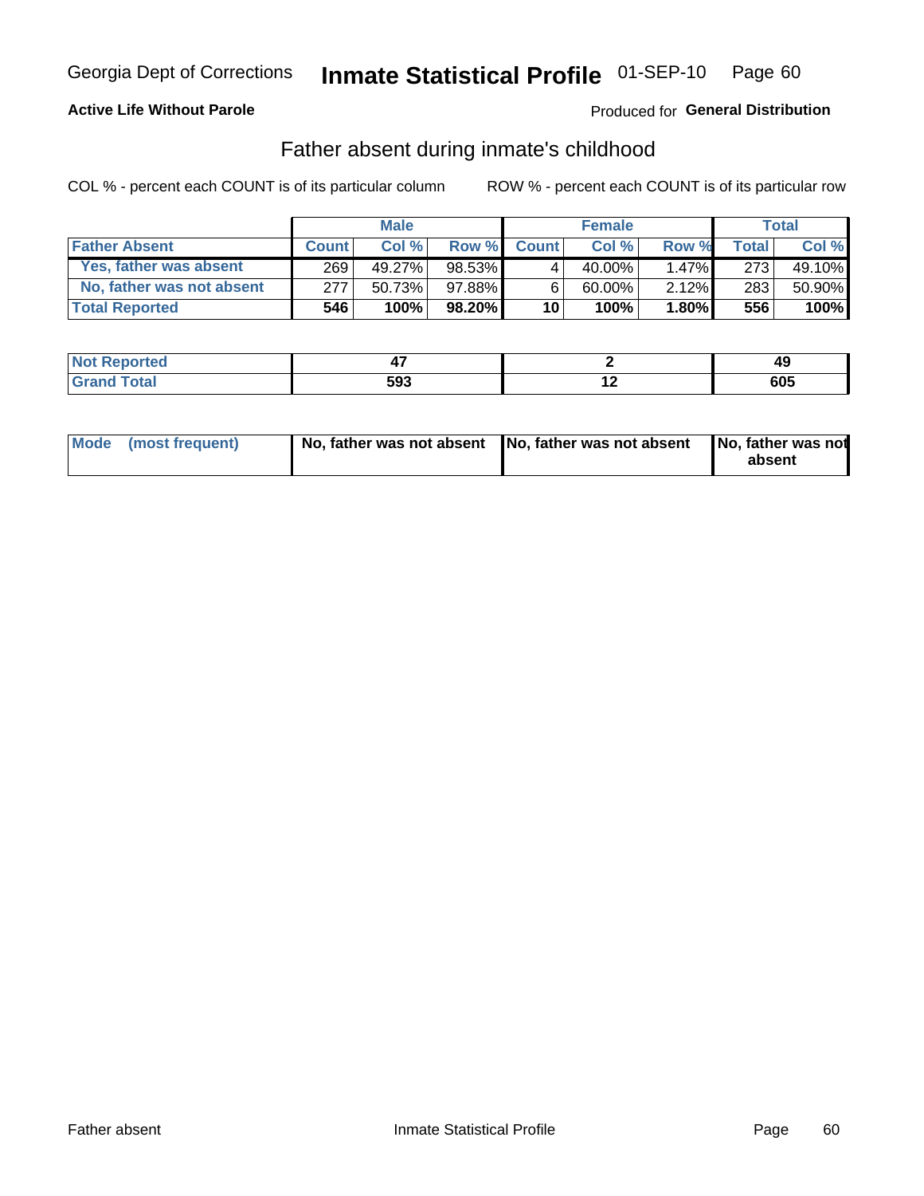Georgia Dept of Corrections **Inmate Statistical Profile** 01-SEP-10

**Active Life Without Parole**

Produced for **General Distribution**

## Father absent during inmate's childhood

COL % - percent each COUNT is of its particular column

ROW % - percent each COUNT is of its particular row

| | Male | | | Female | | | Total | |
|---|---|---|---|---|---|---|---|---|
| **Father Absent** | **Count** | **Col %** | **Row %** | **Count** | **Col %** | **Row %** | **Total** | **Col %** |
| Yes, father was absent | 269 | 49.27% | 98.53% | 4 | 40.00% | 1.47% | 273 | 49.10% |
| No, father was not absent | 277 | 50.73% | 97.88% | 6 | 60.00% | 2.12% | 283 | 50.90% |
| **Total Reported** | **546** | **100%** | **98.20%** | **10** | **100%** | **1.80%** | **556** | **100%** |

| | Male | Female | Total |
|---|---|---|---|
| **Not Reported** | **47** | **2** | **49** |
| **Grand Total** | **593** | **12** | **605** |

| | Male | Female | Total |
|---|---|---|---|
| **Mode (most frequent)** | **No, father was not absent** | **No, father was not absent** | **No, father was not absent** |

Father absent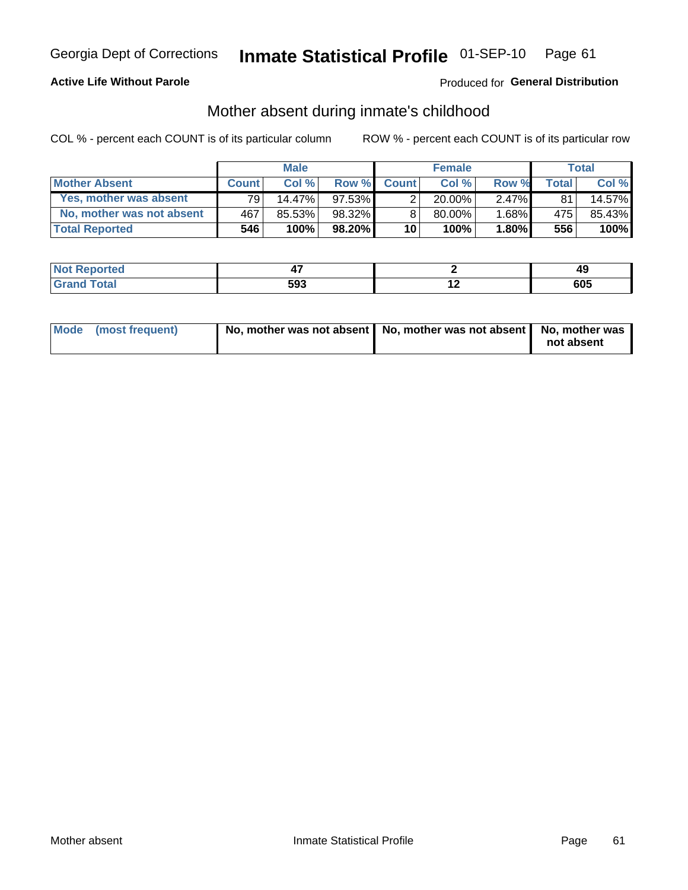**Active Life Without Parole**

Produced for **General Distribution**

## Mother absent during inmate's childhood

COL % - percent each COUNT is of its particular column

ROW % - percent each COUNT is of its particular row

| | Male | | | Female | | | Total | |
|---|---|---|---|---|---|---|---|---|
| **Mother Absent** | **Count** | **Col %** | **Row %** | **Count** | **Col %** | **Row %** | **Total** | **Col %** |
| Yes, mother was absent | 79 | 14.47% | 97.53% | 2 | 20.00% | 2.47% | 81 | 14.57% |
| No, mother was not absent | 467 | 85.53% | 98.32% | 8 | 80.00% | 1.68% | 475 | 85.43% |
| **Total Reported** | **546** | **100%** | **98.20%** | **10** | **100%** | **1.80%** | **556** | **100%** |

| | Male | Female | Total |
|---|---|---|---|
| Not Reported | 47 | 2 | 49 |
| Grand Total | 593 | 12 | 605 |

| | Male | Female | Total |
|---|---|---|---|
| Mode (most frequent) | No, mother was not absent | No, mother was not absent | No, mother was not absent |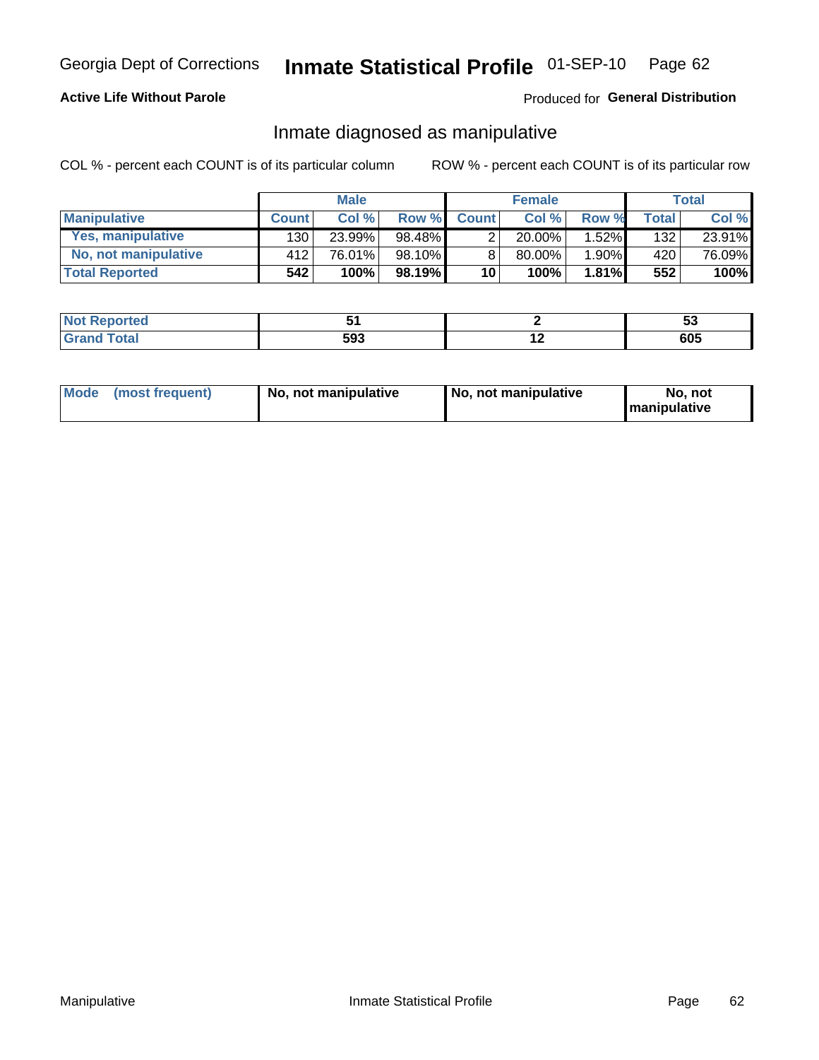Georgia Dept of Corrections **Inmate Statistical Profile** 01-SEP-10

**Active Life Without Parole**

Produced for **General Distribution**

## Inmate diagnosed as manipulative

COL % - percent each COUNT is of its particular column

ROW % - percent each COUNT is of its particular row

| | Male | | | Female | | | Total | |
|---|---|---|---|---|---|---|---|---|
| **Manipulative** | **Count** | **Col %** | **Row %** | **Count** | **Col %** | **Row %** | **Total** | **Col %** |
| **Yes, manipulative** | 130 | 23.99% | 98.48% | 2 | 20.00% | 1.52% | 132 | 23.91% |
| **No, not manipulative** | 412 | 76.01% | 98.10% | 8 | 80.00% | 1.90% | 420 | 76.09% |
| **Total Reported** | **542** | **100%** | **98.19%** | **10** | **100%** | **1.81%** | **552** | **100%** |

| | Male | Female | Total |
|---|---|---|---|
| **Not Reported** | **51** | **2** | **53** |
| **Grand Total** | **593** | **12** | **605** |

| | Male | Female | Total |
|---|---|---|---|
| **Mode (most frequent)** | **No, not manipulative** | **No, not manipulative** | **No, not manipulative** |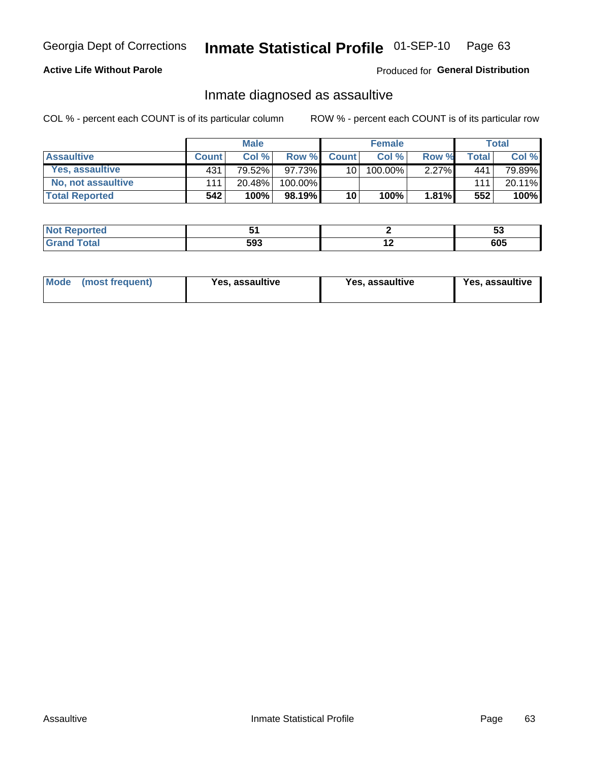Georgia Dept of Corrections **Inmate Statistical Profile** 01-SEP-10

**Active Life Without Parole**

Produced for **General Distribution**

## Inmate diagnosed as assaultive

COL % - percent each COUNT is of its particular column

ROW % - percent each COUNT is of its particular row

| | Male | | | Female | | | Total | |
|---|---|---|---|---|---|---|---|---|
| **Assaultive** | **Count** | **Col %** | **Row %** | **Count** | **Col %** | **Row %** | **Total** | **Col %** |
| **Yes, assaultive** | 431 | 79.52% | 97.73% | 10 | 100.00% | 2.27% | 441 | 79.89% |
| **No, not assaultive** | 111 | 20.48% | 100.00% | | | | 111 | 20.11% |
| **Total Reported** | **542** | **100%** | **98.19%** | **10** | **100%** | **1.81%** | **552** | **100%** |

| | Male | Female | Total |
|---|---|---|---|
| **Not Reported** | **51** | **2** | **53** |
| **Grand Total** | **593** | **12** | **605** |

| | Male | Female | Total |
|---|---|---|---|
| **Mode (most frequent)** | **Yes, assaultive** | **Yes, assaultive** | **Yes, assaultive** |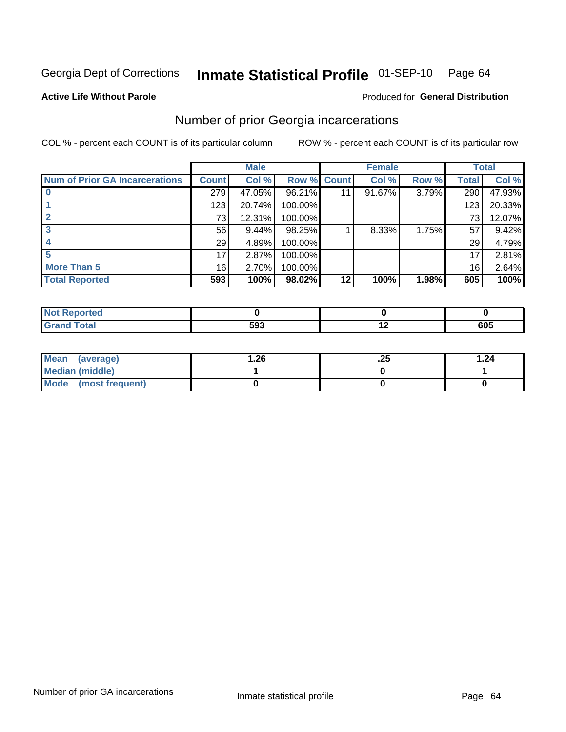Georgia Dept of Corrections **Inmate Statistical Profile** 01-SEP-10

**Active Life Without Parole**

Produced for **General Distribution**

## Number of prior Georgia incarcerations

COL % - percent each COUNT is of its particular column ROW % - percent each COUNT is of its particular row

| | Male | | | Female | | | Total | |
|---|---|---|---|---|---|---|---|---|
| **Num of Prior GA Incarcerations** | **Count** | **Col %** | **Row %** | **Count** | **Col %** | **Row %** | **Total** | **Col %** |
| **0** | 279 | 47.05% | 96.21% | 11 | 91.67% | 3.79% | 290 | 47.93% |
| **1** | 123 | 20.74% | 100.00% | | | | 123 | 20.33% |
| **2** | 73 | 12.31% | 100.00% | | | | 73 | 12.07% |
| **3** | 56 | 9.44% | 98.25% | 1 | 8.33% | 1.75% | 57 | 9.42% |
| **4** | 29 | 4.89% | 100.00% | | | | 29 | 4.79% |
| **5** | 17 | 2.87% | 100.00% | | | | 17 | 2.81% |
| **More Than 5** | 16 | 2.70% | 100.00% | | | | 16 | 2.64% |
| **Total Reported** | **593** | **100%** | **98.02%** | **12** | **100%** | **1.98%** | **605** | **100%** |

| | Male | Female | Total |
|---|---|---|---|
| **Not Reported** | **0** | **0** | **0** |
| **Grand Total** | **593** | **12** | **605** |

| | Male | Female | Total |
|---|---|---|---|
| **Mean (average)** | **1.26** | **.25** | **1.24** |
| **Median (middle)** | **1** | **0** | **1** |
| **Mode (most frequent)** | **0** | **0** | **0** |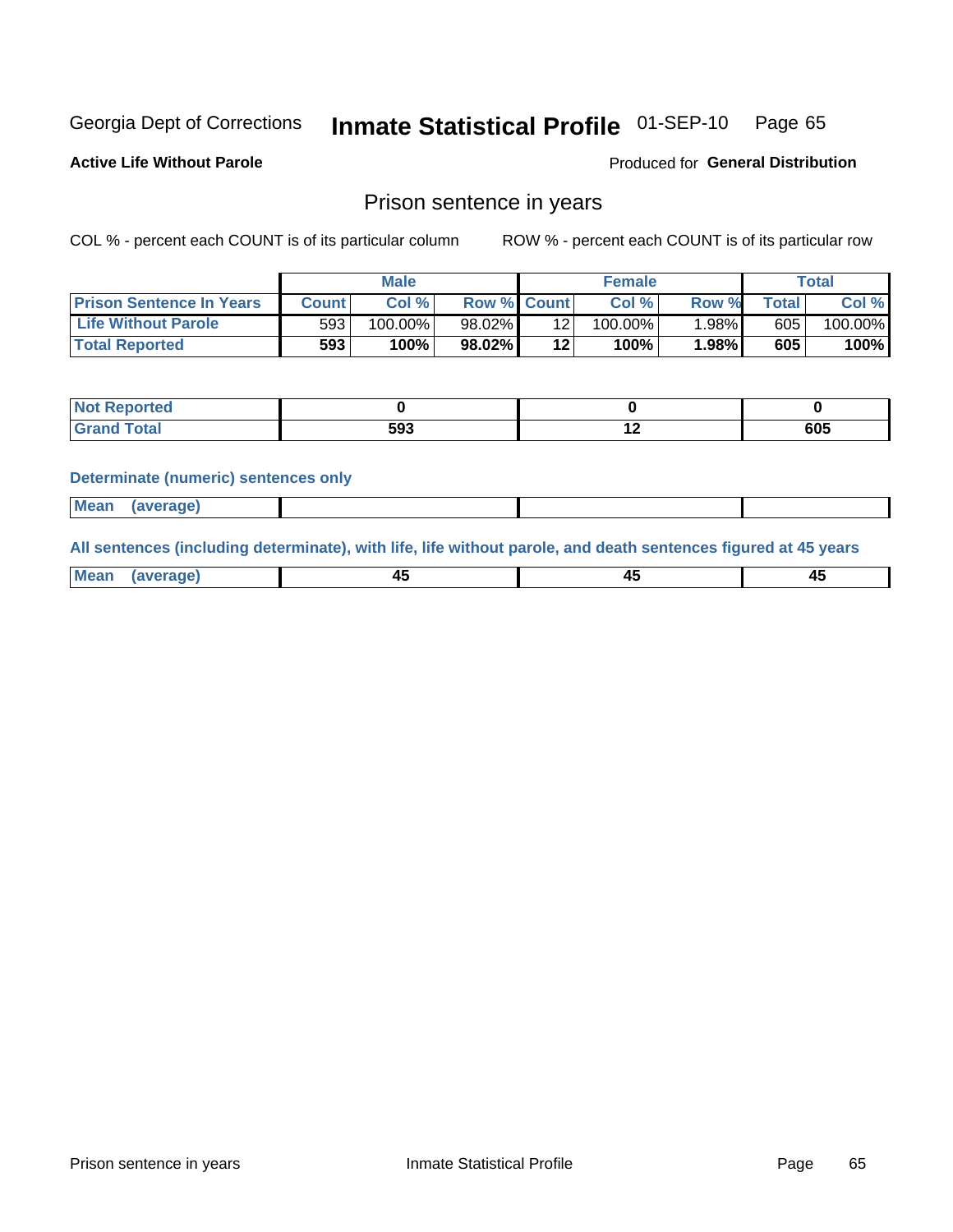Georgia Dept of Corrections **Inmate Statistical Profile** 01-SEP-10

**Active Life Without Parole**

Produced for **General Distribution**

## Prison sentence in years

COL % - percent each COUNT is of its particular column    ROW % - percent each COUNT is of its particular row

| | Male | | | Female | | | Total | |
|---|---|---|---|---|---|---|---|---|
| **Prison Sentence In Years** | **Count** | **Col %** | **Row %** | **Count** | **Col %** | **Row %** | **Total** | **Col %** |
| **Life Without Parole** | 593 | 100.00% | 98.02% | 12 | 100.00% | 1.98% | 605 | 100.00% |
| **Total Reported** | **593** | **100%** | **98.02%** | **12** | **100%** | **1.98%** | **605** | **100%** |

| | Male | Female | Total |
|---|---|---|---|
| **Not Reported** | **0** | **0** | **0** |
| **Grand Total** | **593** | **12** | **605** |

**Determinate (numeric) sentences only**

| | Male | Female | Total |
|---|---|---|---|
| **Mean (average)** | | | |

**All sentences (including determinate), with life, life without parole, and death sentences figured at 45 years**

| | Male | Female | Total |
|---|---|---|---|
| **Mean (average)** | **45** | **45** | **45** |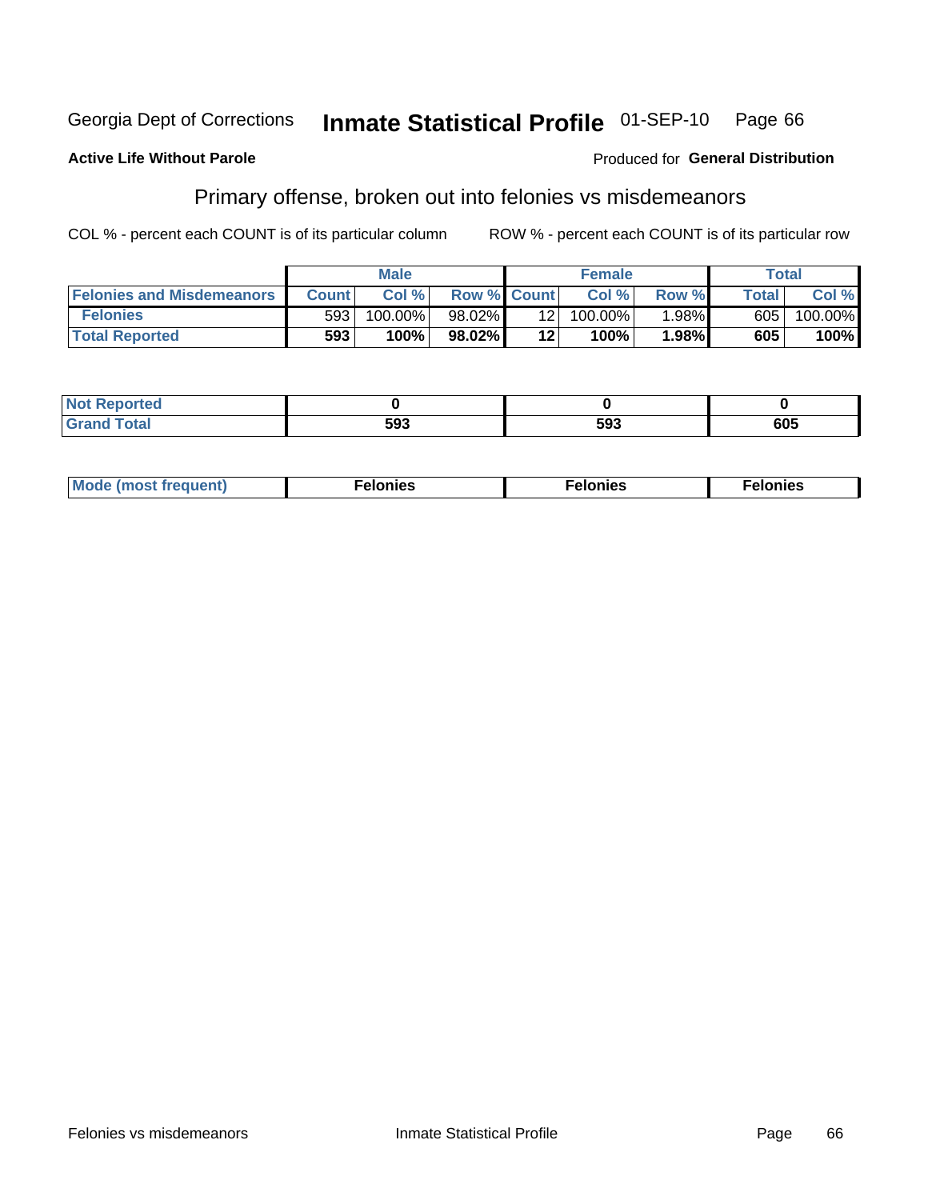Georgia Dept of Corrections **Inmate Statistical Profile** 01-SEP-10 Page 66

**Active Life Without Parole**

Produced for **General Distribution**

## Primary offense, broken out into felonies vs misdemeanors

COL % - percent each COUNT is of its particular column

ROW % - percent each COUNT is of its particular row

| | Male | | | Female | | | Total | |
|---|---|---|---|---|---|---|---|---|
| Felonies and Misdemeanors | Count | Col % | Row % | Count | Col % | Row % | Total | Col % |
| Felonies | 593 | 100.00% | 98.02% | 12 | 100.00% | 1.98% | 605 | 100.00% |
| **Total Reported** | **593** | **100%** | **98.02%** | **12** | **100%** | **1.98%** | **605** | **100%** |

| | Male | Female | Total |
|---|---|---|---|
| Not Reported | **0** | **0** | **0** |
| Grand Total | **593** | **593** | **605** |

| | Male | Female | Total |
|---|---|---|---|
| Mode (most frequent) | **Felonies** | **Felonies** | **Felonies** |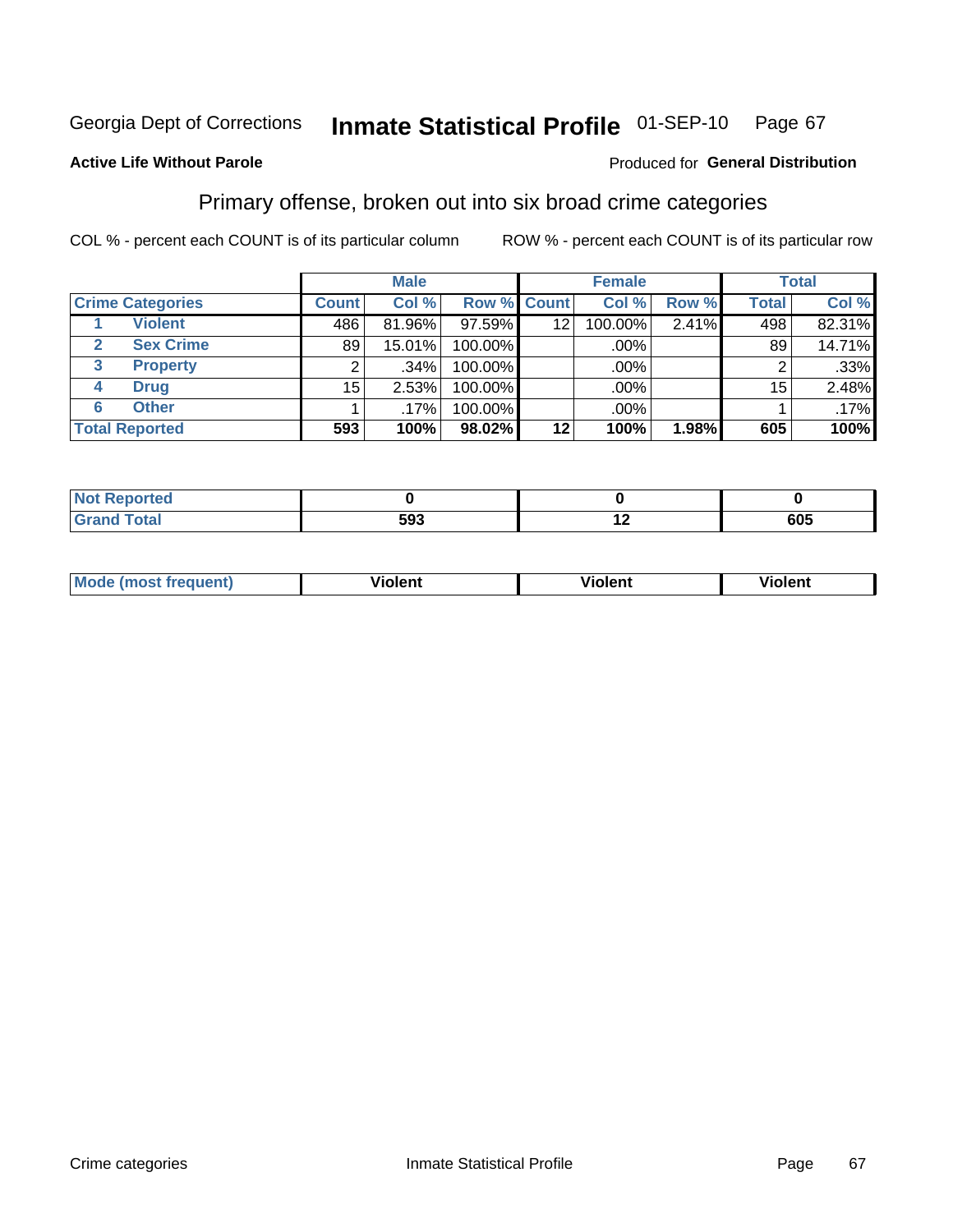Georgia Dept of Corrections **Inmate Statistical Profile** 01-SEP-10

**Active Life Without Parole**

Produced for **General Distribution**

## Primary offense, broken out into six broad crime categories

COL % - percent each COUNT is of its particular column

ROW % - percent each COUNT is of its particular row

| Crime Categories | Male | | | Female | | | Total | |
|---|---|---|---|---|---|---|---|---|
| | Count | Col % | Row % | Count | Col % | Row % | Total | Col % |
| 1 Violent | 486 | 81.96% | 97.59% | 12 | 100.00% | 2.41% | 498 | 82.31% |
| 2 Sex Crime | 89 | 15.01% | 100.00% | | .00% | | 89 | 14.71% |
| 3 Property | 2 | .34% | 100.00% | | .00% | | 2 | .33% |
| 4 Drug | 15 | 2.53% | 100.00% | | .00% | | 15 | 2.48% |
| 6 Other | 1 | .17% | 100.00% | | .00% | | 1 | .17% |
| **Total Reported** | **593** | **100%** | **98.02%** | **12** | **100%** | **1.98%** | **605** | **100%** |

| | Male | Female | Total |
|---|---|---|---|
| Not Reported | 0 | 0 | 0 |
| Grand Total | 593 | 12 | 605 |

| | Male | Female | Total |
|---|---|---|---|
| Mode (most frequent) | Violent | Violent | Violent |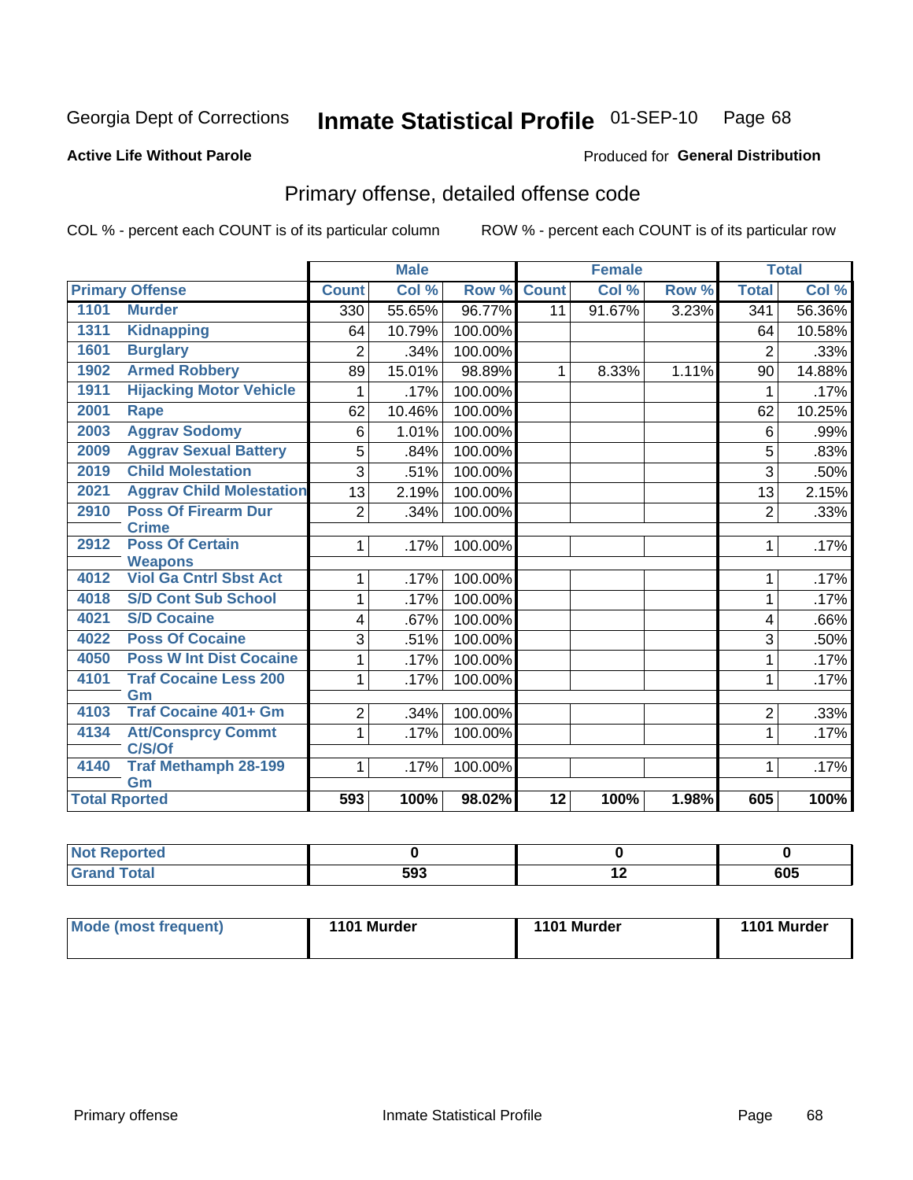Georgia Dept of Corrections

# Inmate Statistical Profile 01-SEP-10

**Active Life Without Parole**

Produced for **General Distribution**

## Primary offense, detailed offense code

COL % - percent each COUNT is of its particular column

ROW % - percent each COUNT is of its particular row

| Primary Offense | | Male | | | Female | | | Total | |
|---|---|---|---|---|---|---|---|---|---|
| | | Count | Col % | Row % | Count | Col % | Row % | Total | Col % |
| 1101 | Murder | 330 | 55.65% | 96.77% | 11 | 91.67% | 3.23% | 341 | 56.36% |
| 1311 | Kidnapping | 64 | 10.79% | 100.00% | | | | 64 | 10.58% |
| 1601 | Burglary | 2 | .34% | 100.00% | | | | 2 | .33% |
| 1902 | Armed Robbery | 89 | 15.01% | 98.89% | 1 | 8.33% | 1.11% | 90 | 14.88% |
| 1911 | Hijacking Motor Vehicle | 1 | .17% | 100.00% | | | | 1 | .17% |
| 2001 | Rape | 62 | 10.46% | 100.00% | | | | 62 | 10.25% |
| 2003 | Aggrav Sodomy | 6 | 1.01% | 100.00% | | | | 6 | .99% |
| 2009 | Aggrav Sexual Battery | 5 | .84% | 100.00% | | | | 5 | .83% |
| 2019 | Child Molestation | 3 | .51% | 100.00% | | | | 3 | .50% |
| 2021 | Aggrav Child Molestation | 13 | 2.19% | 100.00% | | | | 13 | 2.15% |
| 2910 | Poss Of Firearm Dur Crime | 2 | .34% | 100.00% | | | | 2 | .33% |
| 2912 | Poss Of Certain Weapons | 1 | .17% | 100.00% | | | | 1 | .17% |
| 4012 | Viol Ga Cntrl Sbst Act | 1 | .17% | 100.00% | | | | 1 | .17% |
| 4018 | S/D Cont Sub School | 1 | .17% | 100.00% | | | | 1 | .17% |
| 4021 | S/D Cocaine | 4 | .67% | 100.00% | | | | 4 | .66% |
| 4022 | Poss Of Cocaine | 3 | .51% | 100.00% | | | | 3 | .50% |
| 4050 | Poss W Int Dist Cocaine | 1 | .17% | 100.00% | | | | 1 | .17% |
| 4101 | Traf Cocaine Less 200 Gm | 1 | .17% | 100.00% | | | | 1 | .17% |
| 4103 | Traf Cocaine 401+ Gm | 2 | .34% | 100.00% | | | | 2 | .33% |
| 4134 | Att/Consprcy Commt C/S/Of | 1 | .17% | 100.00% | | | | 1 | .17% |
| 4140 | Traf Methamph 28-199 Gm | 1 | .17% | 100.00% | | | | 1 | .17% |
| Total Rported | | 593 | 100% | 98.02% | 12 | 100% | 1.98% | 605 | 100% |

| | Male | Female | Total |
|---|---|---|---|
| Not Reported | 0 | 0 | 0 |
| Grand Total | 593 | 12 | 605 |

| | Male | Female | Total |
|---|---|---|---|
| Mode (most frequent) | 1101 Murder | 1101 Murder | 1101 Murder |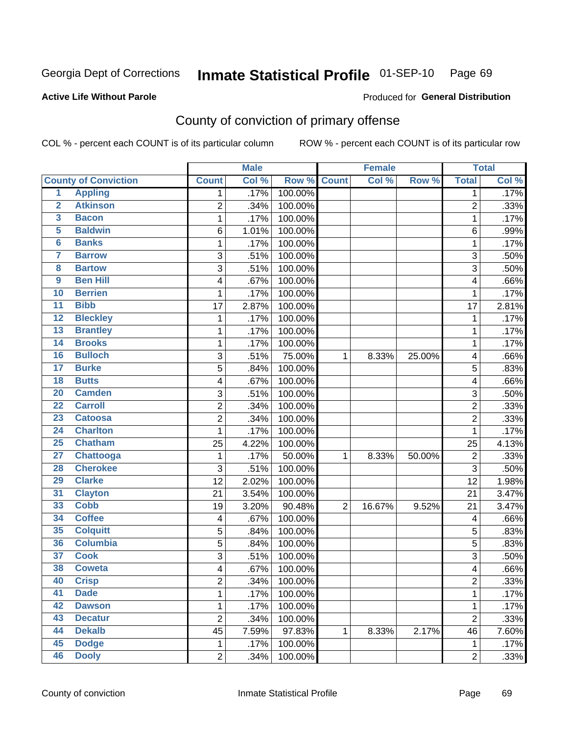Georgia Dept of Corrections **Inmate Statistical Profile** 01-SEP-10

**Active Life Without Parole**

Produced for **General Distribution**

## County of conviction of primary offense

COL % - percent each COUNT is of its particular column    ROW % - percent each COUNT is of its particular row

| County of Conviction | | Male | | | Female | | | Total | |
|---|---|---|---|---|---|---|---|---|---|
| | | Count | Col % | Row % | Count | Col % | Row % | Total | Col % |
| 1 | Appling | 1 | .17% | 100.00% | | | | 1 | .17% |
| 2 | Atkinson | 2 | .34% | 100.00% | | | | 2 | .33% |
| 3 | Bacon | 1 | .17% | 100.00% | | | | 1 | .17% |
| 5 | Baldwin | 6 | 1.01% | 100.00% | | | | 6 | .99% |
| 6 | Banks | 1 | .17% | 100.00% | | | | 1 | .17% |
| 7 | Barrow | 3 | .51% | 100.00% | | | | 3 | .50% |
| 8 | Bartow | 3 | .51% | 100.00% | | | | 3 | .50% |
| 9 | Ben Hill | 4 | .67% | 100.00% | | | | 4 | .66% |
| 10 | Berrien | 1 | .17% | 100.00% | | | | 1 | .17% |
| 11 | Bibb | 17 | 2.87% | 100.00% | | | | 17 | 2.81% |
| 12 | Bleckley | 1 | .17% | 100.00% | | | | 1 | .17% |
| 13 | Brantley | 1 | .17% | 100.00% | | | | 1 | .17% |
| 14 | Brooks | 1 | .17% | 100.00% | | | | 1 | .17% |
| 16 | Bulloch | 3 | .51% | 75.00% | 1 | 8.33% | 25.00% | 4 | .66% |
| 17 | Burke | 5 | .84% | 100.00% | | | | 5 | .83% |
| 18 | Butts | 4 | .67% | 100.00% | | | | 4 | .66% |
| 20 | Camden | 3 | .51% | 100.00% | | | | 3 | .50% |
| 22 | Carroll | 2 | .34% | 100.00% | | | | 2 | .33% |
| 23 | Catoosa | 2 | .34% | 100.00% | | | | 2 | .33% |
| 24 | Charlton | 1 | .17% | 100.00% | | | | 1 | .17% |
| 25 | Chatham | 25 | 4.22% | 100.00% | | | | 25 | 4.13% |
| 27 | Chattooga | 1 | .17% | 50.00% | 1 | 8.33% | 50.00% | 2 | .33% |
| 28 | Cherokee | 3 | .51% | 100.00% | | | | 3 | .50% |
| 29 | Clarke | 12 | 2.02% | 100.00% | | | | 12 | 1.98% |
| 31 | Clayton | 21 | 3.54% | 100.00% | | | | 21 | 3.47% |
| 33 | Cobb | 19 | 3.20% | 90.48% | 2 | 16.67% | 9.52% | 21 | 3.47% |
| 34 | Coffee | 4 | .67% | 100.00% | | | | 4 | .66% |
| 35 | Colquitt | 5 | .84% | 100.00% | | | | 5 | .83% |
| 36 | Columbia | 5 | .84% | 100.00% | | | | 5 | .83% |
| 37 | Cook | 3 | .51% | 100.00% | | | | 3 | .50% |
| 38 | Coweta | 4 | .67% | 100.00% | | | | 4 | .66% |
| 40 | Crisp | 2 | .34% | 100.00% | | | | 2 | .33% |
| 41 | Dade | 1 | .17% | 100.00% | | | | 1 | .17% |
| 42 | Dawson | 1 | .17% | 100.00% | | | | 1 | .17% |
| 43 | Decatur | 2 | .34% | 100.00% | | | | 2 | .33% |
| 44 | Dekalb | 45 | 7.59% | 97.83% | 1 | 8.33% | 2.17% | 46 | 7.60% |
| 45 | Dodge | 1 | .17% | 100.00% | | | | 1 | .17% |
| 46 | Dooly | 2 | .34% | 100.00% | | | | 2 | .33% |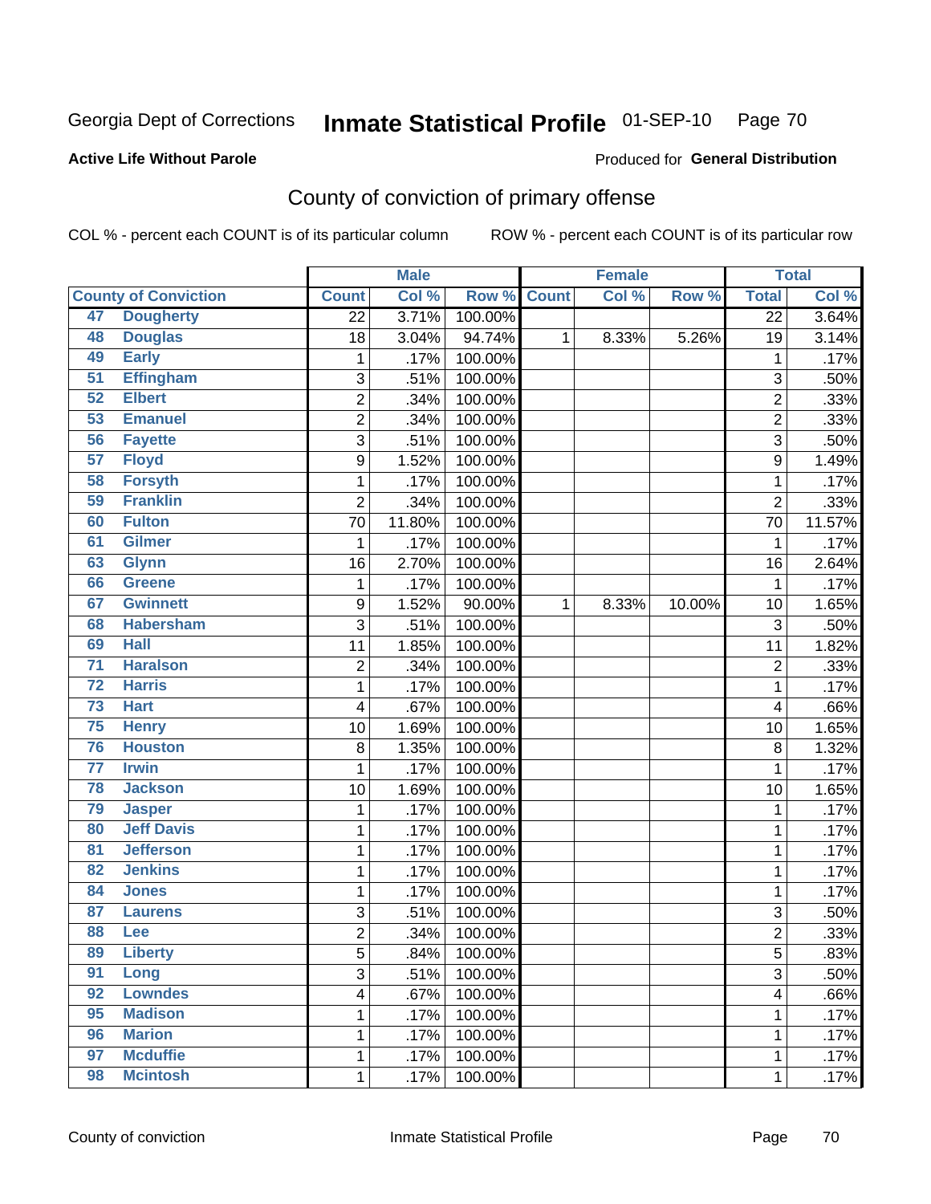Georgia Dept of Corrections **Inmate Statistical Profile** 01-SEP-10

**Active Life Without Parole**

Produced for **General Distribution**

## County of conviction of primary offense

COL % - percent each COUNT is of its particular column

ROW % - percent each COUNT is of its particular row

| County of Conviction | | Male | | | Female | | | Total | |
|---|---|---|---|---|---|---|---|---|---|
| | | Count | Col % | Row % | Count | Col % | Row % | Total | Col % |
| 47 | Dougherty | 22 | 3.71% | 100.00% | | | | 22 | 3.64% |
| 48 | Douglas | 18 | 3.04% | 94.74% | 1 | 8.33% | 5.26% | 19 | 3.14% |
| 49 | Early | 1 | .17% | 100.00% | | | | 1 | .17% |
| 51 | Effingham | 3 | .51% | 100.00% | | | | 3 | .50% |
| 52 | Elbert | 2 | .34% | 100.00% | | | | 2 | .33% |
| 53 | Emanuel | 2 | .34% | 100.00% | | | | 2 | .33% |
| 56 | Fayette | 3 | .51% | 100.00% | | | | 3 | .50% |
| 57 | Floyd | 9 | 1.52% | 100.00% | | | | 9 | 1.49% |
| 58 | Forsyth | 1 | .17% | 100.00% | | | | 1 | .17% |
| 59 | Franklin | 2 | .34% | 100.00% | | | | 2 | .33% |
| 60 | Fulton | 70 | 11.80% | 100.00% | | | | 70 | 11.57% |
| 61 | Gilmer | 1 | .17% | 100.00% | | | | 1 | .17% |
| 63 | Glynn | 16 | 2.70% | 100.00% | | | | 16 | 2.64% |
| 66 | Greene | 1 | .17% | 100.00% | | | | 1 | .17% |
| 67 | Gwinnett | 9 | 1.52% | 90.00% | 1 | 8.33% | 10.00% | 10 | 1.65% |
| 68 | Habersham | 3 | .51% | 100.00% | | | | 3 | .50% |
| 69 | Hall | 11 | 1.85% | 100.00% | | | | 11 | 1.82% |
| 71 | Haralson | 2 | .34% | 100.00% | | | | 2 | .33% |
| 72 | Harris | 1 | .17% | 100.00% | | | | 1 | .17% |
| 73 | Hart | 4 | .67% | 100.00% | | | | 4 | .66% |
| 75 | Henry | 10 | 1.69% | 100.00% | | | | 10 | 1.65% |
| 76 | Houston | 8 | 1.35% | 100.00% | | | | 8 | 1.32% |
| 77 | Irwin | 1 | .17% | 100.00% | | | | 1 | .17% |
| 78 | Jackson | 10 | 1.69% | 100.00% | | | | 10 | 1.65% |
| 79 | Jasper | 1 | .17% | 100.00% | | | | 1 | .17% |
| 80 | Jeff Davis | 1 | .17% | 100.00% | | | | 1 | .17% |
| 81 | Jefferson | 1 | .17% | 100.00% | | | | 1 | .17% |
| 82 | Jenkins | 1 | .17% | 100.00% | | | | 1 | .17% |
| 84 | Jones | 1 | .17% | 100.00% | | | | 1 | .17% |
| 87 | Laurens | 3 | .51% | 100.00% | | | | 3 | .50% |
| 88 | Lee | 2 | .34% | 100.00% | | | | 2 | .33% |
| 89 | Liberty | 5 | .84% | 100.00% | | | | 5 | .83% |
| 91 | Long | 3 | .51% | 100.00% | | | | 3 | .50% |
| 92 | Lowndes | 4 | .67% | 100.00% | | | | 4 | .66% |
| 95 | Madison | 1 | .17% | 100.00% | | | | 1 | .17% |
| 96 | Marion | 1 | .17% | 100.00% | | | | 1 | .17% |
| 97 | Mcduffie | 1 | .17% | 100.00% | | | | 1 | .17% |
| 98 | Mcintosh | 1 | .17% | 100.00% | | | | 1 | .17% |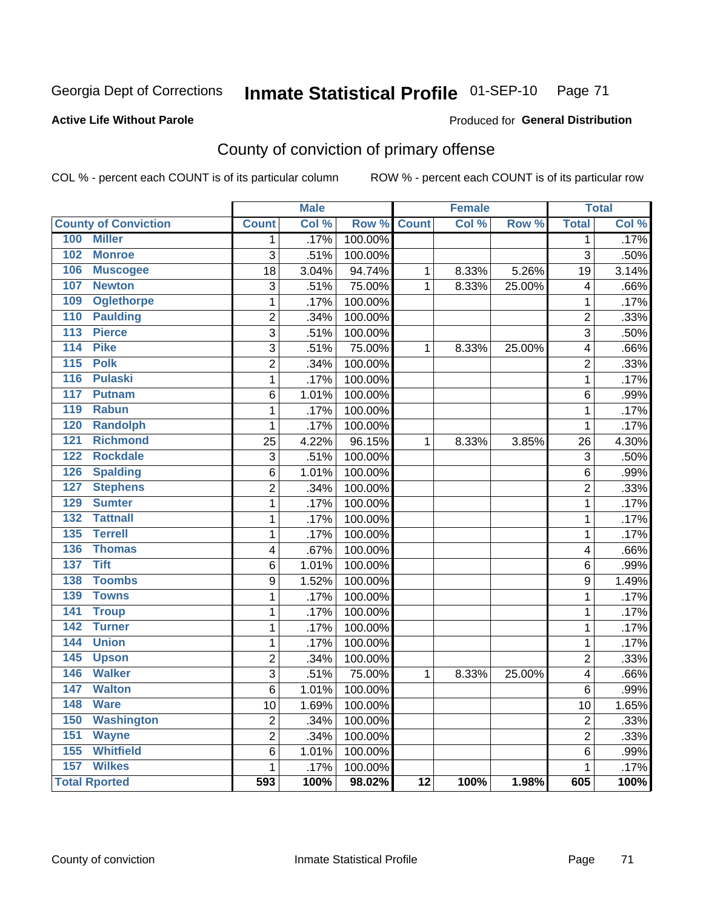Georgia Dept of Corrections **Inmate Statistical Profile** 01-SEP-10

**Active Life Without Parole**

Produced for **General Distribution**

## County of conviction of primary offense

COL % - percent each COUNT is of its particular column ROW % - percent each COUNT is of its particular row

| County of Conviction | Male | | | Female | | | Total | |
|---|---|---|---|---|---|---|---|---|
| | Count | Col % | Row % | Count | Col % | Row % | Total | Col % |
| 100 Miller | 1 | .17% | 100.00% | | | | 1 | .17% |
| 102 Monroe | 3 | .51% | 100.00% | | | | 3 | .50% |
| 106 Muscogee | 18 | 3.04% | 94.74% | 1 | 8.33% | 5.26% | 19 | 3.14% |
| 107 Newton | 3 | .51% | 75.00% | 1 | 8.33% | 25.00% | 4 | .66% |
| 109 Oglethorpe | 1 | .17% | 100.00% | | | | 1 | .17% |
| 110 Paulding | 2 | .34% | 100.00% | | | | 2 | .33% |
| 113 Pierce | 3 | .51% | 100.00% | | | | 3 | .50% |
| 114 Pike | 3 | .51% | 75.00% | 1 | 8.33% | 25.00% | 4 | .66% |
| 115 Polk | 2 | .34% | 100.00% | | | | 2 | .33% |
| 116 Pulaski | 1 | .17% | 100.00% | | | | 1 | .17% |
| 117 Putnam | 6 | 1.01% | 100.00% | | | | 6 | .99% |
| 119 Rabun | 1 | .17% | 100.00% | | | | 1 | .17% |
| 120 Randolph | 1 | .17% | 100.00% | | | | 1 | .17% |
| 121 Richmond | 25 | 4.22% | 96.15% | 1 | 8.33% | 3.85% | 26 | 4.30% |
| 122 Rockdale | 3 | .51% | 100.00% | | | | 3 | .50% |
| 126 Spalding | 6 | 1.01% | 100.00% | | | | 6 | .99% |
| 127 Stephens | 2 | .34% | 100.00% | | | | 2 | .33% |
| 129 Sumter | 1 | .17% | 100.00% | | | | 1 | .17% |
| 132 Tattnall | 1 | .17% | 100.00% | | | | 1 | .17% |
| 135 Terrell | 1 | .17% | 100.00% | | | | 1 | .17% |
| 136 Thomas | 4 | .67% | 100.00% | | | | 4 | .66% |
| 137 Tift | 6 | 1.01% | 100.00% | | | | 6 | .99% |
| 138 Toombs | 9 | 1.52% | 100.00% | | | | 9 | 1.49% |
| 139 Towns | 1 | .17% | 100.00% | | | | 1 | .17% |
| 141 Troup | 1 | .17% | 100.00% | | | | 1 | .17% |
| 142 Turner | 1 | .17% | 100.00% | | | | 1 | .17% |
| 144 Union | 1 | .17% | 100.00% | | | | 1 | .17% |
| 145 Upson | 2 | .34% | 100.00% | | | | 2 | .33% |
| 146 Walker | 3 | .51% | 75.00% | 1 | 8.33% | 25.00% | 4 | .66% |
| 147 Walton | 6 | 1.01% | 100.00% | | | | 6 | .99% |
| 148 Ware | 10 | 1.69% | 100.00% | | | | 10 | 1.65% |
| 150 Washington | 2 | .34% | 100.00% | | | | 2 | .33% |
| 151 Wayne | 2 | .34% | 100.00% | | | | 2 | .33% |
| 155 Whitfield | 6 | 1.01% | 100.00% | | | | 6 | .99% |
| 157 Wilkes | 1 | .17% | 100.00% | | | | 1 | .17% |
| **Total Rported** | **593** | **100%** | **98.02%** | **12** | **100%** | **1.98%** | **605** | **100%** |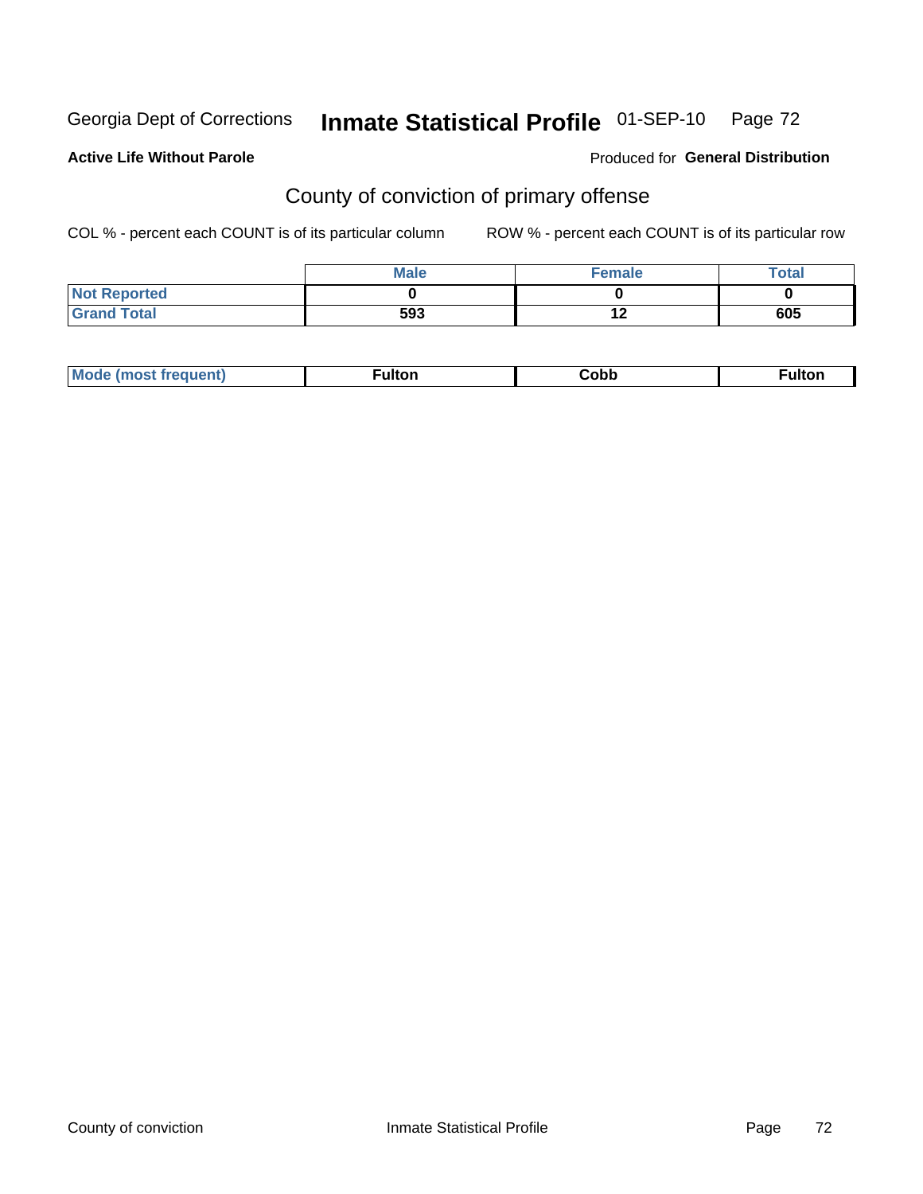Georgia Dept of Corrections **Inmate Statistical Profile** 01-SEP-10

**Active Life Without Parole**

Produced for **General Distribution**

## County of conviction of primary offense

COL % - percent each COUNT is of its particular column

ROW % - percent each COUNT is of its particular row

| | Male | Female | Total |
|---|---|---|---|
| Not Reported | 0 | 0 | 0 |
| Grand Total | 593 | 12 | 605 |

| | | | |
|---|---|---|---|
| Mode (most frequent) | Fulton | Cobb | Fulton |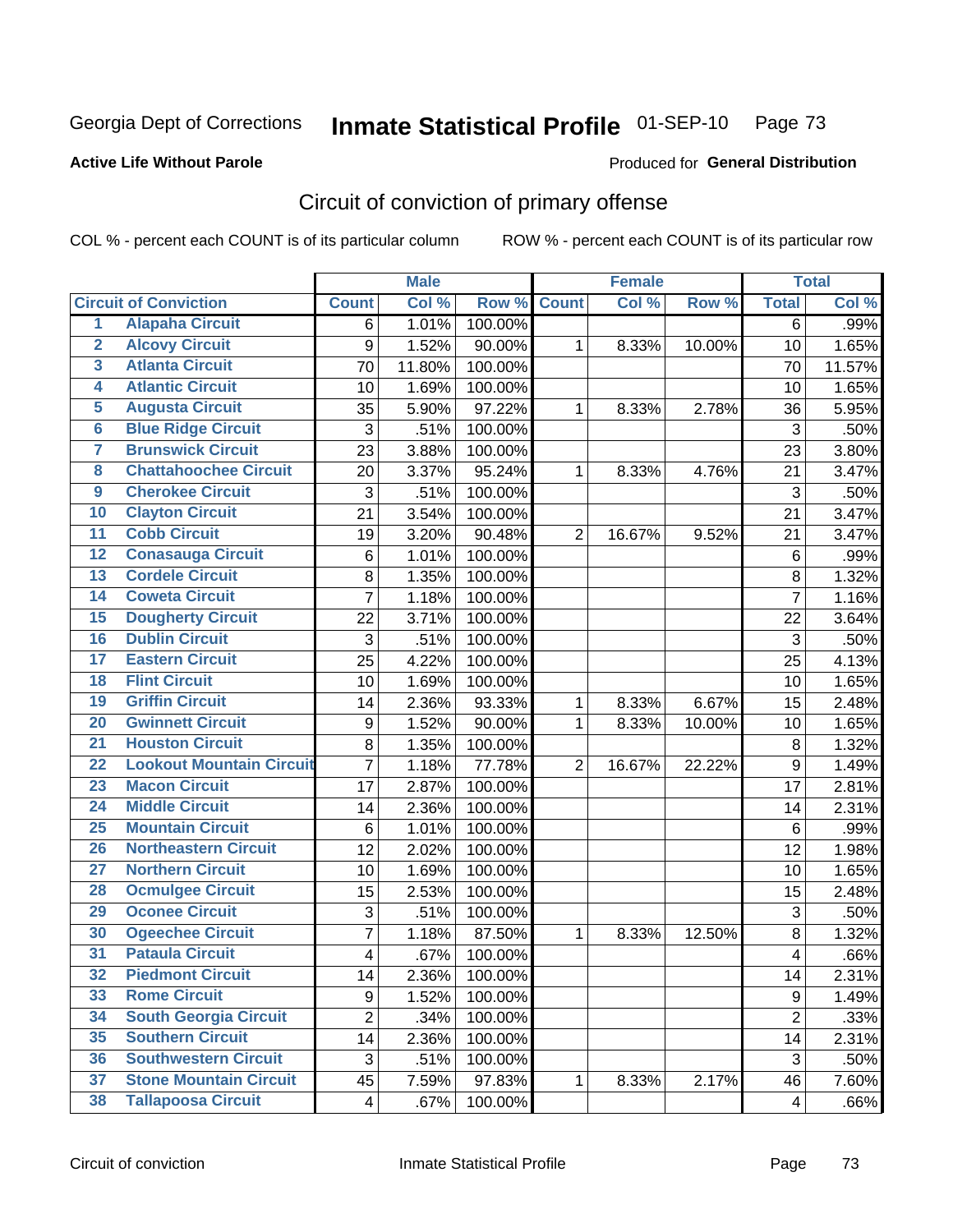Georgia Dept of Corrections **Inmate Statistical Profile** 01-SEP-10

**Active Life Without Parole**

Produced for **General Distribution**

## Circuit of conviction of primary offense

COL % - percent each COUNT is of its particular column ROW % - percent each COUNT is of its particular row

| Circuit of Conviction | | Male | | | Female | | | Total | |
|---|---|---|---|---|---|---|---|---|---|
| | | Count | Col % | Row % | Count | Col % | Row % | Total | Col % |
| 1 | Alapaha Circuit | 6 | 1.01% | 100.00% | | | | 6 | .99% |
| 2 | Alcovy Circuit | 9 | 1.52% | 90.00% | 1 | 8.33% | 10.00% | 10 | 1.65% |
| 3 | Atlanta Circuit | 70 | 11.80% | 100.00% | | | | 70 | 11.57% |
| 4 | Atlantic Circuit | 10 | 1.69% | 100.00% | | | | 10 | 1.65% |
| 5 | Augusta Circuit | 35 | 5.90% | 97.22% | 1 | 8.33% | 2.78% | 36 | 5.95% |
| 6 | Blue Ridge Circuit | 3 | .51% | 100.00% | | | | 3 | .50% |
| 7 | Brunswick Circuit | 23 | 3.88% | 100.00% | | | | 23 | 3.80% |
| 8 | Chattahoochee Circuit | 20 | 3.37% | 95.24% | 1 | 8.33% | 4.76% | 21 | 3.47% |
| 9 | Cherokee Circuit | 3 | .51% | 100.00% | | | | 3 | .50% |
| 10 | Clayton Circuit | 21 | 3.54% | 100.00% | | | | 21 | 3.47% |
| 11 | Cobb Circuit | 19 | 3.20% | 90.48% | 2 | 16.67% | 9.52% | 21 | 3.47% |
| 12 | Conasauga Circuit | 6 | 1.01% | 100.00% | | | | 6 | .99% |
| 13 | Cordele Circuit | 8 | 1.35% | 100.00% | | | | 8 | 1.32% |
| 14 | Coweta Circuit | 7 | 1.18% | 100.00% | | | | 7 | 1.16% |
| 15 | Dougherty Circuit | 22 | 3.71% | 100.00% | | | | 22 | 3.64% |
| 16 | Dublin Circuit | 3 | .51% | 100.00% | | | | 3 | .50% |
| 17 | Eastern Circuit | 25 | 4.22% | 100.00% | | | | 25 | 4.13% |
| 18 | Flint Circuit | 10 | 1.69% | 100.00% | | | | 10 | 1.65% |
| 19 | Griffin Circuit | 14 | 2.36% | 93.33% | 1 | 8.33% | 6.67% | 15 | 2.48% |
| 20 | Gwinnett Circuit | 9 | 1.52% | 90.00% | 1 | 8.33% | 10.00% | 10 | 1.65% |
| 21 | Houston Circuit | 8 | 1.35% | 100.00% | | | | 8 | 1.32% |
| 22 | Lookout Mountain Circuit | 7 | 1.18% | 77.78% | 2 | 16.67% | 22.22% | 9 | 1.49% |
| 23 | Macon Circuit | 17 | 2.87% | 100.00% | | | | 17 | 2.81% |
| 24 | Middle Circuit | 14 | 2.36% | 100.00% | | | | 14 | 2.31% |
| 25 | Mountain Circuit | 6 | 1.01% | 100.00% | | | | 6 | .99% |
| 26 | Northeastern Circuit | 12 | 2.02% | 100.00% | | | | 12 | 1.98% |
| 27 | Northern Circuit | 10 | 1.69% | 100.00% | | | | 10 | 1.65% |
| 28 | Ocmulgee Circuit | 15 | 2.53% | 100.00% | | | | 15 | 2.48% |
| 29 | Oconee Circuit | 3 | .51% | 100.00% | | | | 3 | .50% |
| 30 | Ogeechee Circuit | 7 | 1.18% | 87.50% | 1 | 8.33% | 12.50% | 8 | 1.32% |
| 31 | Pataula Circuit | 4 | .67% | 100.00% | | | | 4 | .66% |
| 32 | Piedmont Circuit | 14 | 2.36% | 100.00% | | | | 14 | 2.31% |
| 33 | Rome Circuit | 9 | 1.52% | 100.00% | | | | 9 | 1.49% |
| 34 | South Georgia Circuit | 2 | .34% | 100.00% | | | | 2 | .33% |
| 35 | Southern Circuit | 14 | 2.36% | 100.00% | | | | 14 | 2.31% |
| 36 | Southwestern Circuit | 3 | .51% | 100.00% | | | | 3 | .50% |
| 37 | Stone Mountain Circuit | 45 | 7.59% | 97.83% | 1 | 8.33% | 2.17% | 46 | 7.60% |
| 38 | Tallapoosa Circuit | 4 | .67% | 100.00% | | | | 4 | .66% |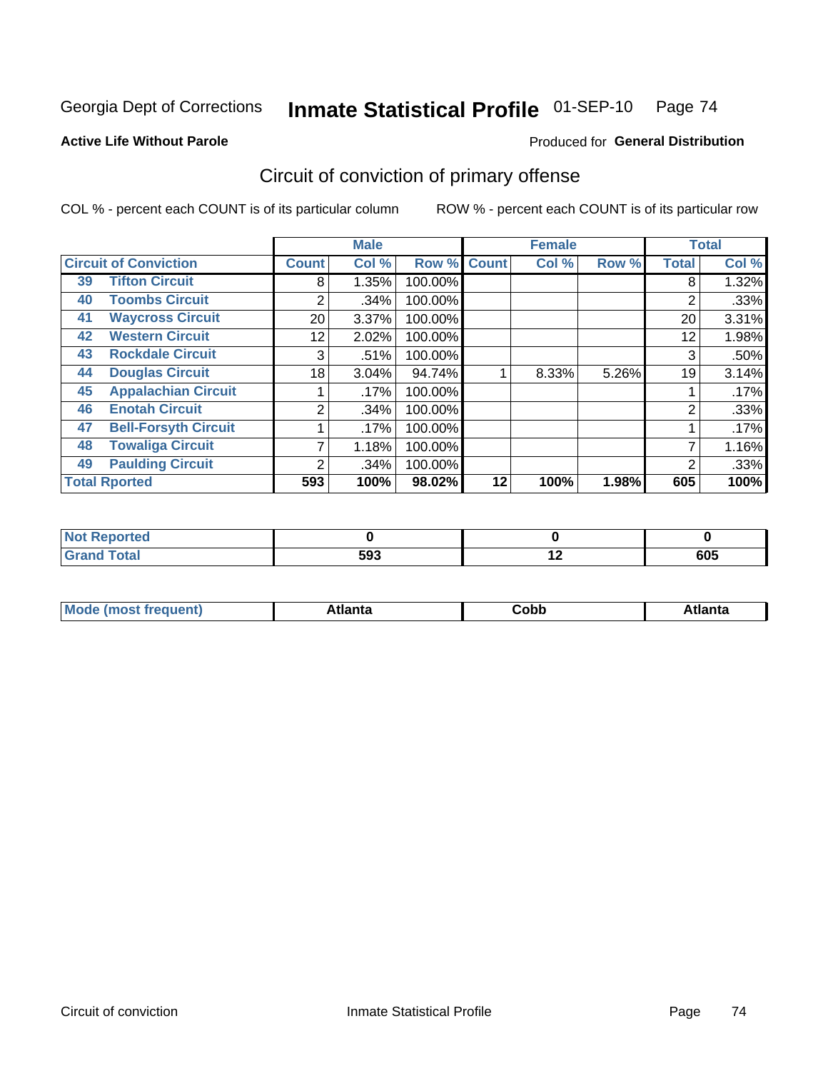Georgia Dept of Corrections **Inmate Statistical Profile** 01-SEP-10

**Active Life Without Parole**

Produced for **General Distribution**

## Circuit of conviction of primary offense

COL % - percent each COUNT is of its particular column

ROW % - percent each COUNT is of its particular row

| Circuit of Conviction | | Male | | | Female | | | Total | |
|---|---|---|---|---|---|---|---|---|---|
| | | Count | Col % | Row % | Count | Col % | Row % | Total | Col % |
| 39 | Tifton Circuit | 8 | 1.35% | 100.00% | | | | 8 | 1.32% |
| 40 | Toombs Circuit | 2 | .34% | 100.00% | | | | 2 | .33% |
| 41 | Waycross Circuit | 20 | 3.37% | 100.00% | | | | 20 | 3.31% |
| 42 | Western Circuit | 12 | 2.02% | 100.00% | | | | 12 | 1.98% |
| 43 | Rockdale Circuit | 3 | .51% | 100.00% | | | | 3 | .50% |
| 44 | Douglas Circuit | 18 | 3.04% | 94.74% | 1 | 8.33% | 5.26% | 19 | 3.14% |
| 45 | Appalachian Circuit | 1 | .17% | 100.00% | | | | 1 | .17% |
| 46 | Enotah Circuit | 2 | .34% | 100.00% | | | | 2 | .33% |
| 47 | Bell-Forsyth Circuit | 1 | .17% | 100.00% | | | | 1 | .17% |
| 48 | Towaliga Circuit | 7 | 1.18% | 100.00% | | | | 7 | 1.16% |
| 49 | Paulding Circuit | 2 | .34% | 100.00% | | | | 2 | .33% |
| Total Rported | | **593** | **100%** | **98.02%** | **12** | **100%** | **1.98%** | **605** | **100%** |

| | Male | Female | Total |
|---|---|---|---|
| Not Reported | **0** | **0** | **0** |
| Grand Total | **593** | **12** | **605** |

| | Male | Female | Total |
|---|---|---|---|
| Mode (most frequent) | **Atlanta** | **Cobb** | **Atlanta** |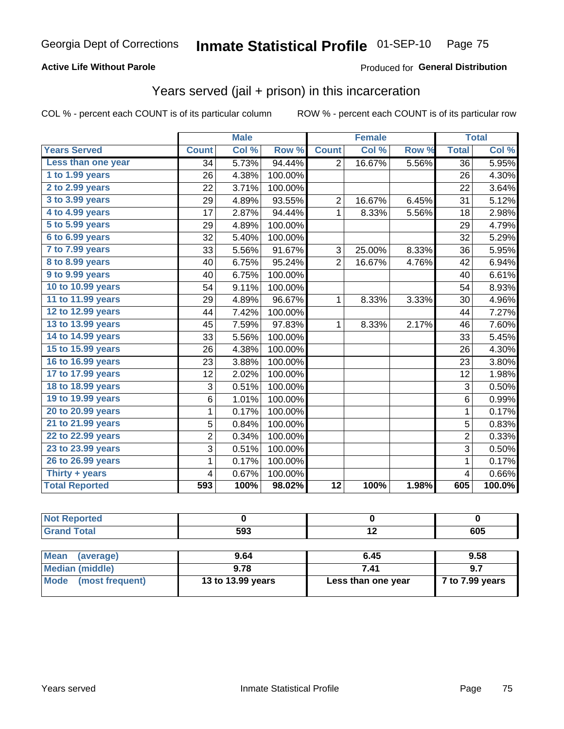Georgia Dept of Corrections **Inmate Statistical Profile** 01-SEP-10

**Active Life Without Parole**

Produced for **General Distribution**

## Years served (jail + prison) in this incarceration

COL % - percent each COUNT is of its particular column

ROW % - percent each COUNT is of its particular row

| | Male | | | Female | | | Total | |
|---|---|---|---|---|---|---|---|---|
| **Years Served** | **Count** | **Col %** | **Row %** | **Count** | **Col %** | **Row %** | **Total** | **Col %** |
| Less than one year | 34 | 5.73% | 94.44% | 2 | 16.67% | 5.56% | 36 | 5.95% |
| 1 to 1.99 years | 26 | 4.38% | 100.00% | | | | 26 | 4.30% |
| 2 to 2.99 years | 22 | 3.71% | 100.00% | | | | 22 | 3.64% |
| 3 to 3.99 years | 29 | 4.89% | 93.55% | 2 | 16.67% | 6.45% | 31 | 5.12% |
| 4 to 4.99 years | 17 | 2.87% | 94.44% | 1 | 8.33% | 5.56% | 18 | 2.98% |
| 5 to 5.99 years | 29 | 4.89% | 100.00% | | | | 29 | 4.79% |
| 6 to 6.99 years | 32 | 5.40% | 100.00% | | | | 32 | 5.29% |
| 7 to 7.99 years | 33 | 5.56% | 91.67% | 3 | 25.00% | 8.33% | 36 | 5.95% |
| 8 to 8.99 years | 40 | 6.75% | 95.24% | 2 | 16.67% | 4.76% | 42 | 6.94% |
| 9 to 9.99 years | 40 | 6.75% | 100.00% | | | | 40 | 6.61% |
| 10 to 10.99 years | 54 | 9.11% | 100.00% | | | | 54 | 8.93% |
| 11 to 11.99 years | 29 | 4.89% | 96.67% | 1 | 8.33% | 3.33% | 30 | 4.96% |
| 12 to 12.99 years | 44 | 7.42% | 100.00% | | | | 44 | 7.27% |
| 13 to 13.99 years | 45 | 7.59% | 97.83% | 1 | 8.33% | 2.17% | 46 | 7.60% |
| 14 to 14.99 years | 33 | 5.56% | 100.00% | | | | 33 | 5.45% |
| 15 to 15.99 years | 26 | 4.38% | 100.00% | | | | 26 | 4.30% |
| 16 to 16.99 years | 23 | 3.88% | 100.00% | | | | 23 | 3.80% |
| 17 to 17.99 years | 12 | 2.02% | 100.00% | | | | 12 | 1.98% |
| 18 to 18.99 years | 3 | 0.51% | 100.00% | | | | 3 | 0.50% |
| 19 to 19.99 years | 6 | 1.01% | 100.00% | | | | 6 | 0.99% |
| 20 to 20.99 years | 1 | 0.17% | 100.00% | | | | 1 | 0.17% |
| 21 to 21.99 years | 5 | 0.84% | 100.00% | | | | 5 | 0.83% |
| 22 to 22.99 years | 2 | 0.34% | 100.00% | | | | 2 | 0.33% |
| 23 to 23.99 years | 3 | 0.51% | 100.00% | | | | 3 | 0.50% |
| 26 to 26.99 years | 1 | 0.17% | 100.00% | | | | 1 | 0.17% |
| Thirty + years | 4 | 0.67% | 100.00% | | | | 4 | 0.66% |
| **Total Reported** | **593** | **100%** | **98.02%** | **12** | **100%** | **1.98%** | **605** | **100.0%** |

| | Male | Female | Total |
|---|---|---|---|
| Not Reported | 0 | 0 | 0 |
| Grand Total | 593 | 12 | 605 |

| | Male | Female | Total |
|---|---|---|---|
| Mean (average) | 9.64 | 6.45 | 9.58 |
| Median (middle) | 9.78 | 7.41 | 9.7 |
| Mode (most frequent) | 13 to 13.99 years | Less than one year | 7 to 7.99 years |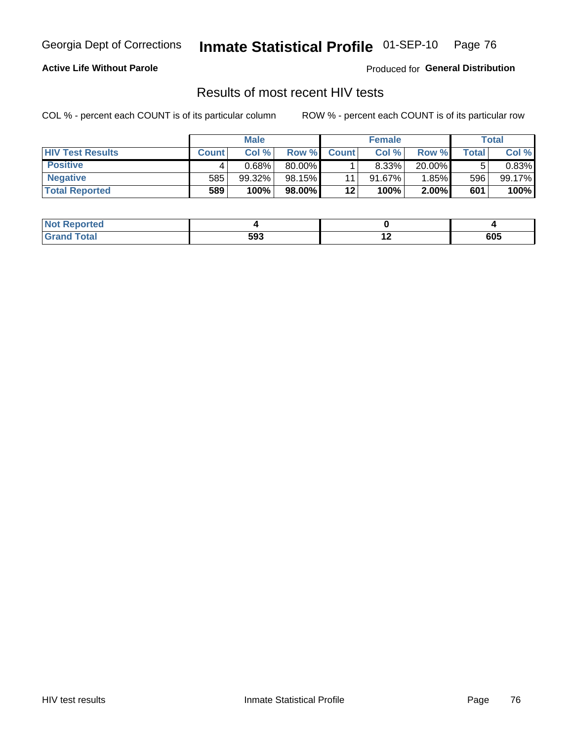Georgia Dept of Corrections **Inmate Statistical Profile** 01-SEP-10

**Active Life Without Parole**

Produced for **General Distribution**

## Results of most recent HIV tests

COL % - percent each COUNT is of its particular column ROW % - percent each COUNT is of its particular row

| | Male | | | Female | | | Total | |
|---|---|---|---|---|---|---|---|---|
| **HIV Test Results** | **Count** | **Col %** | **Row %** | **Count** | **Col %** | **Row %** | **Total** | **Col %** |
| **Positive** | 4 | 0.68% | 80.00% | 1 | 8.33% | 20.00% | 5 | 0.83% |
| **Negative** | 585 | 99.32% | 98.15% | 11 | 91.67% | 1.85% | 596 | 99.17% |
| **Total Reported** | **589** | **100%** | **98.00%** | **12** | **100%** | **2.00%** | **601** | **100%** |

| | Male | Female | Total |
|---|---|---|---|
| **Not Reported** | **4** | **0** | **4** |
| **Grand Total** | **593** | **12** | **605** |

HIV test results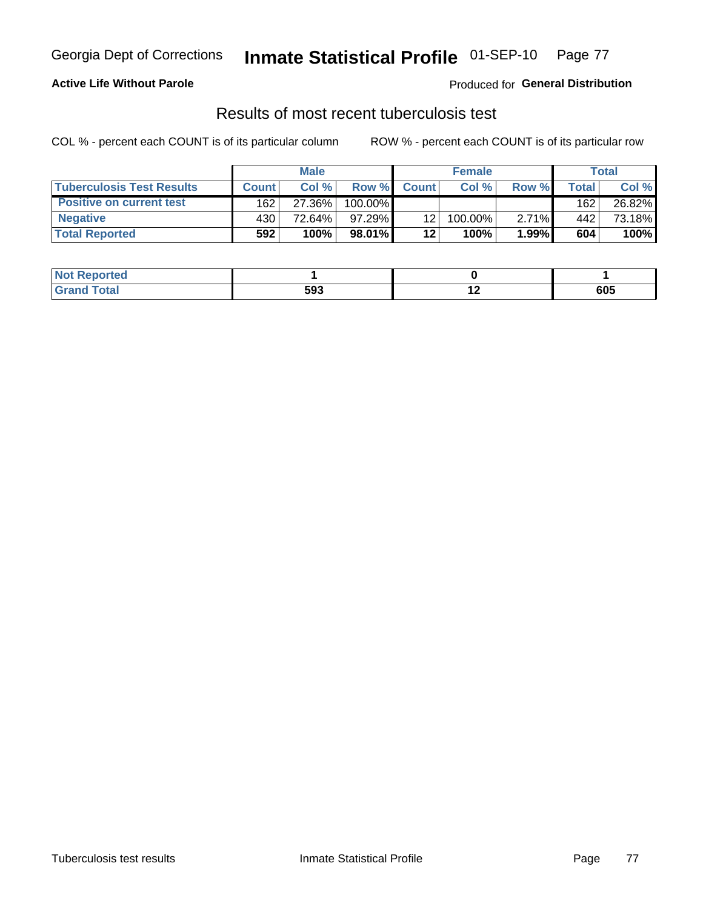**Active Life Without Parole**

Produced for **General Distribution**

## Results of most recent tuberculosis test

COL % - percent each COUNT is of its particular column

ROW % - percent each COUNT is of its particular row

| | Male | | | Female | | | Total | |
|---|---|---|---|---|---|---|---|---|
| **Tuberculosis Test Results** | **Count** | **Col %** | **Row %** | **Count** | **Col %** | **Row %** | **Total** | **Col %** |
| **Positive on current test** | 162 | 27.36% | 100.00% | | | | 162 | 26.82% |
| **Negative** | 430 | 72.64% | 97.29% | 12 | 100.00% | 2.71% | 442 | 73.18% |
| **Total Reported** | **592** | **100%** | **98.01%** | **12** | **100%** | **1.99%** | **604** | **100%** |

| | Male | Female | Total |
|---|---|---|---|
| **Not Reported** | **1** | **0** | **1** |
| **Grand Total** | **593** | **12** | **605** |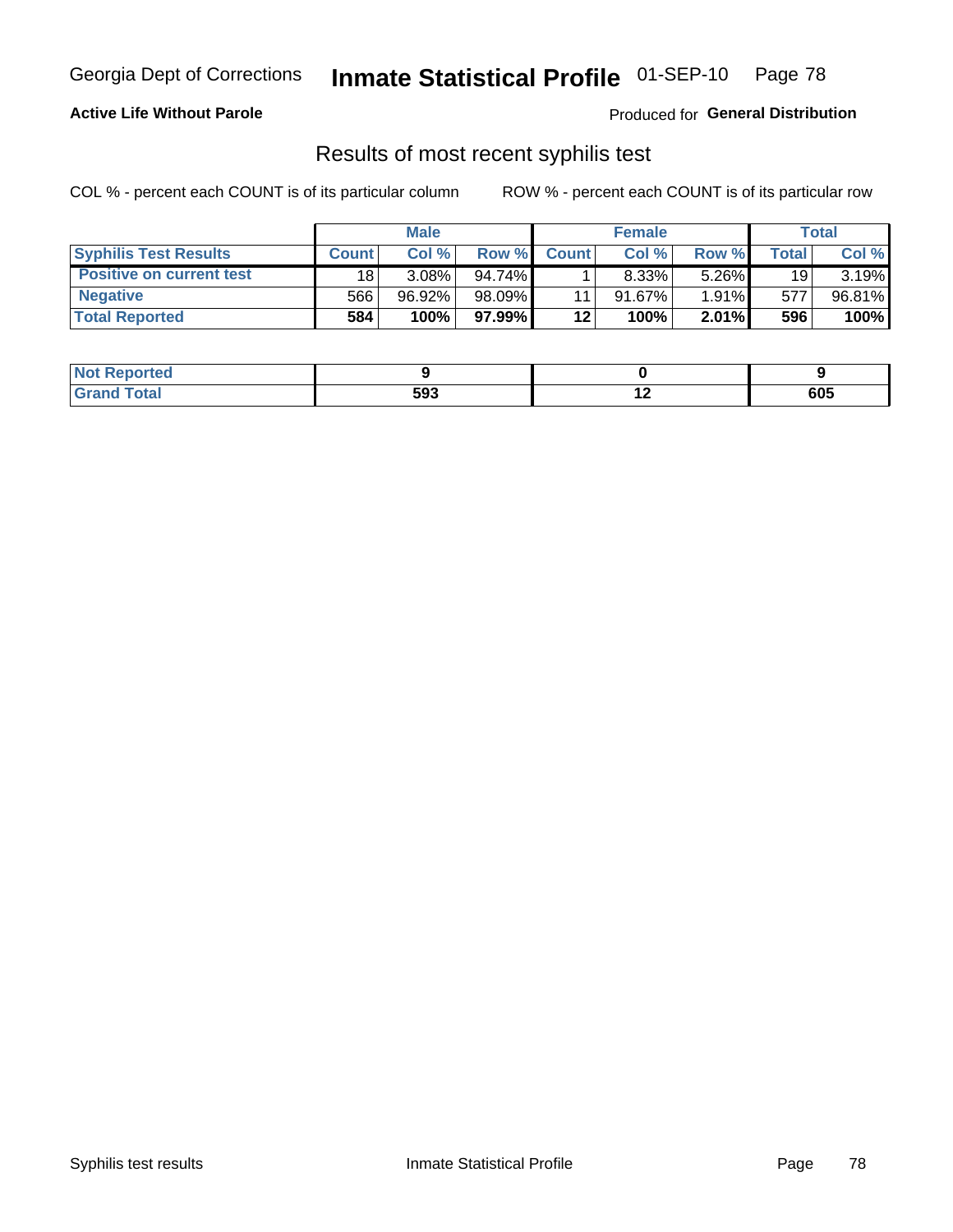Georgia Dept of Corrections **Inmate Statistical Profile** 01-SEP-10

**Active Life Without Parole**

Produced for **General Distribution**

## Results of most recent syphilis test

COL % - percent each COUNT is of its particular column ROW % - percent each COUNT is of its particular row

| | Male | | | Female | | | Total | |
|---|---|---|---|---|---|---|---|---|
| **Syphilis Test Results** | **Count** | **Col %** | **Row %** | **Count** | **Col %** | **Row %** | **Total** | **Col %** |
| **Positive on current test** | 18 | 3.08% | 94.74% | 1 | 8.33% | 5.26% | 19 | 3.19% |
| **Negative** | 566 | 96.92% | 98.09% | 11 | 91.67% | 1.91% | 577 | 96.81% |
| **Total Reported** | **584** | **100%** | **97.99%** | **12** | **100%** | **2.01%** | **596** | **100%** |

| | Male | Female | Total |
|---|---|---|---|
| **Not Reported** | **9** | **0** | **9** |
| **Grand Total** | **593** | **12** | **605** |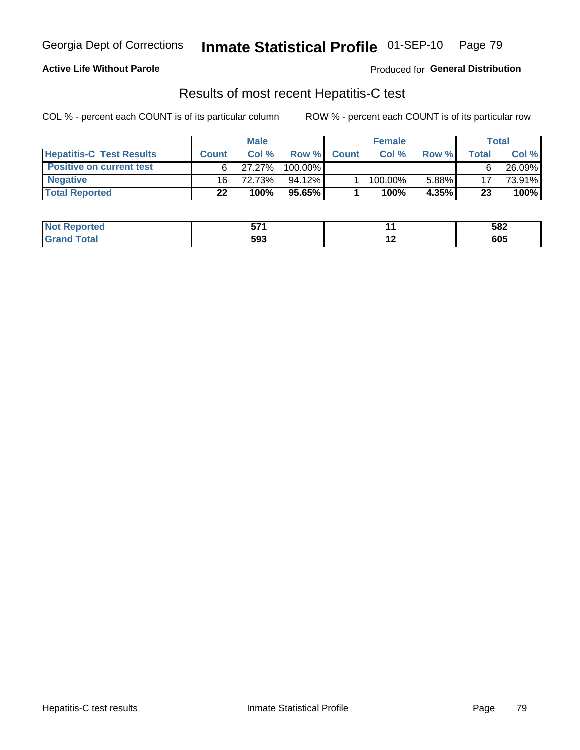Georgia Dept of Corrections **Inmate Statistical Profile** 01-SEP-10

**Active Life Without Parole**

Produced for **General Distribution**

## Results of most recent Hepatitis-C test

COL % - percent each COUNT is of its particular column    ROW % - percent each COUNT is of its particular row

| | Male | | | Female | | | Total | |
|---|---|---|---|---|---|---|---|---|
| **Hepatitis-C Test Results** | **Count** | **Col %** | **Row %** | **Count** | **Col %** | **Row %** | **Total** | **Col %** |
| **Positive on current test** | 6 | 27.27% | 100.00% | | | | 6 | 26.09% |
| **Negative** | 16 | 72.73% | 94.12% | 1 | 100.00% | 5.88% | 17 | 73.91% |
| **Total Reported** | **22** | **100%** | **95.65%** | **1** | **100%** | **4.35%** | **23** | **100%** |

| | Male | Female | Total |
|---|---|---|---|
| **Not Reported** | **571** | **11** | **582** |
| **Grand Total** | **593** | **12** | **605** |

Hepatitis-C test results    Inmate Statistical Profile